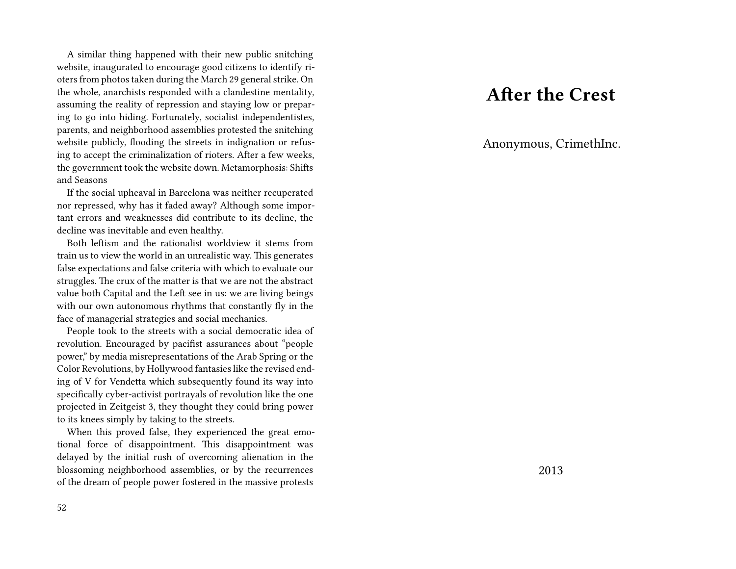A similar thing happened with their new public snitching website, inaugurated to encourage good citizens to identify rioters from photos taken during the March 29 general strike. On the whole, anarchists responded with a clandestine mentality, assuming the reality of repression and staying low or preparing to go into hiding. Fortunately, socialist independentistes, parents, and neighborhood assemblies protested the snitching website publicly, flooding the streets in indignation or refusing to accept the criminalization of rioters. After a few weeks, the government took the website down. Metamorphosis: Shifts and Seasons

If the social upheaval in Barcelona was neither recuperated nor repressed, why has it faded away? Although some important errors and weaknesses did contribute to its decline, the decline was inevitable and even healthy.

Both leftism and the rationalist worldview it stems from train us to view the world in an unrealistic way. This generates false expectations and false criteria with which to evaluate our struggles. The crux of the matter is that we are not the abstract value both Capital and the Left see in us: we are living beings with our own autonomous rhythms that constantly fly in the face of managerial strategies and social mechanics.

People took to the streets with a social democratic idea of revolution. Encouraged by pacifist assurances about "people power," by media misrepresentations of the Arab Spring or the Color Revolutions, by Hollywood fantasies like the revised ending of V for Vendetta which subsequently found its way into specifically cyber-activist portrayals of revolution like the one projected in Zeitgeist 3, they thought they could bring power to its knees simply by taking to the streets.

When this proved false, they experienced the great emotional force of disappointment. This disappointment was delayed by the initial rush of overcoming alienation in the blossoming neighborhood assemblies, or by the recurrences of the dream of people power fostered in the massive protests

# After the Crest

Anonymous, CrimethInc.

2013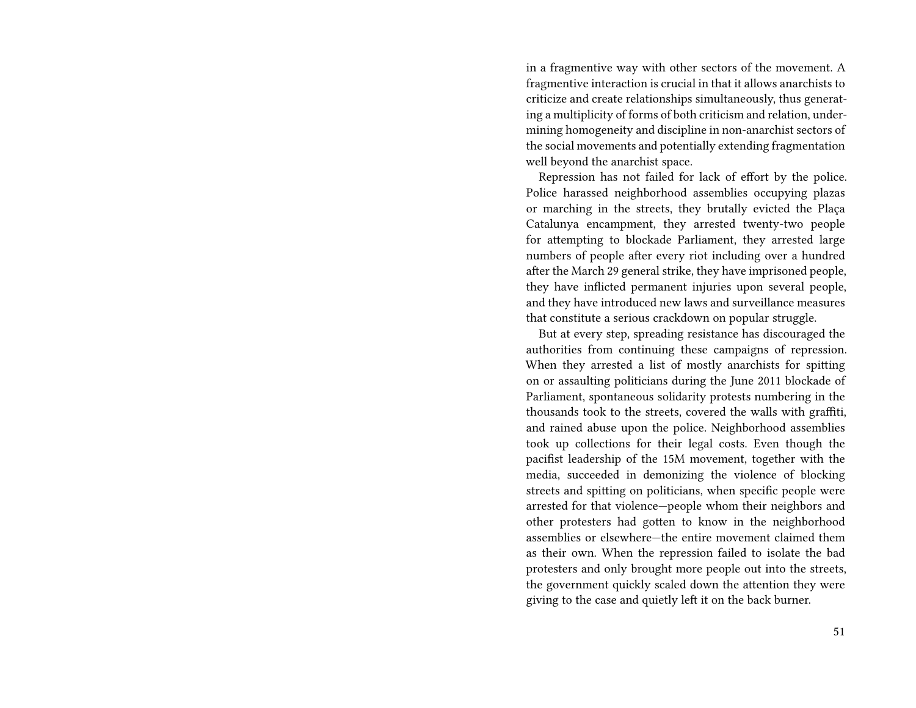in a fragmentive way with other sectors of the movement. A fragmentive interaction is crucial in that it allows anarchists to criticize and create relationships simultaneously, thus generating a multiplicity of forms of both criticism and relation, undermining homogeneity and discipline in non-anarchist sectors of the social movements and potentially extending fragmentation well beyond the anarchist space.

Repression has not failed for lack of effort by the police. Police harassed neighborhood assemblies occupying plazas or marching in the streets, they brutally evicted the Plaça Catalunya encampment, they arrested twenty-two people for attempting to blockade Parliament, they arrested large numbers of people after every riot including over a hundred after the March 29 general strike, they have imprisoned people, they have inflicted permanent injuries upon several people, and they have introduced new laws and surveillance measures that constitute a serious crackdown on popular struggle.

But at every step, spreading resistance has discouraged the authorities from continuing these campaigns of repression. When they arrested a list of mostly anarchists for spitting on or assaulting politicians during the June 2011 blockade of Parliament, spontaneous solidarity protests numbering in the thousands took to the streets, covered the walls with graffiti, and rained abuse upon the police. Neighborhood assemblies took up collections for their legal costs. Even though the pacifist leadership of the 15M movement, together with the media, succeeded in demonizing the violence of blocking streets and spitting on politicians, when specific people were arrested for that violence—people whom their neighbors and other protesters had gotten to know in the neighborhood assemblies or elsewhere—the entire movement claimed them as their own. When the repression failed to isolate the bad protesters and only brought more people out into the streets, the government quickly scaled down the attention they were giving to the case and quietly left it on the back burner.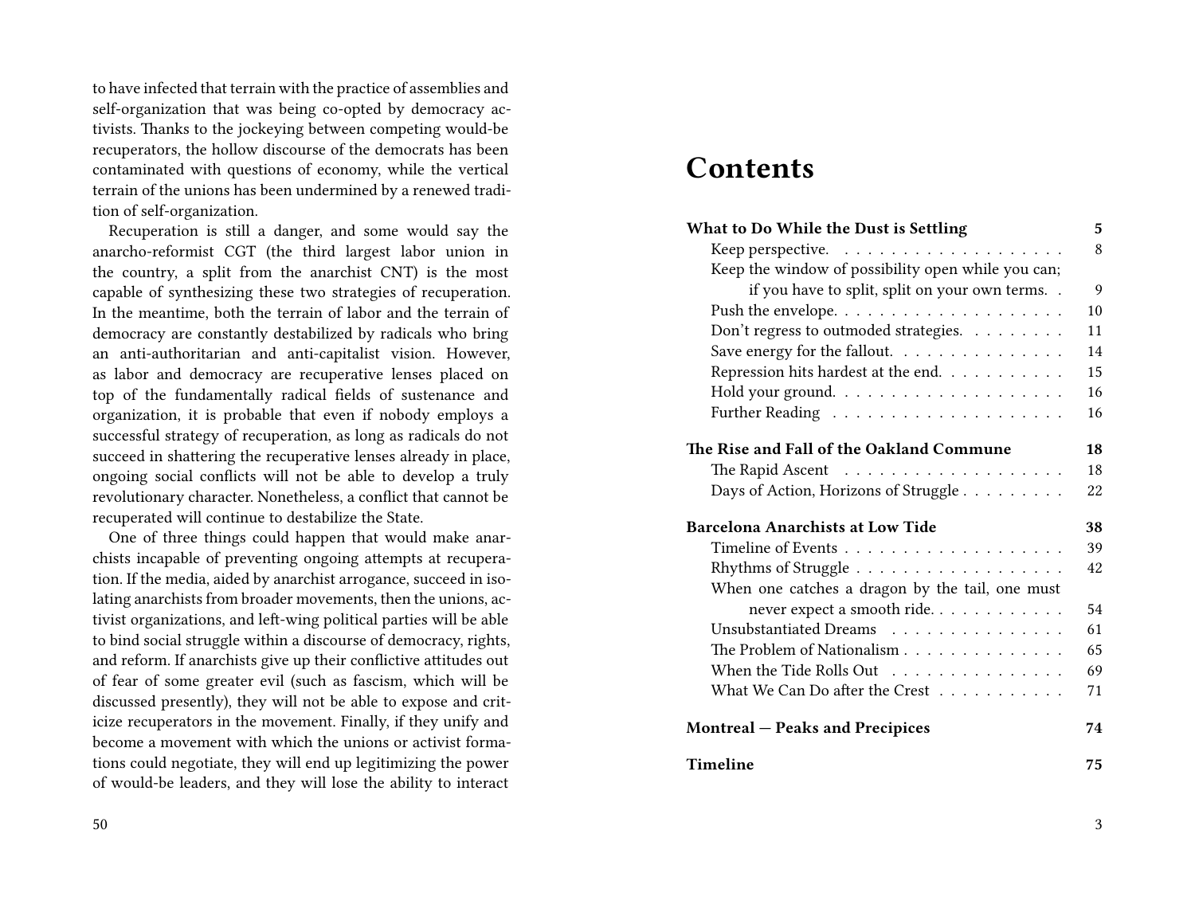to have infected that terrain with the practice of assemblies and self-organization that was being co-opted by democracy activists. Thanks to the jockeying between competing would-be recuperators, the hollow discourse of the democrats has been contaminated with questions of economy, while the vertical terrain of the unions has been undermined by a renewed tradition of self-organization.

Recuperation is still a danger, and some would say the anarcho-reformist CGT (the third largest labor union in the country, a split from the anarchist CNT) is the most capable of synthesizing these two strategies of recuperation. In the meantime, both the terrain of labor and the terrain of democracy are constantly destabilized by radicals who bring an anti-authoritarian and anti-capitalist vision. However, as labor and democracy are recuperative lenses placed on top of the fundamentally radical fields of sustenance and organization, it is probable that even if nobody employs a successful strategy of recuperation, as long as radicals do not succeed in shattering the recuperative lenses already in place, ongoing social conflicts will not be able to develop a truly revolutionary character. Nonetheless, a conflict that cannot be recuperated will continue to destabilize the State.

One of three things could happen that would make anarchists incapable of preventing ongoing attempts at recuperation. If the media, aided by anarchist arrogance, succeed in isolating anarchists from broader movements, then the unions, activist organizations, and left-wing political parties will be able to bind social struggle within a discourse of democracy, rights, and reform. If anarchists give up their conflictive attitudes out of fear of some greater evil (such as fascism, which will be discussed presently), they will not be able to expose and criticize recuperators in the movement. Finally, if they unify and become a movement with which the unions or activist formations could negotiate, they will end up legitimizing the power of would-be leaders, and they will lose the ability to interact

# Contents

**What to Do While the Dust is Settling** — 5
- Keep perspective. — 8
- Keep the window of possibility open while you can; if you have to split, split on your own terms. — 9
- Push the envelope. — 10
- Don't regress to outmoded strategies. — 11
- Save energy for the fallout. — 14
- Repression hits hardest at the end. — 15
- Hold your ground. — 16
- Further Reading — 16

**The Rise and Fall of the Oakland Commune** — 18
- The Rapid Ascent — 18
- Days of Action, Horizons of Struggle — 22

**Barcelona Anarchists at Low Tide** — 38
- Timeline of Events — 39
- Rhythms of Struggle — 42
- When one catches a dragon by the tail, one must never expect a smooth ride. — 54
- Unsubstantiated Dreams — 61
- The Problem of Nationalism — 65
- When the Tide Rolls Out — 69
- What We Can Do after the Crest — 71

**Montreal — Peaks and Precipices** — 74

**Timeline** — 75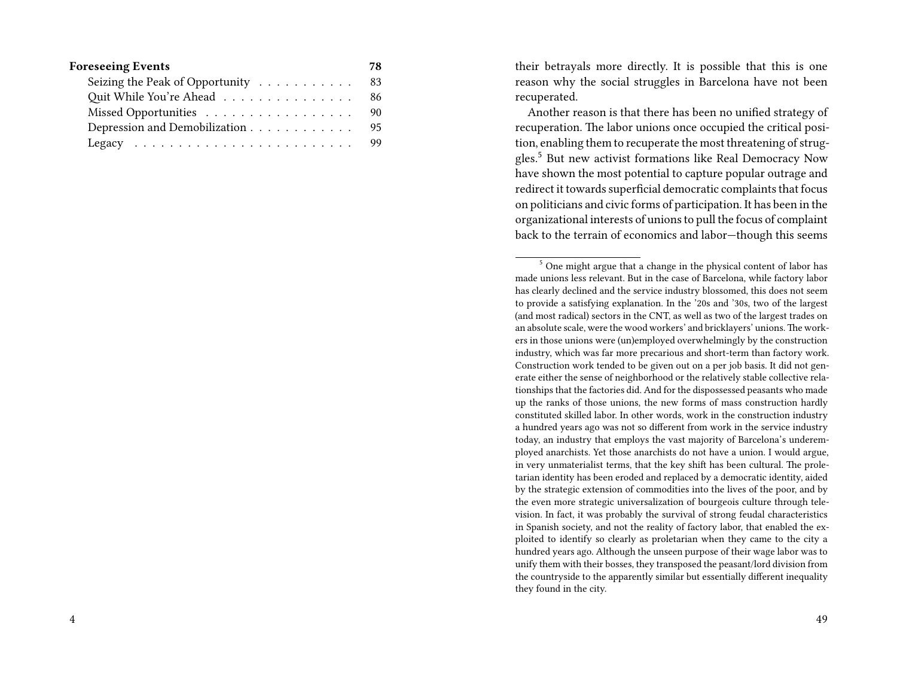**Foreseeing Events** 78

- Seizing the Peak of Opportunity . . . . . . . . . . . 83
- Quit While You're Ahead . . . . . . . . . . . . . . . 86
- Missed Opportunities . . . . . . . . . . . . . . . . . 90
- Depression and Demobilization . . . . . . . . . . . . 95
- Legacy . . . . . . . . . . . . . . . . . . . . . . . . 99

their betrayals more directly. It is possible that this is one reason why the social struggles in Barcelona have not been recuperated.

Another reason is that there has been no unified strategy of recuperation. The labor unions once occupied the critical position, enabling them to recuperate the most threatening of struggles.[5] But new activist formations like Real Democracy Now have shown the most potential to capture popular outrage and redirect it towards superficial democratic complaints that focus on politicians and civic forms of participation. It has been in the organizational interests of unions to pull the focus of complaint back to the terrain of economics and labor—though this seems

[5] One might argue that a change in the physical content of labor has made unions less relevant. But in the case of Barcelona, while factory labor has clearly declined and the service industry blossomed, this does not seem to provide a satisfying explanation. In the '20s and '30s, two of the largest (and most radical) sectors in the CNT, as well as two of the largest trades on an absolute scale, were the wood workers' and bricklayers' unions. The workers in those unions were (un)employed overwhelmingly by the construction industry, which was far more precarious and short-term than factory work. Construction work tended to be given out on a per job basis. It did not generate either the sense of neighborhood or the relatively stable collective relationships that the factories did. And for the dispossessed peasants who made up the ranks of those unions, the new forms of mass construction hardly constituted skilled labor. In other words, work in the construction industry a hundred years ago was not so different from work in the service industry today, an industry that employs the vast majority of Barcelona's underemployed anarchists. Yet those anarchists do not have a union. I would argue, in very unmaterialist terms, that the key shift has been cultural. The proletarian identity has been eroded and replaced by a democratic identity, aided by the strategic extension of commodities into the lives of the poor, and by the even more strategic universalization of bourgeois culture through television. In fact, it was probably the survival of strong feudal characteristics in Spanish society, and not the reality of factory labor, that enabled the exploited to identify so clearly as proletarian when they came to the city a hundred years ago. Although the unseen purpose of their wage labor was to unify them with their bosses, they transposed the peasant/lord division from the countryside to the apparently similar but essentially different inequality they found in the city.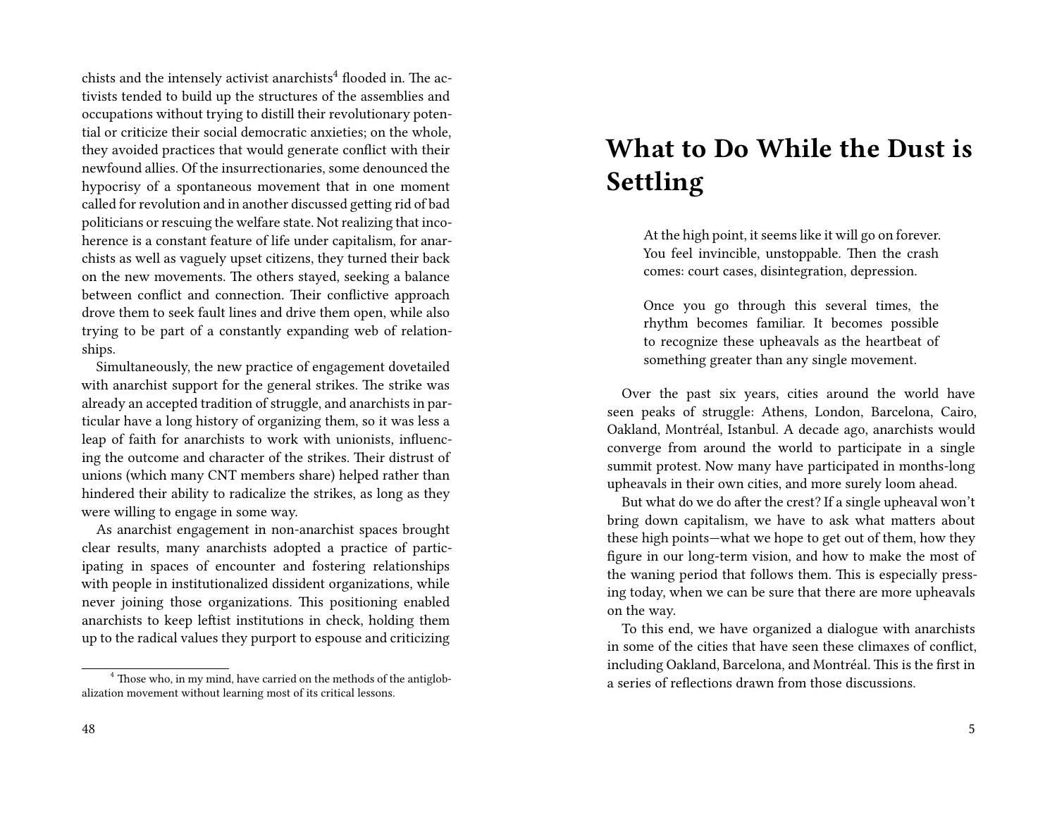chists and the intensely activist anarchists[4] flooded in. The activists tended to build up the structures of the assemblies and occupations without trying to distill their revolutionary potential or criticize their social democratic anxieties; on the whole, they avoided practices that would generate conflict with their newfound allies. Of the insurrectionaries, some denounced the hypocrisy of a spontaneous movement that in one moment called for revolution and in another discussed getting rid of bad politicians or rescuing the welfare state. Not realizing that incoherence is a constant feature of life under capitalism, for anarchists as well as vaguely upset citizens, they turned their back on the new movements. The others stayed, seeking a balance between conflict and connection. Their conflictive approach drove them to seek fault lines and drive them open, while also trying to be part of a constantly expanding web of relationships.

Simultaneously, the new practice of engagement dovetailed with anarchist support for the general strikes. The strike was already an accepted tradition of struggle, and anarchists in particular have a long history of organizing them, so it was less a leap of faith for anarchists to work with unionists, influencing the outcome and character of the strikes. Their distrust of unions (which many CNT members share) helped rather than hindered their ability to radicalize the strikes, as long as they were willing to engage in some way.

As anarchist engagement in non-anarchist spaces brought clear results, many anarchists adopted a practice of participating in spaces of encounter and fostering relationships with people in institutionalized dissident organizations, while never joining those organizations. This positioning enabled anarchists to keep leftist institutions in check, holding them up to the radical values they purport to espouse and criticizing

[4] Those who, in my mind, have carried on the methods of the antiglobalization movement without learning most of its critical lessons.

# What to Do While the Dust is Settling

> At the high point, it seems like it will go on forever. You feel invincible, unstoppable. Then the crash comes: court cases, disintegration, depression.
>
> Once you go through this several times, the rhythm becomes familiar. It becomes possible to recognize these upheavals as the heartbeat of something greater than any single movement.

Over the past six years, cities around the world have seen peaks of struggle: Athens, London, Barcelona, Cairo, Oakland, Montréal, Istanbul. A decade ago, anarchists would converge from around the world to participate in a single summit protest. Now many have participated in months-long upheavals in their own cities, and more surely loom ahead.

But what do we do after the crest? If a single upheaval won't bring down capitalism, we have to ask what matters about these high points—what we hope to get out of them, how they figure in our long-term vision, and how to make the most of the waning period that follows them. This is especially pressing today, when we can be sure that there are more upheavals on the way.

To this end, we have organized a dialogue with anarchists in some of the cities that have seen these climaxes of conflict, including Oakland, Barcelona, and Montréal. This is the first in a series of reflections drawn from those discussions.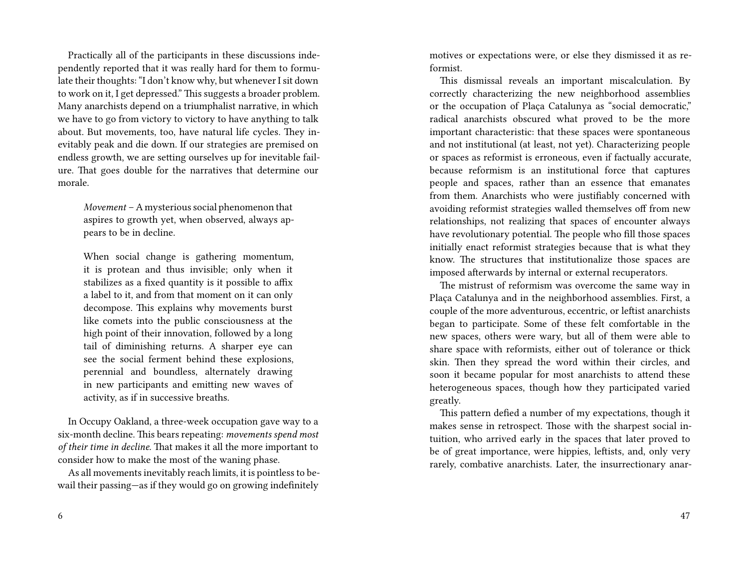Practically all of the participants in these discussions independently reported that it was really hard for them to formulate their thoughts: "I don't know why, but whenever I sit down to work on it, I get depressed." This suggests a broader problem. Many anarchists depend on a triumphalist narrative, in which we have to go from victory to victory to have anything to talk about. But movements, too, have natural life cycles. They inevitably peak and die down. If our strategies are premised on endless growth, we are setting ourselves up for inevitable failure. That goes double for the narratives that determine our morale.

> *Movement* – A mysterious social phenomenon that aspires to growth yet, when observed, always appears to be in decline.
>
> When social change is gathering momentum, it is protean and thus invisible; only when it stabilizes as a fixed quantity is it possible to affix a label to it, and from that moment on it can only decompose. This explains why movements burst like comets into the public consciousness at the high point of their innovation, followed by a long tail of diminishing returns. A sharper eye can see the social ferment behind these explosions, perennial and boundless, alternately drawing in new participants and emitting new waves of activity, as if in successive breaths.

In Occupy Oakland, a three-week occupation gave way to a six-month decline. This bears repeating: *movements spend most of their time in decline*. That makes it all the more important to consider how to make the most of the waning phase.

As all movements inevitably reach limits, it is pointless to bewail their passing—as if they would go on growing indefinitely

motives or expectations were, or else they dismissed it as reformist.

This dismissal reveals an important miscalculation. By correctly characterizing the new neighborhood assemblies or the occupation of Plaça Catalunya as "social democratic," radical anarchists obscured what proved to be the more important characteristic: that these spaces were spontaneous and not institutional (at least, not yet). Characterizing people or spaces as reformist is erroneous, even if factually accurate, because reformism is an institutional force that captures people and spaces, rather than an essence that emanates from them. Anarchists who were justifiably concerned with avoiding reformist strategies walled themselves off from new relationships, not realizing that spaces of encounter always have revolutionary potential. The people who fill those spaces initially enact reformist strategies because that is what they know. The structures that institutionalize those spaces are imposed afterwards by internal or external recuperators.

The mistrust of reformism was overcome the same way in Plaça Catalunya and in the neighborhood assemblies. First, a couple of the more adventurous, eccentric, or leftist anarchists began to participate. Some of these felt comfortable in the new spaces, others were wary, but all of them were able to share space with reformists, either out of tolerance or thick skin. Then they spread the word within their circles, and soon it became popular for most anarchists to attend these heterogeneous spaces, though how they participated varied greatly.

This pattern defied a number of my expectations, though it makes sense in retrospect. Those with the sharpest social intuition, who arrived early in the spaces that later proved to be of great importance, were hippies, leftists, and, only very rarely, combative anarchists. Later, the insurrectionary anar-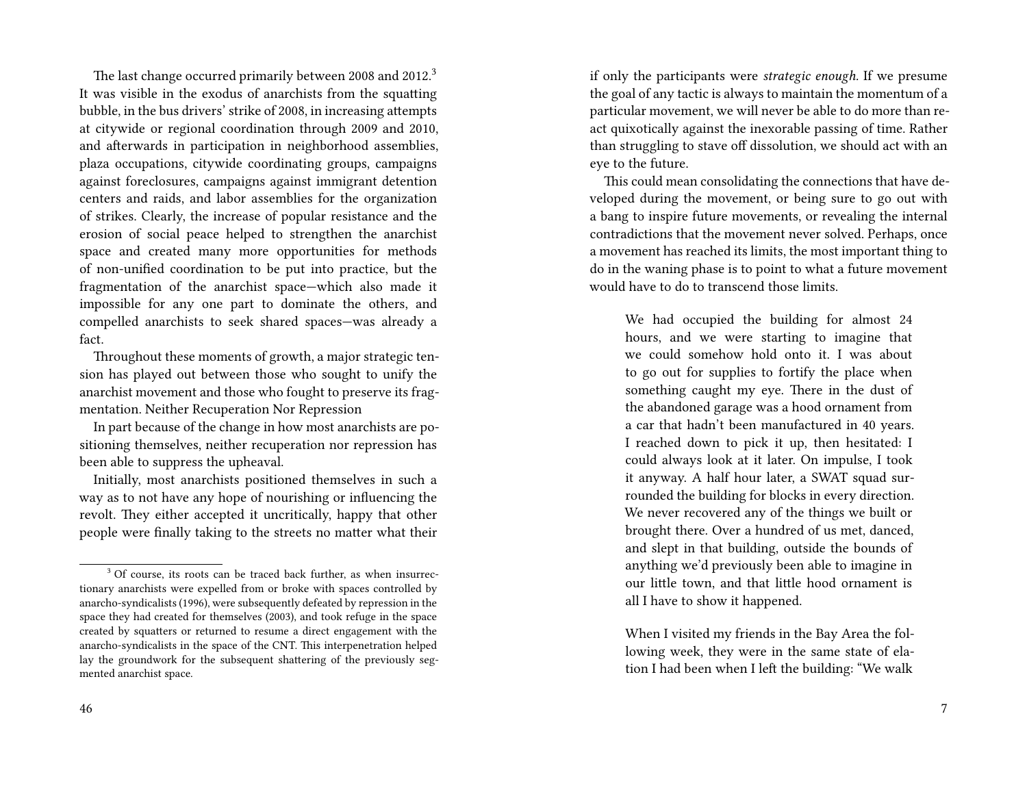The last change occurred primarily between 2008 and 2012.[3] It was visible in the exodus of anarchists from the squatting bubble, in the bus drivers' strike of 2008, in increasing attempts at citywide or regional coordination through 2009 and 2010, and afterwards in participation in neighborhood assemblies, plaza occupations, citywide coordinating groups, campaigns against foreclosures, campaigns against immigrant detention centers and raids, and labor assemblies for the organization of strikes. Clearly, the increase of popular resistance and the erosion of social peace helped to strengthen the anarchist space and created many more opportunities for methods of non-unified coordination to be put into practice, but the fragmentation of the anarchist space—which also made it impossible for any one part to dominate the others, and compelled anarchists to seek shared spaces—was already a fact.

Throughout these moments of growth, a major strategic tension has played out between those who sought to unify the anarchist movement and those who fought to preserve its fragmentation. Neither Recuperation Nor Repression

In part because of the change in how most anarchists are positioning themselves, neither recuperation nor repression has been able to suppress the upheaval.

Initially, most anarchists positioned themselves in such a way as to not have any hope of nourishing or influencing the revolt. They either accepted it uncritically, happy that other people were finally taking to the streets no matter what their

[3] Of course, its roots can be traced back further, as when insurrectionary anarchists were expelled from or broke with spaces controlled by anarcho-syndicalists (1996), were subsequently defeated by repression in the space they had created for themselves (2003), and took refuge in the space created by squatters or returned to resume a direct engagement with the anarcho-syndicalists in the space of the CNT. This interpenetration helped lay the groundwork for the subsequent shattering of the previously segmented anarchist space.

if only the participants were *strategic enough.* If we presume the goal of any tactic is always to maintain the momentum of a particular movement, we will never be able to do more than react quixotically against the inexorable passing of time. Rather than struggling to stave off dissolution, we should act with an eye to the future.

This could mean consolidating the connections that have developed during the movement, or being sure to go out with a bang to inspire future movements, or revealing the internal contradictions that the movement never solved. Perhaps, once a movement has reached its limits, the most important thing to do in the waning phase is to point to what a future movement would have to do to transcend those limits.

> We had occupied the building for almost 24 hours, and we were starting to imagine that we could somehow hold onto it. I was about to go out for supplies to fortify the place when something caught my eye. There in the dust of the abandoned garage was a hood ornament from a car that hadn't been manufactured in 40 years. I reached down to pick it up, then hesitated: I could always look at it later. On impulse, I took it anyway. A half hour later, a SWAT squad surrounded the building for blocks in every direction. We never recovered any of the things we built or brought there. Over a hundred of us met, danced, and slept in that building, outside the bounds of anything we'd previously been able to imagine in our little town, and that little hood ornament is all I have to show it happened.
>
> When I visited my friends in the Bay Area the following week, they were in the same state of elation I had been when I left the building: "We walk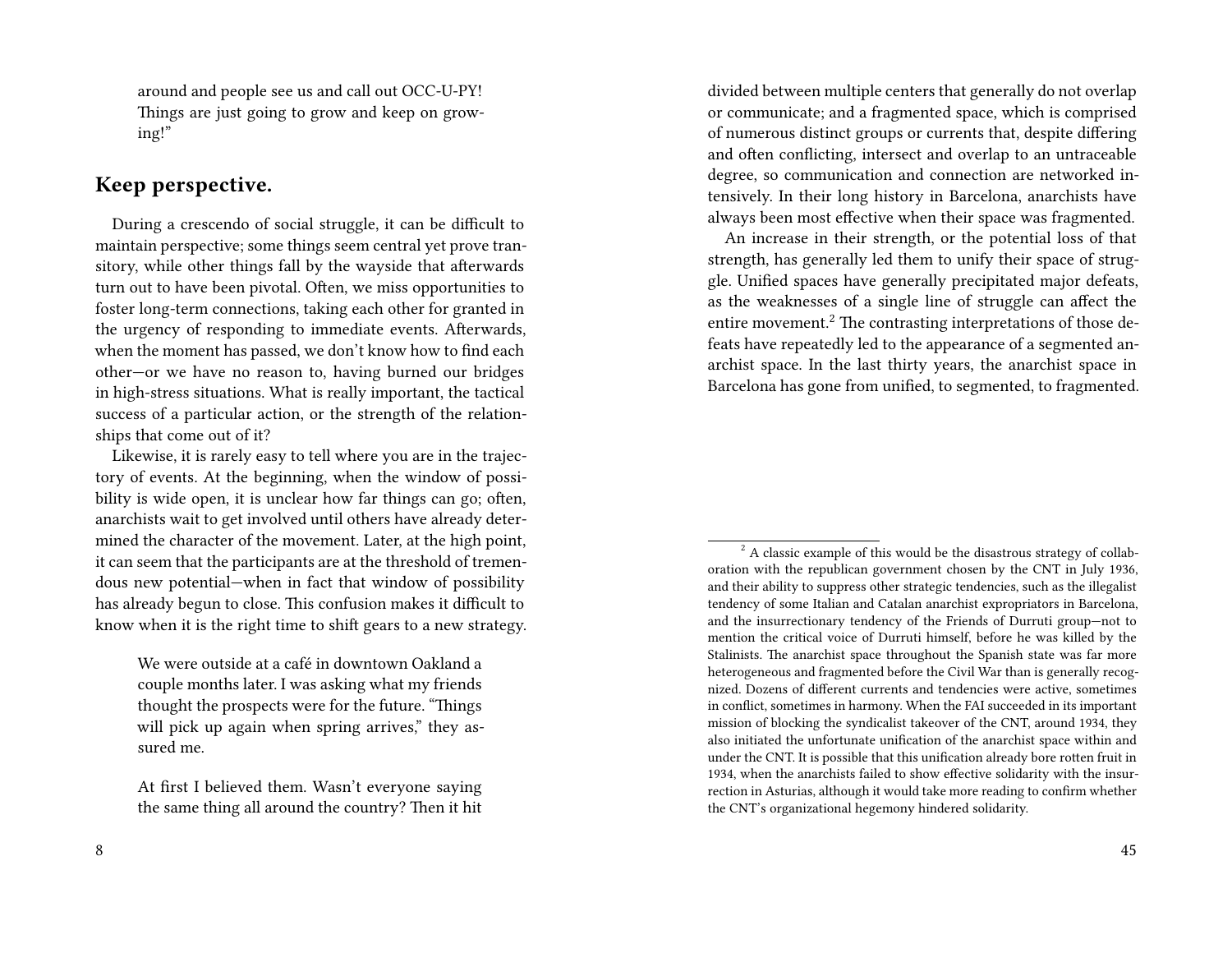around and people see us and call out OCC-U-PY! Things are just going to grow and keep on growing!"

## Keep perspective.

During a crescendo of social struggle, it can be difficult to maintain perspective; some things seem central yet prove transitory, while other things fall by the wayside that afterwards turn out to have been pivotal. Often, we miss opportunities to foster long-term connections, taking each other for granted in the urgency of responding to immediate events. Afterwards, when the moment has passed, we don't know how to find each other—or we have no reason to, having burned our bridges in high-stress situations. What is really important, the tactical success of a particular action, or the strength of the relationships that come out of it?

Likewise, it is rarely easy to tell where you are in the trajectory of events. At the beginning, when the window of possibility is wide open, it is unclear how far things can go; often, anarchists wait to get involved until others have already determined the character of the movement. Later, at the high point, it can seem that the participants are at the threshold of tremendous new potential—when in fact that window of possibility has already begun to close. This confusion makes it difficult to know when it is the right time to shift gears to a new strategy.

> We were outside at a café in downtown Oakland a couple months later. I was asking what my friends thought the prospects were for the future. "Things will pick up again when spring arrives," they assured me.
>
> At first I believed them. Wasn't everyone saying the same thing all around the country? Then it hit

divided between multiple centers that generally do not overlap or communicate; and a fragmented space, which is comprised of numerous distinct groups or currents that, despite differing and often conflicting, intersect and overlap to an untraceable degree, so communication and connection are networked intensively. In their long history in Barcelona, anarchists have always been most effective when their space was fragmented.

An increase in their strength, or the potential loss of that strength, has generally led them to unify their space of struggle. Unified spaces have generally precipitated major defeats, as the weaknesses of a single line of struggle can affect the entire movement.[2] The contrasting interpretations of those defeats have repeatedly led to the appearance of a segmented anarchist space. In the last thirty years, the anarchist space in Barcelona has gone from unified, to segmented, to fragmented.

[2] A classic example of this would be the disastrous strategy of collaboration with the republican government chosen by the CNT in July 1936, and their ability to suppress other strategic tendencies, such as the illegalist tendency of some Italian and Catalan anarchist expropriators in Barcelona, and the insurrectionary tendency of the Friends of Durruti group—not to mention the critical voice of Durruti himself, before he was killed by the Stalinists. The anarchist space throughout the Spanish state was far more heterogeneous and fragmented before the Civil War than is generally recognized. Dozens of different currents and tendencies were active, sometimes in conflict, sometimes in harmony. When the FAI succeeded in its important mission of blocking the syndicalist takeover of the CNT, around 1934, they also initiated the unfortunate unification of the anarchist space within and under the CNT. It is possible that this unification already bore rotten fruit in 1934, when the anarchists failed to show effective solidarity with the insurrection in Asturias, although it would take more reading to confirm whether the CNT's organizational hegemony hindered solidarity.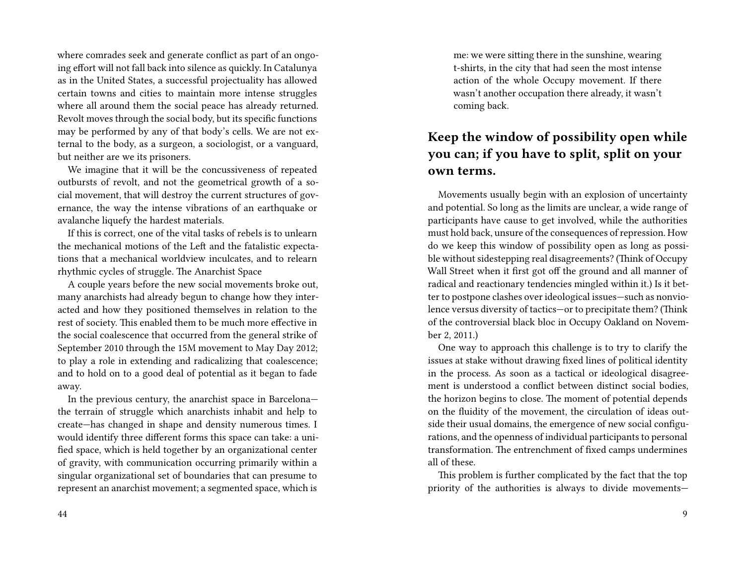where comrades seek and generate conflict as part of an ongoing effort will not fall back into silence as quickly. In Catalunya as in the United States, a successful projectuality has allowed certain towns and cities to maintain more intense struggles where all around them the social peace has already returned. Revolt moves through the social body, but its specific functions may be performed by any of that body's cells. We are not external to the body, as a surgeon, a sociologist, or a vanguard, but neither are we its prisoners.

We imagine that it will be the concussiveness of repeated outbursts of revolt, and not the geometrical growth of a social movement, that will destroy the current structures of governance, the way the intense vibrations of an earthquake or avalanche liquefy the hardest materials.

If this is correct, one of the vital tasks of rebels is to unlearn the mechanical motions of the Left and the fatalistic expectations that a mechanical worldview inculcates, and to relearn rhythmic cycles of struggle. The Anarchist Space

A couple years before the new social movements broke out, many anarchists had already begun to change how they interacted and how they positioned themselves in relation to the rest of society. This enabled them to be much more effective in the social coalescence that occurred from the general strike of September 2010 through the 15M movement to May Day 2012; to play a role in extending and radicalizing that coalescence; and to hold on to a good deal of potential as it began to fade away.

In the previous century, the anarchist space in Barcelona—the terrain of struggle which anarchists inhabit and help to create—has changed in shape and density numerous times. I would identify three different forms this space can take: a unified space, which is held together by an organizational center of gravity, with communication occurring primarily within a singular organizational set of boundaries that can presume to represent an anarchist movement; a segmented space, which is

> me: we were sitting there in the sunshine, wearing t-shirts, in the city that had seen the most intense action of the whole Occupy movement. If there wasn't another occupation there already, it wasn't coming back.

## Keep the window of possibility open while you can; if you have to split, split on your own terms.

Movements usually begin with an explosion of uncertainty and potential. So long as the limits are unclear, a wide range of participants have cause to get involved, while the authorities must hold back, unsure of the consequences of repression. How do we keep this window of possibility open as long as possible without sidestepping real disagreements? (Think of Occupy Wall Street when it first got off the ground and all manner of radical and reactionary tendencies mingled within it.) Is it better to postpone clashes over ideological issues—such as nonviolence versus diversity of tactics—or to precipitate them? (Think of the controversial black bloc in Occupy Oakland on November 2, 2011.)

One way to approach this challenge is to try to clarify the issues at stake without drawing fixed lines of political identity in the process. As soon as a tactical or ideological disagreement is understood a conflict between distinct social bodies, the horizon begins to close. The moment of potential depends on the fluidity of the movement, the circulation of ideas outside their usual domains, the emergence of new social configurations, and the openness of individual participants to personal transformation. The entrenchment of fixed camps undermines all of these.

This problem is further complicated by the fact that the top priority of the authorities is always to divide movements—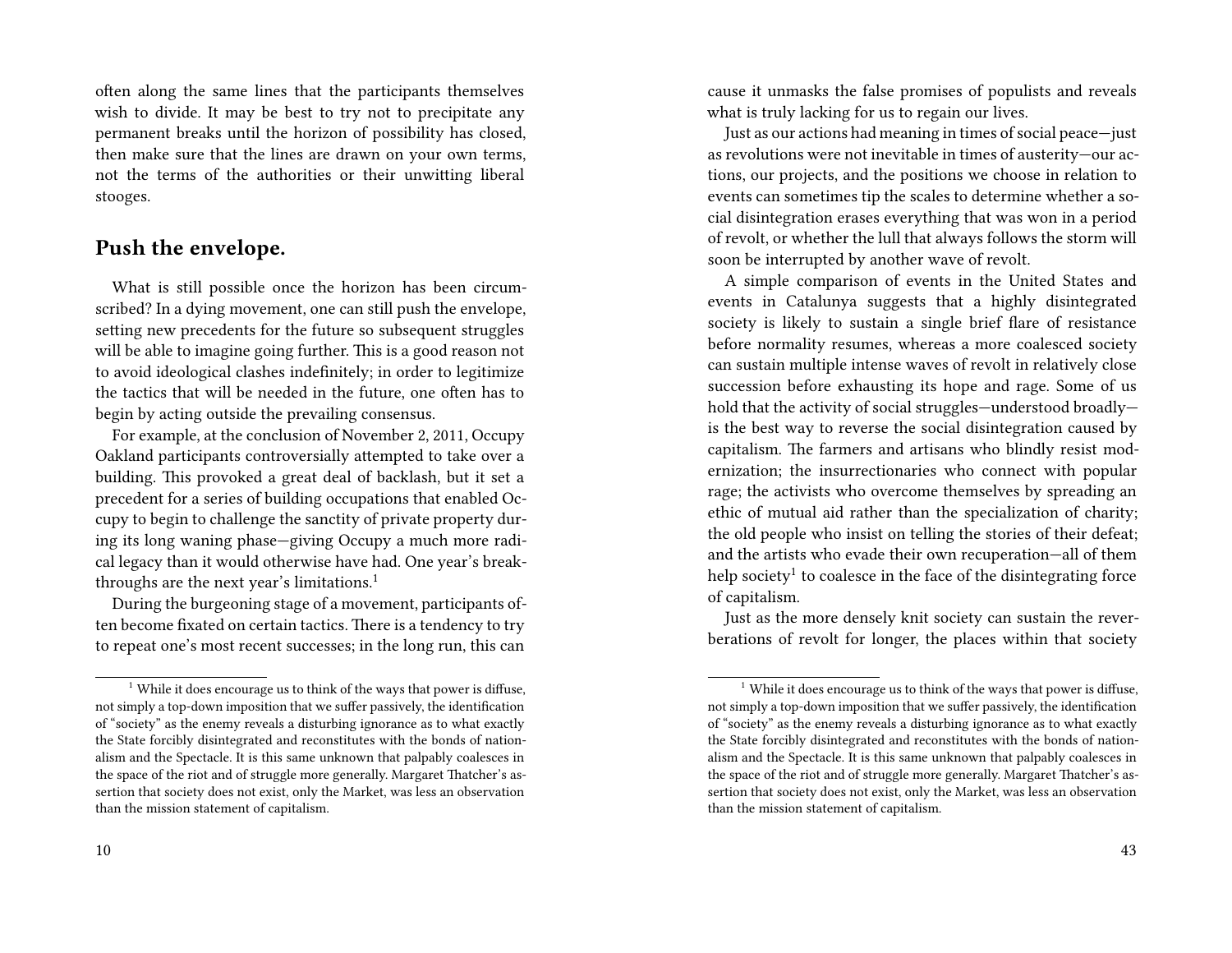often along the same lines that the participants themselves wish to divide. It may be best to try not to precipitate any permanent breaks until the horizon of possibility has closed, then make sure that the lines are drawn on your own terms, not the terms of the authorities or their unwitting liberal stooges.

## Push the envelope.

What is still possible once the horizon has been circumscribed? In a dying movement, one can still push the envelope, setting new precedents for the future so subsequent struggles will be able to imagine going further. This is a good reason not to avoid ideological clashes indefinitely; in order to legitimize the tactics that will be needed in the future, one often has to begin by acting outside the prevailing consensus.

For example, at the conclusion of November 2, 2011, Occupy Oakland participants controversially attempted to take over a building. This provoked a great deal of backlash, but it set a precedent for a series of building occupations that enabled Occupy to begin to challenge the sanctity of private property during its long waning phase—giving Occupy a much more radical legacy than it would otherwise have had. One year's breakthroughs are the next year's limitations.[1]

During the burgeoning stage of a movement, participants often become fixated on certain tactics. There is a tendency to try to repeat one's most recent successes; in the long run, this can

[1] While it does encourage us to think of the ways that power is diffuse, not simply a top-down imposition that we suffer passively, the identification of "society" as the enemy reveals a disturbing ignorance as to what exactly the State forcibly disintegrated and reconstitutes with the bonds of nationalism and the Spectacle. It is this same unknown that palpably coalesces in the space of the riot and of struggle more generally. Margaret Thatcher's assertion that society does not exist, only the Market, was less an observation than the mission statement of capitalism.

cause it unmasks the false promises of populists and reveals what is truly lacking for us to regain our lives.

Just as our actions had meaning in times of social peace—just as revolutions were not inevitable in times of austerity—our actions, our projects, and the positions we choose in relation to events can sometimes tip the scales to determine whether a social disintegration erases everything that was won in a period of revolt, or whether the lull that always follows the storm will soon be interrupted by another wave of revolt.

A simple comparison of events in the United States and events in Catalunya suggests that a highly disintegrated society is likely to sustain a single brief flare of resistance before normality resumes, whereas a more coalesced society can sustain multiple intense waves of revolt in relatively close succession before exhausting its hope and rage. Some of us hold that the activity of social struggles—understood broadly—is the best way to reverse the social disintegration caused by capitalism. The farmers and artisans who blindly resist modernization; the insurrectionaries who connect with popular rage; the activists who overcome themselves by spreading an ethic of mutual aid rather than the specialization of charity; the old people who insist on telling the stories of their defeat; and the artists who evade their own recuperation—all of them help society[1] to coalesce in the face of the disintegrating force of capitalism.

Just as the more densely knit society can sustain the reverberations of revolt for longer, the places within that society

[1] While it does encourage us to think of the ways that power is diffuse, not simply a top-down imposition that we suffer passively, the identification of "society" as the enemy reveals a disturbing ignorance as to what exactly the State forcibly disintegrated and reconstitutes with the bonds of nationalism and the Spectacle. It is this same unknown that palpably coalesces in the space of the riot and of struggle more generally. Margaret Thatcher's assertion that society does not exist, only the Market, was less an observation than the mission statement of capitalism.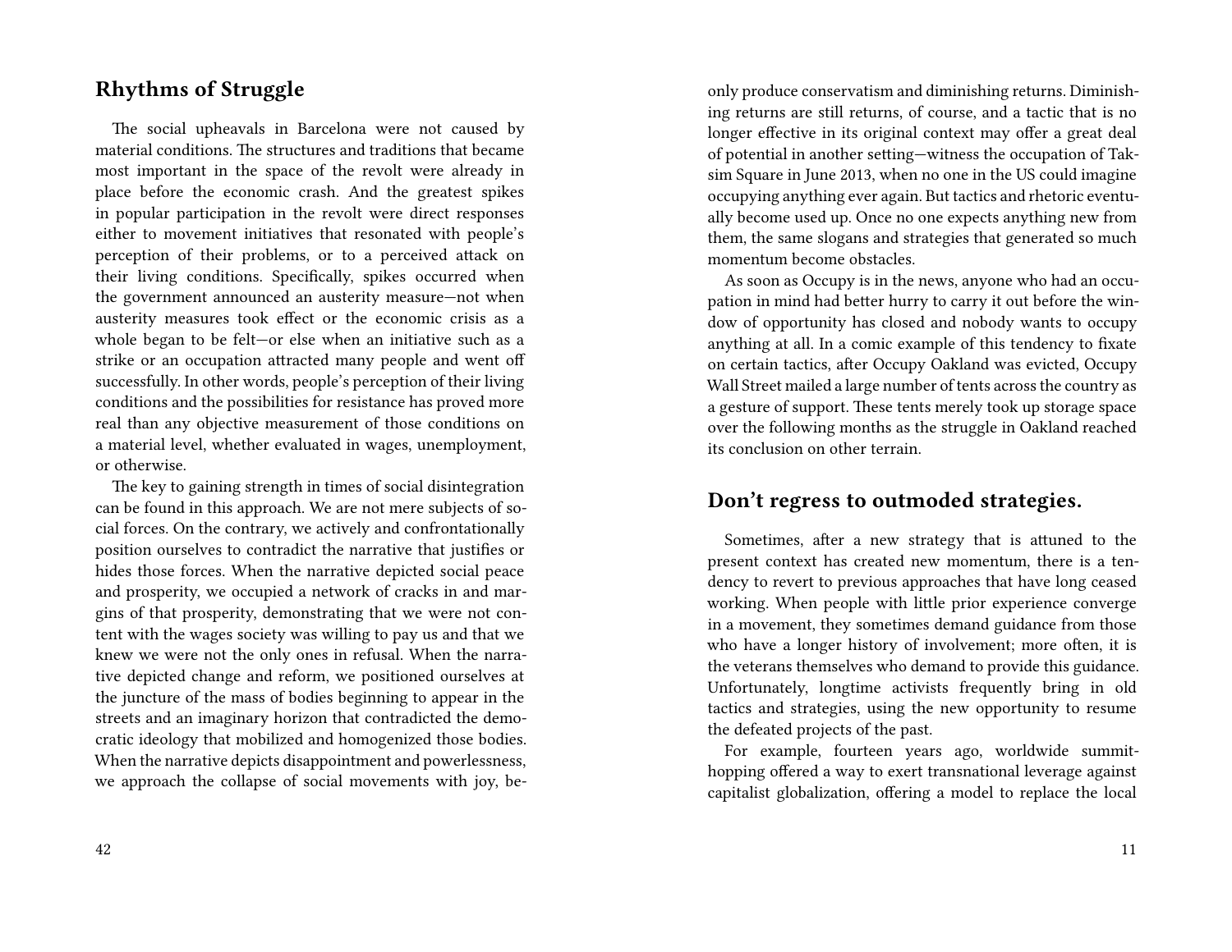## Rhythms of Struggle

The social upheavals in Barcelona were not caused by material conditions. The structures and traditions that became most important in the space of the revolt were already in place before the economic crash. And the greatest spikes in popular participation in the revolt were direct responses either to movement initiatives that resonated with people's perception of their problems, or to a perceived attack on their living conditions. Specifically, spikes occurred when the government announced an austerity measure—not when austerity measures took effect or the economic crisis as a whole began to be felt—or else when an initiative such as a strike or an occupation attracted many people and went off successfully. In other words, people's perception of their living conditions and the possibilities for resistance has proved more real than any objective measurement of those conditions on a material level, whether evaluated in wages, unemployment, or otherwise.

The key to gaining strength in times of social disintegration can be found in this approach. We are not mere subjects of social forces. On the contrary, we actively and confrontationally position ourselves to contradict the narrative that justifies or hides those forces. When the narrative depicted social peace and prosperity, we occupied a network of cracks in and margins of that prosperity, demonstrating that we were not content with the wages society was willing to pay us and that we knew we were not the only ones in refusal. When the narrative depicted change and reform, we positioned ourselves at the juncture of the mass of bodies beginning to appear in the streets and an imaginary horizon that contradicted the democratic ideology that mobilized and homogenized those bodies. When the narrative depicts disappointment and powerlessness, we approach the collapse of social movements with joy, be-

only produce conservatism and diminishing returns. Diminishing returns are still returns, of course, and a tactic that is no longer effective in its original context may offer a great deal of potential in another setting—witness the occupation of Taksim Square in June 2013, when no one in the US could imagine occupying anything ever again. But tactics and rhetoric eventually become used up. Once no one expects anything new from them, the same slogans and strategies that generated so much momentum become obstacles.

As soon as Occupy is in the news, anyone who had an occupation in mind had better hurry to carry it out before the window of opportunity has closed and nobody wants to occupy anything at all. In a comic example of this tendency to fixate on certain tactics, after Occupy Oakland was evicted, Occupy Wall Street mailed a large number of tents across the country as a gesture of support. These tents merely took up storage space over the following months as the struggle in Oakland reached its conclusion on other terrain.

## Don't regress to outmoded strategies.

Sometimes, after a new strategy that is attuned to the present context has created new momentum, there is a tendency to revert to previous approaches that have long ceased working. When people with little prior experience converge in a movement, they sometimes demand guidance from those who have a longer history of involvement; more often, it is the veterans themselves who demand to provide this guidance. Unfortunately, longtime activists frequently bring in old tactics and strategies, using the new opportunity to resume the defeated projects of the past.

For example, fourteen years ago, worldwide summit-hopping offered a way to exert transnational leverage against capitalist globalization, offering a model to replace the local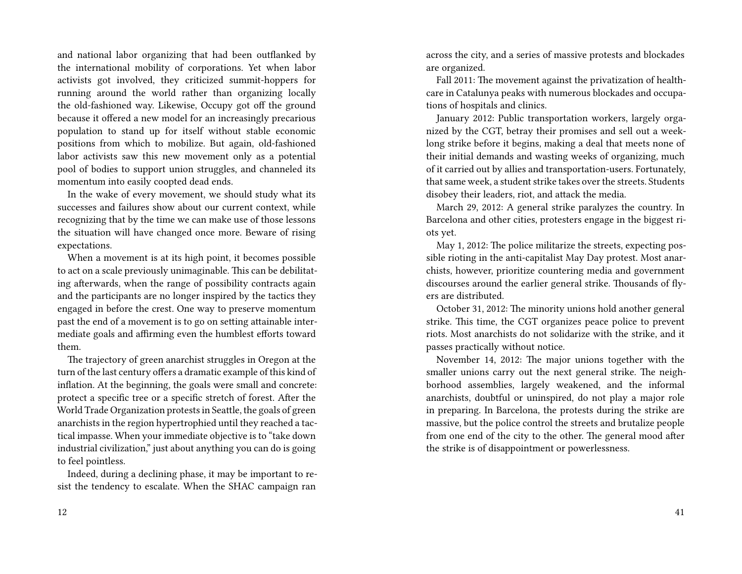and national labor organizing that had been outflanked by the international mobility of corporations. Yet when labor activists got involved, they criticized summit-hoppers for running around the world rather than organizing locally the old-fashioned way. Likewise, Occupy got off the ground because it offered a new model for an increasingly precarious population to stand up for itself without stable economic positions from which to mobilize. But again, old-fashioned labor activists saw this new movement only as a potential pool of bodies to support union struggles, and channeled its momentum into easily coopted dead ends.

In the wake of every movement, we should study what its successes and failures show about our current context, while recognizing that by the time we can make use of those lessons the situation will have changed once more. Beware of rising expectations.

When a movement is at its high point, it becomes possible to act on a scale previously unimaginable. This can be debilitating afterwards, when the range of possibility contracts again and the participants are no longer inspired by the tactics they engaged in before the crest. One way to preserve momentum past the end of a movement is to go on setting attainable intermediate goals and affirming even the humblest efforts toward them.

The trajectory of green anarchist struggles in Oregon at the turn of the last century offers a dramatic example of this kind of inflation. At the beginning, the goals were small and concrete: protect a specific tree or a specific stretch of forest. After the World Trade Organization protests in Seattle, the goals of green anarchists in the region hypertrophied until they reached a tactical impasse. When your immediate objective is to "take down industrial civilization," just about anything you can do is going to feel pointless.

Indeed, during a declining phase, it may be important to resist the tendency to escalate. When the SHAC campaign ran

across the city, and a series of massive protests and blockades are organized.

Fall 2011: The movement against the privatization of healthcare in Catalunya peaks with numerous blockades and occupations of hospitals and clinics.

January 2012: Public transportation workers, largely organized by the CGT, betray their promises and sell out a week-long strike before it begins, making a deal that meets none of their initial demands and wasting weeks of organizing, much of it carried out by allies and transportation-users. Fortunately, that same week, a student strike takes over the streets. Students disobey their leaders, riot, and attack the media.

March 29, 2012: A general strike paralyzes the country. In Barcelona and other cities, protesters engage in the biggest riots yet.

May 1, 2012: The police militarize the streets, expecting possible rioting in the anti-capitalist May Day protest. Most anarchists, however, prioritize countering media and government discourses around the earlier general strike. Thousands of flyers are distributed.

October 31, 2012: The minority unions hold another general strike. This time, the CGT organizes peace police to prevent riots. Most anarchists do not solidarize with the strike, and it passes practically without notice.

November 14, 2012: The major unions together with the smaller unions carry out the next general strike. The neighborhood assemblies, largely weakened, and the informal anarchists, doubtful or uninspired, do not play a major role in preparing. In Barcelona, the protests during the strike are massive, but the police control the streets and brutalize people from one end of the city to the other. The general mood after the strike is of disappointment or powerlessness.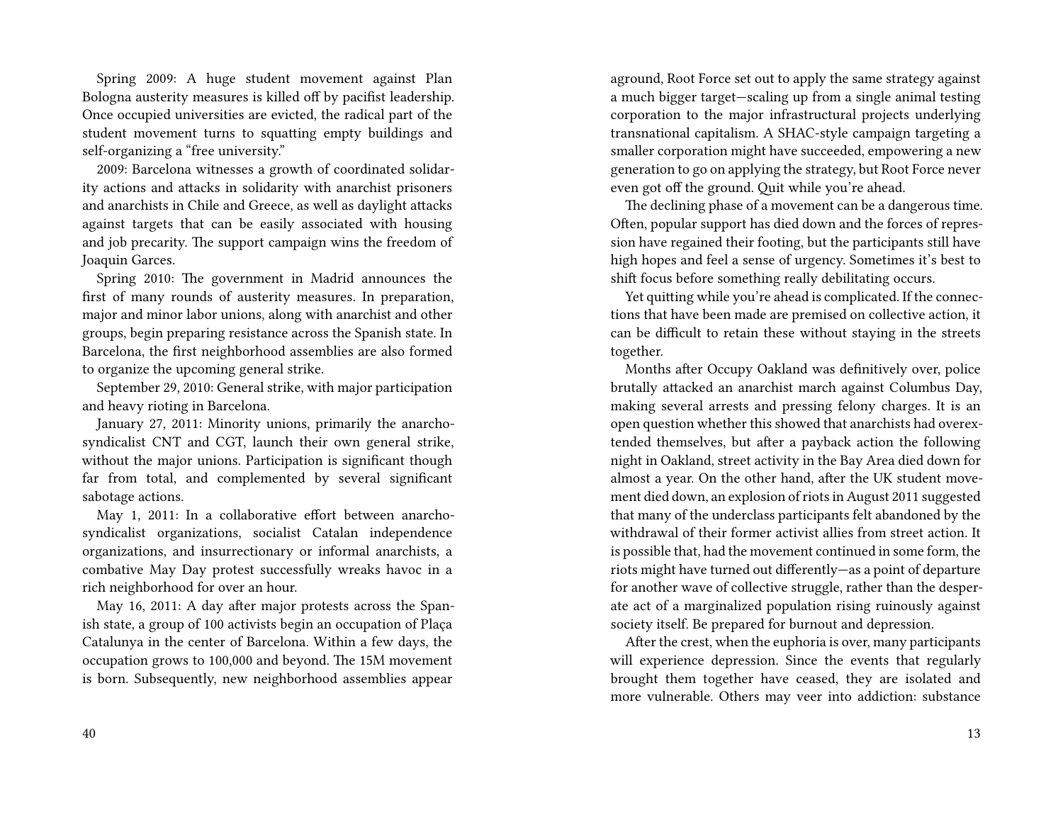Spring 2009: A huge student movement against Plan Bologna austerity measures is killed off by pacifist leadership. Once occupied universities are evicted, the radical part of the student movement turns to squatting empty buildings and self-organizing a "free university."

2009: Barcelona witnesses a growth of coordinated solidarity actions and attacks in solidarity with anarchist prisoners and anarchists in Chile and Greece, as well as daylight attacks against targets that can be easily associated with housing and job precarity. The support campaign wins the freedom of Joaquin Garces.

Spring 2010: The government in Madrid announces the first of many rounds of austerity measures. In preparation, major and minor labor unions, along with anarchist and other groups, begin preparing resistance across the Spanish state. In Barcelona, the first neighborhood assemblies are also formed to organize the upcoming general strike.

September 29, 2010: General strike, with major participation and heavy rioting in Barcelona.

January 27, 2011: Minority unions, primarily the anarcho-syndicalist CNT and CGT, launch their own general strike, without the major unions. Participation is significant though far from total, and complemented by several significant sabotage actions.

May 1, 2011: In a collaborative effort between anarcho-syndicalist organizations, socialist Catalan independence organizations, and insurrectionary or informal anarchists, a combative May Day protest successfully wreaks havoc in a rich neighborhood for over an hour.

May 16, 2011: A day after major protests across the Spanish state, a group of 100 activists begin an occupation of Plaça Catalunya in the center of Barcelona. Within a few days, the occupation grows to 100,000 and beyond. The 15M movement is born. Subsequently, new neighborhood assemblies appear

aground, Root Force set out to apply the same strategy against a much bigger target—scaling up from a single animal testing corporation to the major infrastructural projects underlying transnational capitalism. A SHAC-style campaign targeting a smaller corporation might have succeeded, empowering a new generation to go on applying the strategy, but Root Force never even got off the ground. Quit while you're ahead.

The declining phase of a movement can be a dangerous time. Often, popular support has died down and the forces of repression have regained their footing, but the participants still have high hopes and feel a sense of urgency. Sometimes it's best to shift focus before something really debilitating occurs.

Yet quitting while you're ahead is complicated. If the connections that have been made are premised on collective action, it can be difficult to retain these without staying in the streets together.

Months after Occupy Oakland was definitively over, police brutally attacked an anarchist march against Columbus Day, making several arrests and pressing felony charges. It is an open question whether this showed that anarchists had overextended themselves, but after a payback action the following night in Oakland, street activity in the Bay Area died down for almost a year. On the other hand, after the UK student movement died down, an explosion of riots in August 2011 suggested that many of the underclass participants felt abandoned by the withdrawal of their former activist allies from street action. It is possible that, had the movement continued in some form, the riots might have turned out differently—as a point of departure for another wave of collective struggle, rather than the desperate act of a marginalized population rising ruinously against society itself. Be prepared for burnout and depression.

After the crest, when the euphoria is over, many participants will experience depression. Since the events that regularly brought them together have ceased, they are isolated and more vulnerable. Others may veer into addiction: substance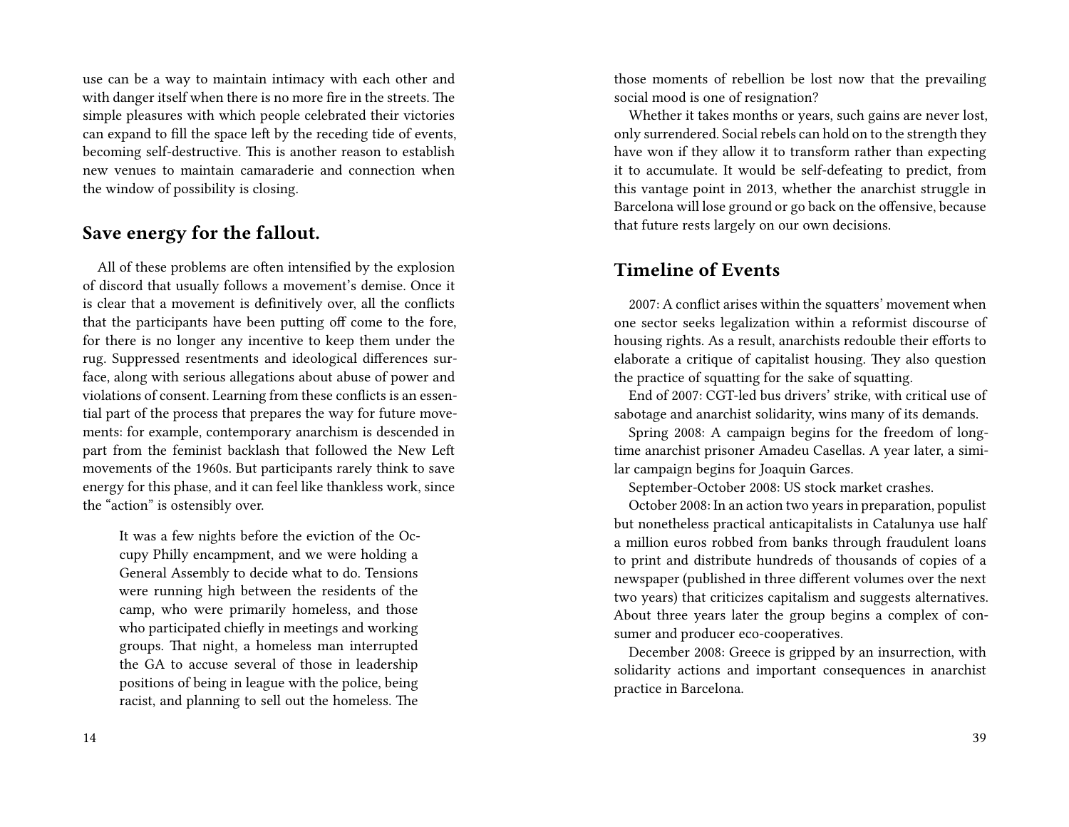use can be a way to maintain intimacy with each other and with danger itself when there is no more fire in the streets. The simple pleasures with which people celebrated their victories can expand to fill the space left by the receding tide of events, becoming self-destructive. This is another reason to establish new venues to maintain camaraderie and connection when the window of possibility is closing.

## Save energy for the fallout.

All of these problems are often intensified by the explosion of discord that usually follows a movement's demise. Once it is clear that a movement is definitively over, all the conflicts that the participants have been putting off come to the fore, for there is no longer any incentive to keep them under the rug. Suppressed resentments and ideological differences surface, along with serious allegations about abuse of power and violations of consent. Learning from these conflicts is an essential part of the process that prepares the way for future movements: for example, contemporary anarchism is descended in part from the feminist backlash that followed the New Left movements of the 1960s. But participants rarely think to save energy for this phase, and it can feel like thankless work, since the "action" is ostensibly over.

> It was a few nights before the eviction of the Occupy Philly encampment, and we were holding a General Assembly to decide what to do. Tensions were running high between the residents of the camp, who were primarily homeless, and those who participated chiefly in meetings and working groups. That night, a homeless man interrupted the GA to accuse several of those in leadership positions of being in league with the police, being racist, and planning to sell out the homeless. The

those moments of rebellion be lost now that the prevailing social mood is one of resignation?

Whether it takes months or years, such gains are never lost, only surrendered. Social rebels can hold on to the strength they have won if they allow it to transform rather than expecting it to accumulate. It would be self-defeating to predict, from this vantage point in 2013, whether the anarchist struggle in Barcelona will lose ground or go back on the offensive, because that future rests largely on our own decisions.

## Timeline of Events

2007: A conflict arises within the squatters' movement when one sector seeks legalization within a reformist discourse of housing rights. As a result, anarchists redouble their efforts to elaborate a critique of capitalist housing. They also question the practice of squatting for the sake of squatting.

End of 2007: CGT-led bus drivers' strike, with critical use of sabotage and anarchist solidarity, wins many of its demands.

Spring 2008: A campaign begins for the freedom of longtime anarchist prisoner Amadeu Casellas. A year later, a similar campaign begins for Joaquin Garces.

September-October 2008: US stock market crashes.

October 2008: In an action two years in preparation, populist but nonetheless practical anticapitalists in Catalunya use half a million euros robbed from banks through fraudulent loans to print and distribute hundreds of thousands of copies of a newspaper (published in three different volumes over the next two years) that criticizes capitalism and suggests alternatives. About three years later the group begins a complex of consumer and producer eco-cooperatives.

December 2008: Greece is gripped by an insurrection, with solidarity actions and important consequences in anarchist practice in Barcelona.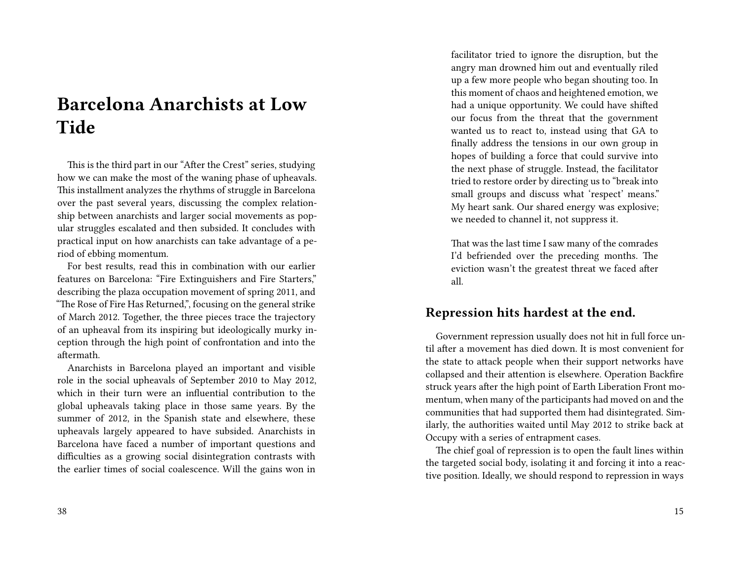# Barcelona Anarchists at Low Tide

This is the third part in our "After the Crest" series, studying how we can make the most of the waning phase of upheavals. This installment analyzes the rhythms of struggle in Barcelona over the past several years, discussing the complex relationship between anarchists and larger social movements as popular struggles escalated and then subsided. It concludes with practical input on how anarchists can take advantage of a period of ebbing momentum.

For best results, read this in combination with our earlier features on Barcelona: "Fire Extinguishers and Fire Starters," describing the plaza occupation movement of spring 2011, and "The Rose of Fire Has Returned,", focusing on the general strike of March 2012. Together, the three pieces trace the trajectory of an upheaval from its inspiring but ideologically murky inception through the high point of confrontation and into the aftermath.

Anarchists in Barcelona played an important and visible role in the social upheavals of September 2010 to May 2012, which in their turn were an influential contribution to the global upheavals taking place in those same years. By the summer of 2012, in the Spanish state and elsewhere, these upheavals largely appeared to have subsided. Anarchists in Barcelona have faced a number of important questions and difficulties as a growing social disintegration contrasts with the earlier times of social coalescence. Will the gains won in

facilitator tried to ignore the disruption, but the angry man drowned him out and eventually riled up a few more people who began shouting too. In this moment of chaos and heightened emotion, we had a unique opportunity. We could have shifted our focus from the threat that the government wanted us to react to, instead using that GA to finally address the tensions in our own group in hopes of building a force that could survive into the next phase of struggle. Instead, the facilitator tried to restore order by directing us to "break into small groups and discuss what 'respect' means." My heart sank. Our shared energy was explosive; we needed to channel it, not suppress it.

That was the last time I saw many of the comrades I'd befriended over the preceding months. The eviction wasn't the greatest threat we faced after all.

## Repression hits hardest at the end.

Government repression usually does not hit in full force until after a movement has died down. It is most convenient for the state to attack people when their support networks have collapsed and their attention is elsewhere. Operation Backfire struck years after the high point of Earth Liberation Front momentum, when many of the participants had moved on and the communities that had supported them had disintegrated. Similarly, the authorities waited until May 2012 to strike back at Occupy with a series of entrapment cases.

The chief goal of repression is to open the fault lines within the targeted social body, isolating it and forcing it into a reactive position. Ideally, we should respond to repression in ways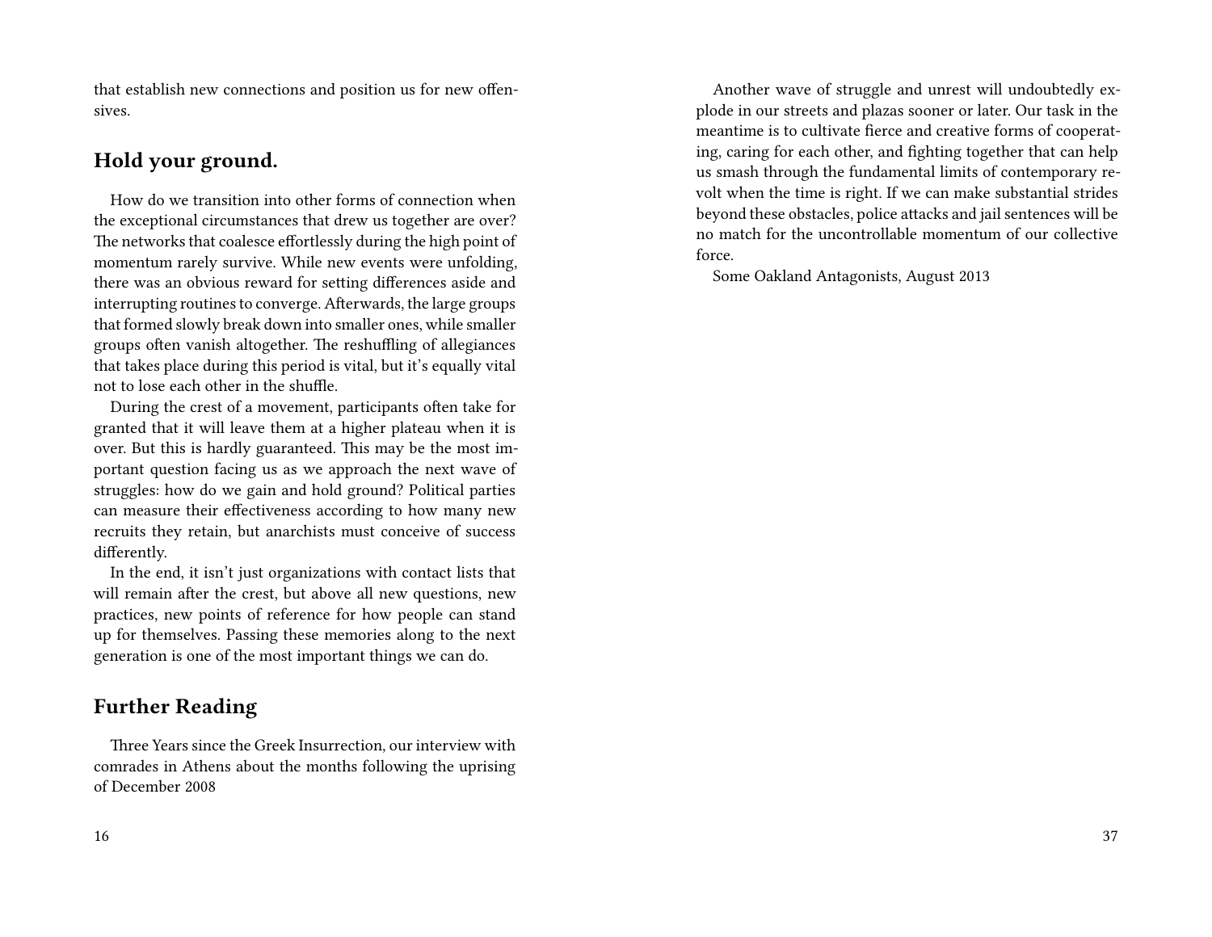that establish new connections and position us for new offensives.

## Hold your ground.

How do we transition into other forms of connection when the exceptional circumstances that drew us together are over? The networks that coalesce effortlessly during the high point of momentum rarely survive. While new events were unfolding, there was an obvious reward for setting differences aside and interrupting routines to converge. Afterwards, the large groups that formed slowly break down into smaller ones, while smaller groups often vanish altogether. The reshuffling of allegiances that takes place during this period is vital, but it's equally vital not to lose each other in the shuffle.

During the crest of a movement, participants often take for granted that it will leave them at a higher plateau when it is over. But this is hardly guaranteed. This may be the most important question facing us as we approach the next wave of struggles: how do we gain and hold ground? Political parties can measure their effectiveness according to how many new recruits they retain, but anarchists must conceive of success differently.

In the end, it isn't just organizations with contact lists that will remain after the crest, but above all new questions, new practices, new points of reference for how people can stand up for themselves. Passing these memories along to the next generation is one of the most important things we can do.

## Further Reading

Three Years since the Greek Insurrection, our interview with comrades in Athens about the months following the uprising of December 2008

Another wave of struggle and unrest will undoubtedly explode in our streets and plazas sooner or later. Our task in the meantime is to cultivate fierce and creative forms of cooperating, caring for each other, and fighting together that can help us smash through the fundamental limits of contemporary revolt when the time is right. If we can make substantial strides beyond these obstacles, police attacks and jail sentences will be no match for the uncontrollable momentum of our collective force.

Some Oakland Antagonists, August 2013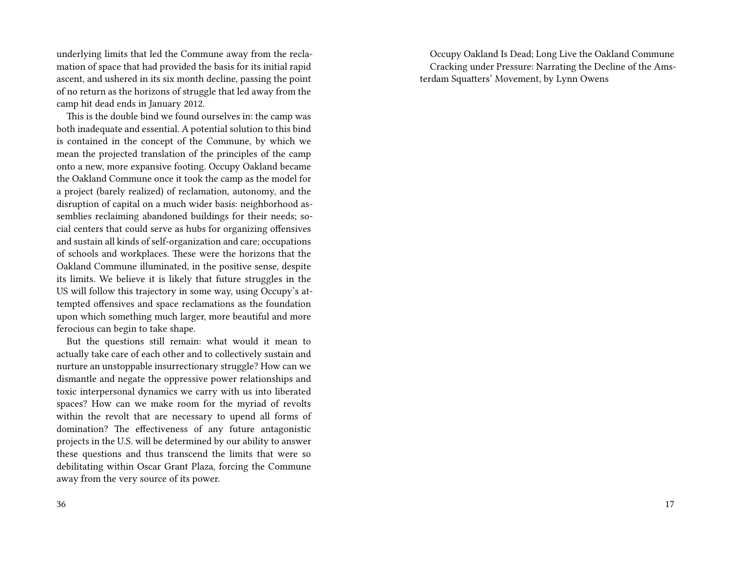underlying limits that led the Commune away from the reclamation of space that had provided the basis for its initial rapid ascent, and ushered in its six month decline, passing the point of no return as the horizons of struggle that led away from the camp hit dead ends in January 2012.

This is the double bind we found ourselves in: the camp was both inadequate and essential. A potential solution to this bind is contained in the concept of the Commune, by which we mean the projected translation of the principles of the camp onto a new, more expansive footing. Occupy Oakland became the Oakland Commune once it took the camp as the model for a project (barely realized) of reclamation, autonomy, and the disruption of capital on a much wider basis: neighborhood assemblies reclaiming abandoned buildings for their needs; social centers that could serve as hubs for organizing offensives and sustain all kinds of self-organization and care; occupations of schools and workplaces. These were the horizons that the Oakland Commune illuminated, in the positive sense, despite its limits. We believe it is likely that future struggles in the US will follow this trajectory in some way, using Occupy's attempted offensives and space reclamations as the foundation upon which something much larger, more beautiful and more ferocious can begin to take shape.

But the questions still remain: what would it mean to actually take care of each other and to collectively sustain and nurture an unstoppable insurrectionary struggle? How can we dismantle and negate the oppressive power relationships and toxic interpersonal dynamics we carry with us into liberated spaces? How can we make room for the myriad of revolts within the revolt that are necessary to upend all forms of domination? The effectiveness of any future antagonistic projects in the U.S. will be determined by our ability to answer these questions and thus transcend the limits that were so debilitating within Oscar Grant Plaza, forcing the Commune away from the very source of its power.

Occupy Oakland Is Dead; Long Live the Oakland Commune

Cracking under Pressure: Narrating the Decline of the Amsterdam Squatters' Movement, by Lynn Owens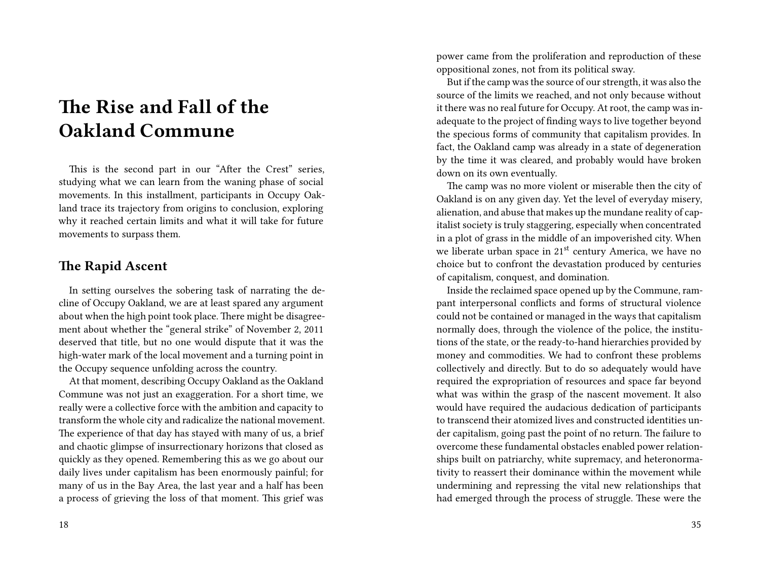# The Rise and Fall of the Oakland Commune

This is the second part in our "After the Crest" series, studying what we can learn from the waning phase of social movements. In this installment, participants in Occupy Oakland trace its trajectory from origins to conclusion, exploring why it reached certain limits and what it will take for future movements to surpass them.

## The Rapid Ascent

In setting ourselves the sobering task of narrating the decline of Occupy Oakland, we are at least spared any argument about when the high point took place. There might be disagreement about whether the "general strike" of November 2, 2011 deserved that title, but no one would dispute that it was the high-water mark of the local movement and a turning point in the Occupy sequence unfolding across the country.

At that moment, describing Occupy Oakland as the Oakland Commune was not just an exaggeration. For a short time, we really were a collective force with the ambition and capacity to transform the whole city and radicalize the national movement. The experience of that day has stayed with many of us, a brief and chaotic glimpse of insurrectionary horizons that closed as quickly as they opened. Remembering this as we go about our daily lives under capitalism has been enormously painful; for many of us in the Bay Area, the last year and a half has been a process of grieving the loss of that moment. This grief was

power came from the proliferation and reproduction of these oppositional zones, not from its political sway.

But if the camp was the source of our strength, it was also the source of the limits we reached, and not only because without it there was no real future for Occupy. At root, the camp was inadequate to the project of finding ways to live together beyond the specious forms of community that capitalism provides. In fact, the Oakland camp was already in a state of degeneration by the time it was cleared, and probably would have broken down on its own eventually.

The camp was no more violent or miserable then the city of Oakland is on any given day. Yet the level of everyday misery, alienation, and abuse that makes up the mundane reality of capitalist society is truly staggering, especially when concentrated in a plot of grass in the middle of an impoverished city. When we liberate urban space in 21st century America, we have no choice but to confront the devastation produced by centuries of capitalism, conquest, and domination.

Inside the reclaimed space opened up by the Commune, rampant interpersonal conflicts and forms of structural violence could not be contained or managed in the ways that capitalism normally does, through the violence of the police, the institutions of the state, or the ready-to-hand hierarchies provided by money and commodities. We had to confront these problems collectively and directly. But to do so adequately would have required the expropriation of resources and space far beyond what was within the grasp of the nascent movement. It also would have required the audacious dedication of participants to transcend their atomized lives and constructed identities under capitalism, going past the point of no return. The failure to overcome these fundamental obstacles enabled power relationships built on patriarchy, white supremacy, and heteronormativity to reassert their dominance within the movement while undermining and repressing the vital new relationships that had emerged through the process of struggle. These were the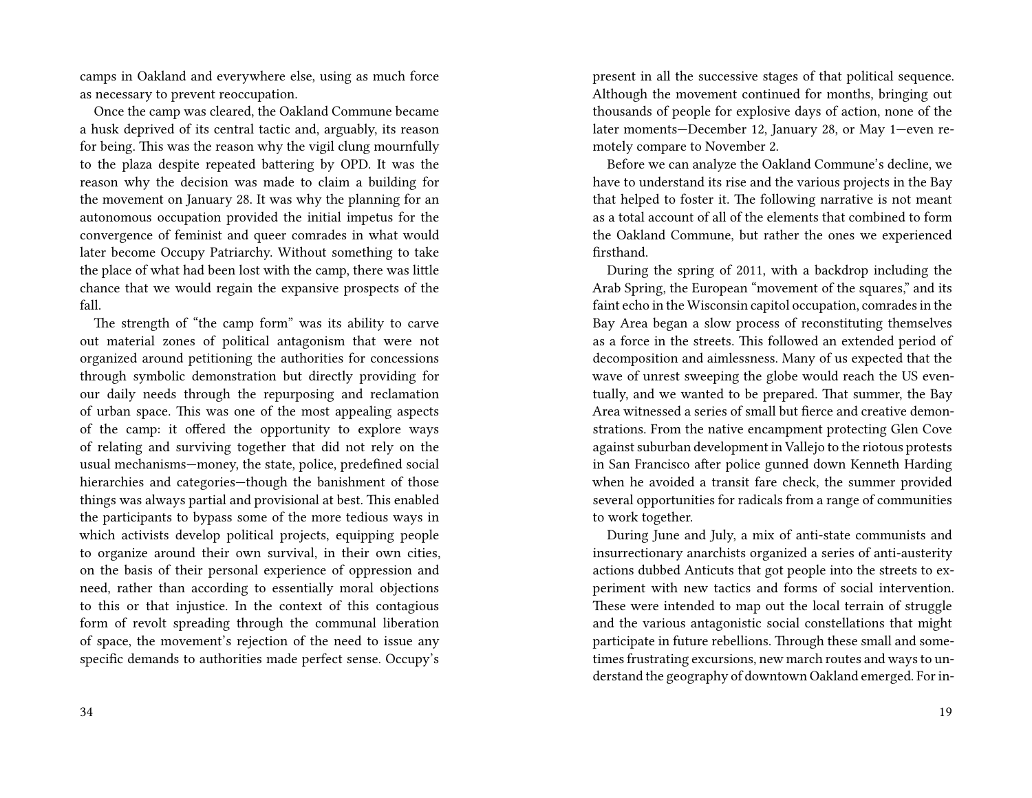camps in Oakland and everywhere else, using as much force as necessary to prevent reoccupation.

Once the camp was cleared, the Oakland Commune became a husk deprived of its central tactic and, arguably, its reason for being. This was the reason why the vigil clung mournfully to the plaza despite repeated battering by OPD. It was the reason why the decision was made to claim a building for the movement on January 28. It was why the planning for an autonomous occupation provided the initial impetus for the convergence of feminist and queer comrades in what would later become Occupy Patriarchy. Without something to take the place of what had been lost with the camp, there was little chance that we would regain the expansive prospects of the fall.

The strength of "the camp form" was its ability to carve out material zones of political antagonism that were not organized around petitioning the authorities for concessions through symbolic demonstration but directly providing for our daily needs through the repurposing and reclamation of urban space. This was one of the most appealing aspects of the camp: it offered the opportunity to explore ways of relating and surviving together that did not rely on the usual mechanisms—money, the state, police, predefined social hierarchies and categories—though the banishment of those things was always partial and provisional at best. This enabled the participants to bypass some of the more tedious ways in which activists develop political projects, equipping people to organize around their own survival, in their own cities, on the basis of their personal experience of oppression and need, rather than according to essentially moral objections to this or that injustice. In the context of this contagious form of revolt spreading through the communal liberation of space, the movement's rejection of the need to issue any specific demands to authorities made perfect sense. Occupy's

present in all the successive stages of that political sequence. Although the movement continued for months, bringing out thousands of people for explosive days of action, none of the later moments—December 12, January 28, or May 1—even remotely compare to November 2.

Before we can analyze the Oakland Commune's decline, we have to understand its rise and the various projects in the Bay that helped to foster it. The following narrative is not meant as a total account of all of the elements that combined to form the Oakland Commune, but rather the ones we experienced firsthand.

During the spring of 2011, with a backdrop including the Arab Spring, the European "movement of the squares," and its faint echo in the Wisconsin capitol occupation, comrades in the Bay Area began a slow process of reconstituting themselves as a force in the streets. This followed an extended period of decomposition and aimlessness. Many of us expected that the wave of unrest sweeping the globe would reach the US eventually, and we wanted to be prepared. That summer, the Bay Area witnessed a series of small but fierce and creative demonstrations. From the native encampment protecting Glen Cove against suburban development in Vallejo to the riotous protests in San Francisco after police gunned down Kenneth Harding when he avoided a transit fare check, the summer provided several opportunities for radicals from a range of communities to work together.

During June and July, a mix of anti-state communists and insurrectionary anarchists organized a series of anti-austerity actions dubbed Anticuts that got people into the streets to experiment with new tactics and forms of social intervention. These were intended to map out the local terrain of struggle and the various antagonistic social constellations that might participate in future rebellions. Through these small and sometimes frustrating excursions, new march routes and ways to understand the geography of downtown Oakland emerged. For in-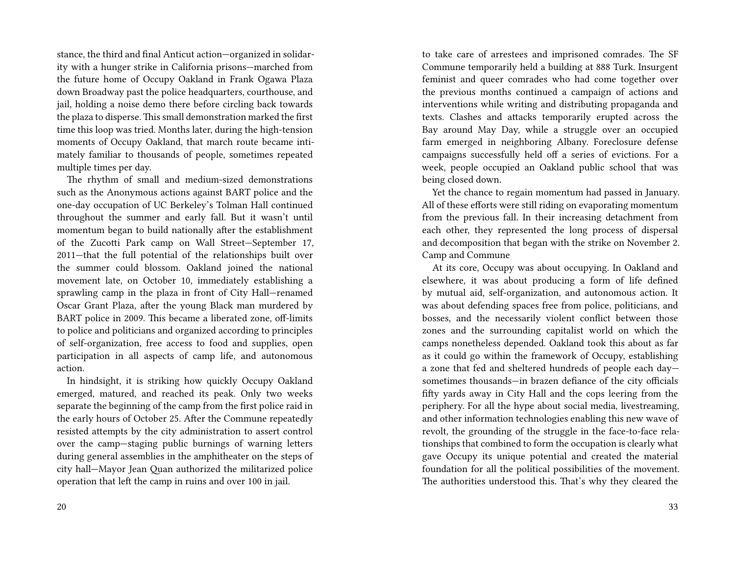stance, the third and final Anticut action—organized in solidarity with a hunger strike in California prisons—marched from the future home of Occupy Oakland in Frank Ogawa Plaza down Broadway past the police headquarters, courthouse, and jail, holding a noise demo there before circling back towards the plaza to disperse. This small demonstration marked the first time this loop was tried. Months later, during the high-tension moments of Occupy Oakland, that march route became intimately familiar to thousands of people, sometimes repeated multiple times per day.

The rhythm of small and medium-sized demonstrations such as the Anonymous actions against BART police and the one-day occupation of UC Berkeley's Tolman Hall continued throughout the summer and early fall. But it wasn't until momentum began to build nationally after the establishment of the Zucotti Park camp on Wall Street—September 17, 2011—that the full potential of the relationships built over the summer could blossom. Oakland joined the national movement late, on October 10, immediately establishing a sprawling camp in the plaza in front of City Hall—renamed Oscar Grant Plaza, after the young Black man murdered by BART police in 2009. This became a liberated zone, off-limits to police and politicians and organized according to principles of self-organization, free access to food and supplies, open participation in all aspects of camp life, and autonomous action.

In hindsight, it is striking how quickly Occupy Oakland emerged, matured, and reached its peak. Only two weeks separate the beginning of the camp from the first police raid in the early hours of October 25. After the Commune repeatedly resisted attempts by the city administration to assert control over the camp—staging public burnings of warning letters during general assemblies in the amphitheater on the steps of city hall—Mayor Jean Quan authorized the militarized police operation that left the camp in ruins and over 100 in jail.

to take care of arrestees and imprisoned comrades. The SF Commune temporarily held a building at 888 Turk. Insurgent feminist and queer comrades who had come together over the previous months continued a campaign of actions and interventions while writing and distributing propaganda and texts. Clashes and attacks temporarily erupted across the Bay around May Day, while a struggle over an occupied farm emerged in neighboring Albany. Foreclosure defense campaigns successfully held off a series of evictions. For a week, people occupied an Oakland public school that was being closed down.

Yet the chance to regain momentum had passed in January. All of these efforts were still riding on evaporating momentum from the previous fall. In their increasing detachment from each other, they represented the long process of dispersal and decomposition that began with the strike on November 2.

## Camp and Commune

At its core, Occupy was about occupying. In Oakland and elsewhere, it was about producing a form of life defined by mutual aid, self-organization, and autonomous action. It was about defending spaces free from police, politicians, and bosses, and the necessarily violent conflict between those zones and the surrounding capitalist world on which the camps nonetheless depended. Oakland took this about as far as it could go within the framework of Occupy, establishing a zone that fed and sheltered hundreds of people each day—sometimes thousands—in brazen defiance of the city officials fifty yards away in City Hall and the cops leering from the periphery. For all the hype about social media, livestreaming, and other information technologies enabling this new wave of revolt, the grounding of the struggle in the face-to-face relationships that combined to form the occupation is clearly what gave Occupy its unique potential and created the material foundation for all the political possibilities of the movement. The authorities understood this. That's why they cleared the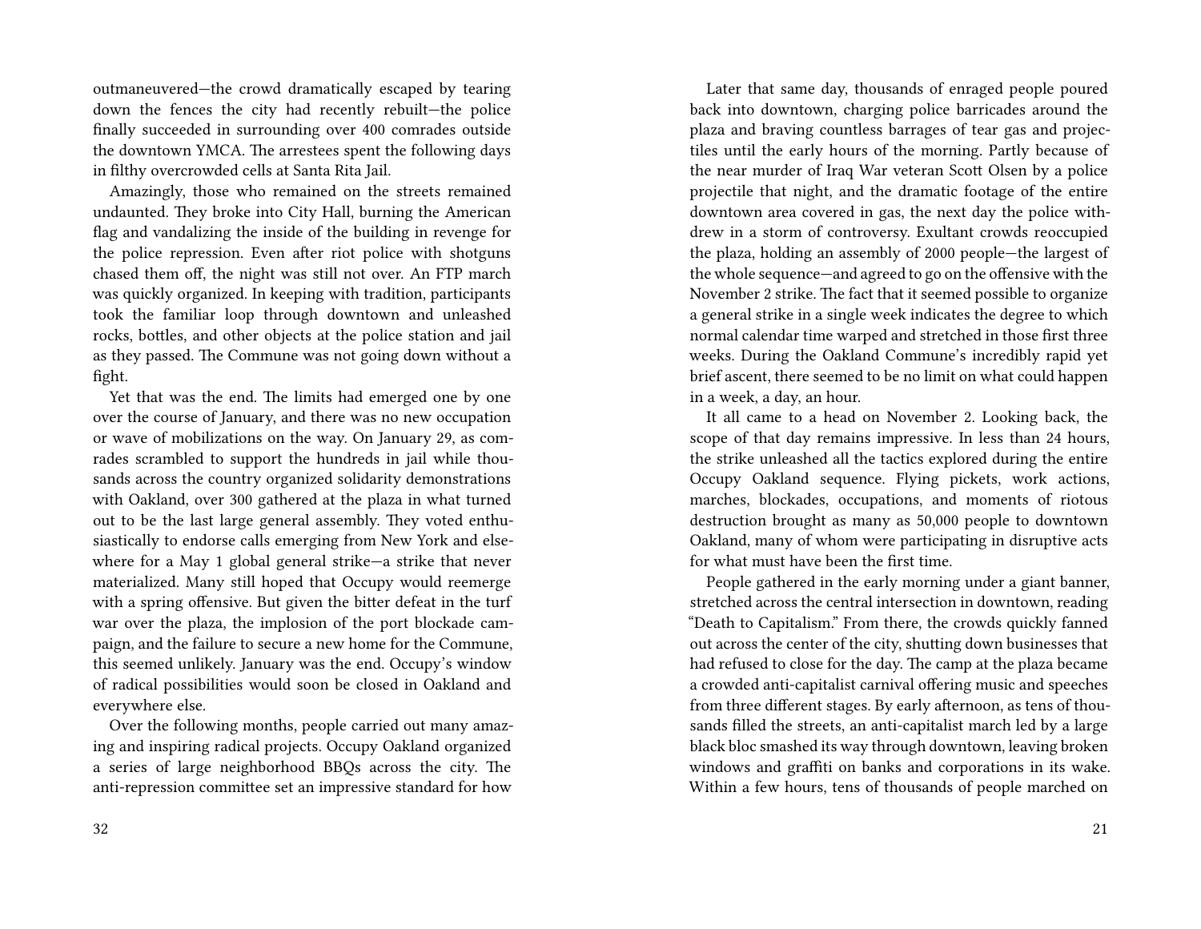outmaneuvered—the crowd dramatically escaped by tearing down the fences the city had recently rebuilt—the police finally succeeded in surrounding over 400 comrades outside the downtown YMCA. The arrestees spent the following days in filthy overcrowded cells at Santa Rita Jail.

Amazingly, those who remained on the streets remained undaunted. They broke into City Hall, burning the American flag and vandalizing the inside of the building in revenge for the police repression. Even after riot police with shotguns chased them off, the night was still not over. An FTP march was quickly organized. In keeping with tradition, participants took the familiar loop through downtown and unleashed rocks, bottles, and other objects at the police station and jail as they passed. The Commune was not going down without a fight.

Yet that was the end. The limits had emerged one by one over the course of January, and there was no new occupation or wave of mobilizations on the way. On January 29, as comrades scrambled to support the hundreds in jail while thousands across the country organized solidarity demonstrations with Oakland, over 300 gathered at the plaza in what turned out to be the last large general assembly. They voted enthusiastically to endorse calls emerging from New York and elsewhere for a May 1 global general strike—a strike that never materialized. Many still hoped that Occupy would reemerge with a spring offensive. But given the bitter defeat in the turf war over the plaza, the implosion of the port blockade campaign, and the failure to secure a new home for the Commune, this seemed unlikely. January was the end. Occupy's window of radical possibilities would soon be closed in Oakland and everywhere else.

Over the following months, people carried out many amazing and inspiring radical projects. Occupy Oakland organized a series of large neighborhood BBQs across the city. The anti-repression committee set an impressive standard for how

Later that same day, thousands of enraged people poured back into downtown, charging police barricades around the plaza and braving countless barrages of tear gas and projectiles until the early hours of the morning. Partly because of the near murder of Iraq War veteran Scott Olsen by a police projectile that night, and the dramatic footage of the entire downtown area covered in gas, the next day the police withdrew in a storm of controversy. Exultant crowds reoccupied the plaza, holding an assembly of 2000 people—the largest of the whole sequence—and agreed to go on the offensive with the November 2 strike. The fact that it seemed possible to organize a general strike in a single week indicates the degree to which normal calendar time warped and stretched in those first three weeks. During the Oakland Commune's incredibly rapid yet brief ascent, there seemed to be no limit on what could happen in a week, a day, an hour.

It all came to a head on November 2. Looking back, the scope of that day remains impressive. In less than 24 hours, the strike unleashed all the tactics explored during the entire Occupy Oakland sequence. Flying pickets, work actions, marches, blockades, occupations, and moments of riotous destruction brought as many as 50,000 people to downtown Oakland, many of whom were participating in disruptive acts for what must have been the first time.

People gathered in the early morning under a giant banner, stretched across the central intersection in downtown, reading "Death to Capitalism." From there, the crowds quickly fanned out across the center of the city, shutting down businesses that had refused to close for the day. The camp at the plaza became a crowded anti-capitalist carnival offering music and speeches from three different stages. By early afternoon, as tens of thousands filled the streets, an anti-capitalist march led by a large black bloc smashed its way through downtown, leaving broken windows and graffiti on banks and corporations in its wake. Within a few hours, tens of thousands of people marched on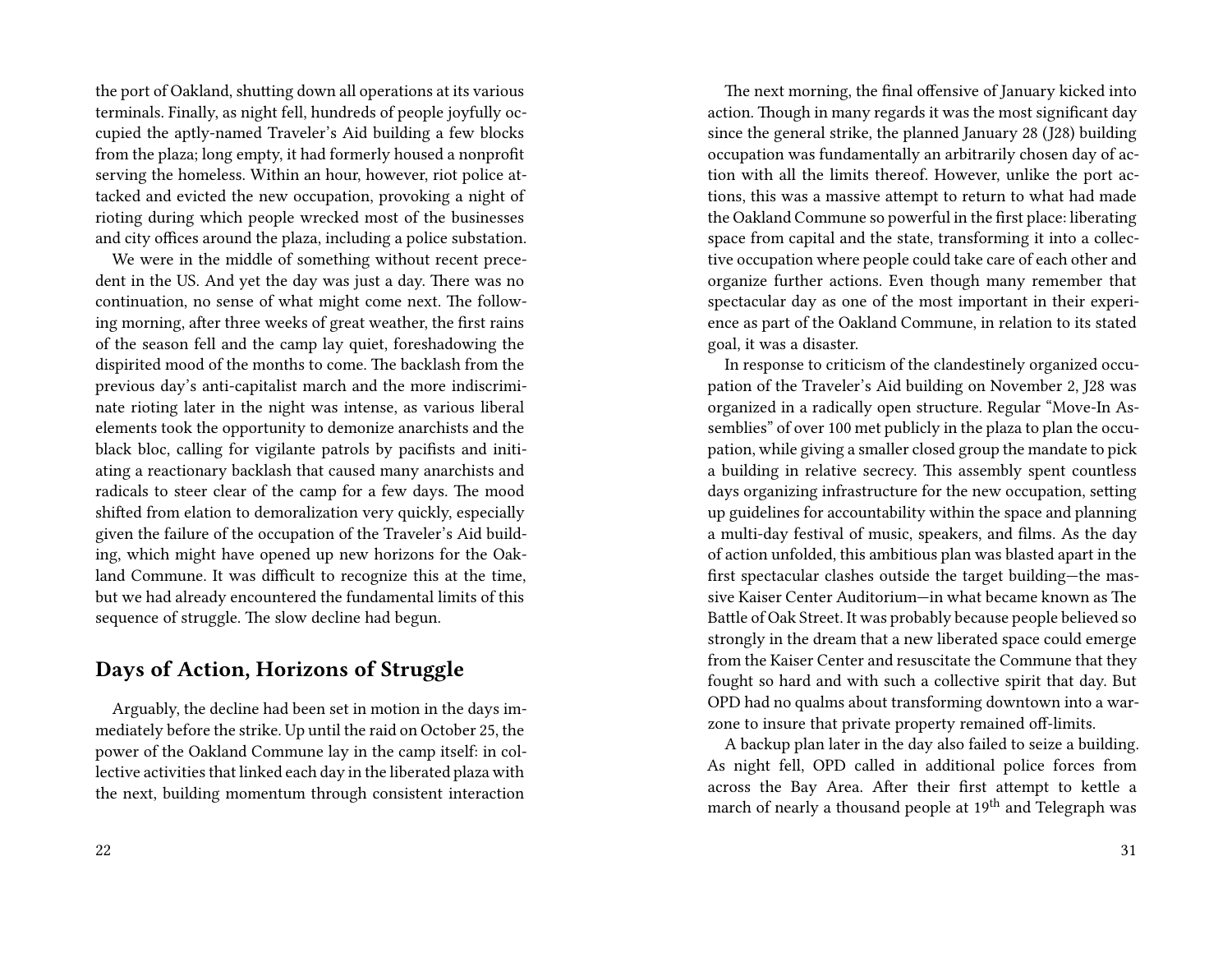the port of Oakland, shutting down all operations at its various terminals. Finally, as night fell, hundreds of people joyfully occupied the aptly-named Traveler's Aid building a few blocks from the plaza; long empty, it had formerly housed a nonprofit serving the homeless. Within an hour, however, riot police attacked and evicted the new occupation, provoking a night of rioting during which people wrecked most of the businesses and city offices around the plaza, including a police substation.

We were in the middle of something without recent precedent in the US. And yet the day was just a day. There was no continuation, no sense of what might come next. The following morning, after three weeks of great weather, the first rains of the season fell and the camp lay quiet, foreshadowing the dispirited mood of the months to come. The backlash from the previous day's anti-capitalist march and the more indiscriminate rioting later in the night was intense, as various liberal elements took the opportunity to demonize anarchists and the black bloc, calling for vigilante patrols by pacifists and initiating a reactionary backlash that caused many anarchists and radicals to steer clear of the camp for a few days. The mood shifted from elation to demoralization very quickly, especially given the failure of the occupation of the Traveler's Aid building, which might have opened up new horizons for the Oakland Commune. It was difficult to recognize this at the time, but we had already encountered the fundamental limits of this sequence of struggle. The slow decline had begun.

## Days of Action, Horizons of Struggle

Arguably, the decline had been set in motion in the days immediately before the strike. Up until the raid on October 25, the power of the Oakland Commune lay in the camp itself: in collective activities that linked each day in the liberated plaza with the next, building momentum through consistent interaction

The next morning, the final offensive of January kicked into action. Though in many regards it was the most significant day since the general strike, the planned January 28 (J28) building occupation was fundamentally an arbitrarily chosen day of action with all the limits thereof. However, unlike the port actions, this was a massive attempt to return to what had made the Oakland Commune so powerful in the first place: liberating space from capital and the state, transforming it into a collective occupation where people could take care of each other and organize further actions. Even though many remember that spectacular day as one of the most important in their experience as part of the Oakland Commune, in relation to its stated goal, it was a disaster.

In response to criticism of the clandestinely organized occupation of the Traveler's Aid building on November 2, J28 was organized in a radically open structure. Regular "Move-In Assemblies" of over 100 met publicly in the plaza to plan the occupation, while giving a smaller closed group the mandate to pick a building in relative secrecy. This assembly spent countless days organizing infrastructure for the new occupation, setting up guidelines for accountability within the space and planning a multi-day festival of music, speakers, and films. As the day of action unfolded, this ambitious plan was blasted apart in the first spectacular clashes outside the target building—the massive Kaiser Center Auditorium—in what became known as The Battle of Oak Street. It was probably because people believed so strongly in the dream that a new liberated space could emerge from the Kaiser Center and resuscitate the Commune that they fought so hard and with such a collective spirit that day. But OPD had no qualms about transforming downtown into a warzone to insure that private property remained off-limits.

A backup plan later in the day also failed to seize a building. As night fell, OPD called in additional police forces from across the Bay Area. After their first attempt to kettle a march of nearly a thousand people at 19th and Telegraph was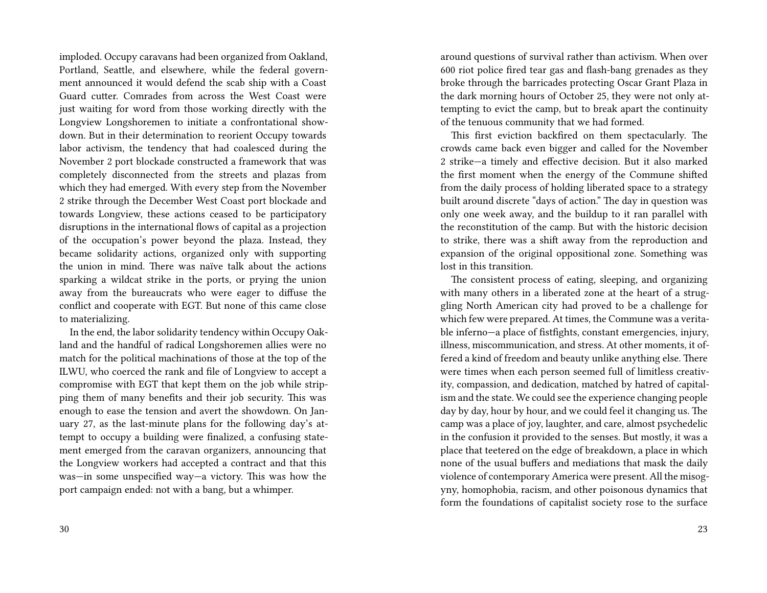imploded. Occupy caravans had been organized from Oakland, Portland, Seattle, and elsewhere, while the federal government announced it would defend the scab ship with a Coast Guard cutter. Comrades from across the West Coast were just waiting for word from those working directly with the Longview Longshoremen to initiate a confrontational showdown. But in their determination to reorient Occupy towards labor activism, the tendency that had coalesced during the November 2 port blockade constructed a framework that was completely disconnected from the streets and plazas from which they had emerged. With every step from the November 2 strike through the December West Coast port blockade and towards Longview, these actions ceased to be participatory disruptions in the international flows of capital as a projection of the occupation's power beyond the plaza. Instead, they became solidarity actions, organized only with supporting the union in mind. There was naïve talk about the actions sparking a wildcat strike in the ports, or prying the union away from the bureaucrats who were eager to diffuse the conflict and cooperate with EGT. But none of this came close to materializing.

In the end, the labor solidarity tendency within Occupy Oakland and the handful of radical Longshoremen allies were no match for the political machinations of those at the top of the ILWU, who coerced the rank and file of Longview to accept a compromise with EGT that kept them on the job while stripping them of many benefits and their job security. This was enough to ease the tension and avert the showdown. On January 27, as the last-minute plans for the following day's attempt to occupy a building were finalized, a confusing statement emerged from the caravan organizers, announcing that the Longview workers had accepted a contract and that this was—in some unspecified way—a victory. This was how the port campaign ended: not with a bang, but a whimper.

around questions of survival rather than activism. When over 600 riot police fired tear gas and flash-bang grenades as they broke through the barricades protecting Oscar Grant Plaza in the dark morning hours of October 25, they were not only attempting to evict the camp, but to break apart the continuity of the tenuous community that we had formed.

This first eviction backfired on them spectacularly. The crowds came back even bigger and called for the November 2 strike—a timely and effective decision. But it also marked the first moment when the energy of the Commune shifted from the daily process of holding liberated space to a strategy built around discrete "days of action." The day in question was only one week away, and the buildup to it ran parallel with the reconstitution of the camp. But with the historic decision to strike, there was a shift away from the reproduction and expansion of the original oppositional zone. Something was lost in this transition.

The consistent process of eating, sleeping, and organizing with many others in a liberated zone at the heart of a struggling North American city had proved to be a challenge for which few were prepared. At times, the Commune was a veritable inferno—a place of fistfights, constant emergencies, injury, illness, miscommunication, and stress. At other moments, it offered a kind of freedom and beauty unlike anything else. There were times when each person seemed full of limitless creativity, compassion, and dedication, matched by hatred of capitalism and the state. We could see the experience changing people day by day, hour by hour, and we could feel it changing us. The camp was a place of joy, laughter, and care, almost psychedelic in the confusion it provided to the senses. But mostly, it was a place that teetered on the edge of breakdown, a place in which none of the usual buffers and mediations that mask the daily violence of contemporary America were present. All the misogyny, homophobia, racism, and other poisonous dynamics that form the foundations of capitalist society rose to the surface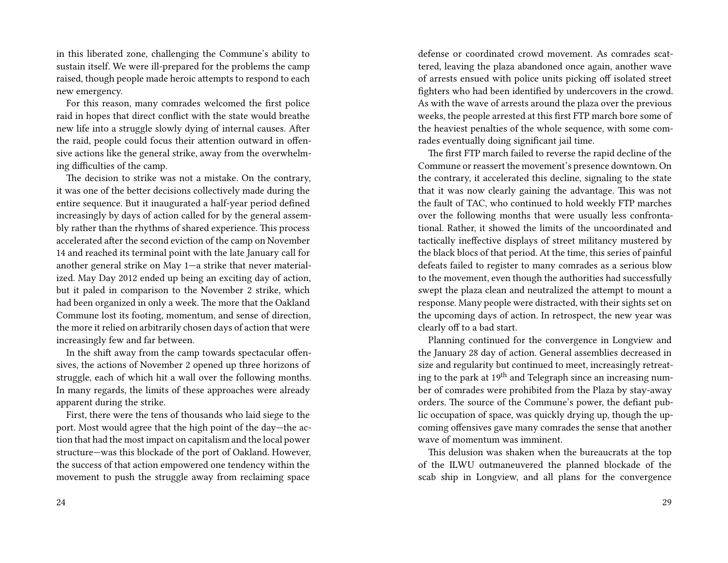in this liberated zone, challenging the Commune's ability to sustain itself. We were ill-prepared for the problems the camp raised, though people made heroic attempts to respond to each new emergency.

For this reason, many comrades welcomed the first police raid in hopes that direct conflict with the state would breathe new life into a struggle slowly dying of internal causes. After the raid, people could focus their attention outward in offensive actions like the general strike, away from the overwhelming difficulties of the camp.

The decision to strike was not a mistake. On the contrary, it was one of the better decisions collectively made during the entire sequence. But it inaugurated a half-year period defined increasingly by days of action called for by the general assembly rather than the rhythms of shared experience. This process accelerated after the second eviction of the camp on November 14 and reached its terminal point with the late January call for another general strike on May 1—a strike that never materialized. May Day 2012 ended up being an exciting day of action, but it paled in comparison to the November 2 strike, which had been organized in only a week. The more that the Oakland Commune lost its footing, momentum, and sense of direction, the more it relied on arbitrarily chosen days of action that were increasingly few and far between.

In the shift away from the camp towards spectacular offensives, the actions of November 2 opened up three horizons of struggle, each of which hit a wall over the following months. In many regards, the limits of these approaches were already apparent during the strike.

First, there were the tens of thousands who laid siege to the port. Most would agree that the high point of the day—the action that had the most impact on capitalism and the local power structure—was this blockade of the port of Oakland. However, the success of that action empowered one tendency within the movement to push the struggle away from reclaiming space

defense or coordinated crowd movement. As comrades scattered, leaving the plaza abandoned once again, another wave of arrests ensued with police units picking off isolated street fighters who had been identified by undercovers in the crowd. As with the wave of arrests around the plaza over the previous weeks, the people arrested at this first FTP march bore some of the heaviest penalties of the whole sequence, with some comrades eventually doing significant jail time.

The first FTP march failed to reverse the rapid decline of the Commune or reassert the movement's presence downtown. On the contrary, it accelerated this decline, signaling to the state that it was now clearly gaining the advantage. This was not the fault of TAC, who continued to hold weekly FTP marches over the following months that were usually less confrontational. Rather, it showed the limits of the uncoordinated and tactically ineffective displays of street militancy mustered by the black blocs of that period. At the time, this series of painful defeats failed to register to many comrades as a serious blow to the movement, even though the authorities had successfully swept the plaza clean and neutralized the attempt to mount a response. Many people were distracted, with their sights set on the upcoming days of action. In retrospect, the new year was clearly off to a bad start.

Planning continued for the convergence in Longview and the January 28 day of action. General assemblies decreased in size and regularity but continued to meet, increasingly retreating to the park at 19th and Telegraph since an increasing number of comrades were prohibited from the Plaza by stay-away orders. The source of the Commune's power, the defiant public occupation of space, was quickly drying up, though the upcoming offensives gave many comrades the sense that another wave of momentum was imminent.

This delusion was shaken when the bureaucrats at the top of the ILWU outmaneuvered the planned blockade of the scab ship in Longview, and all plans for the convergence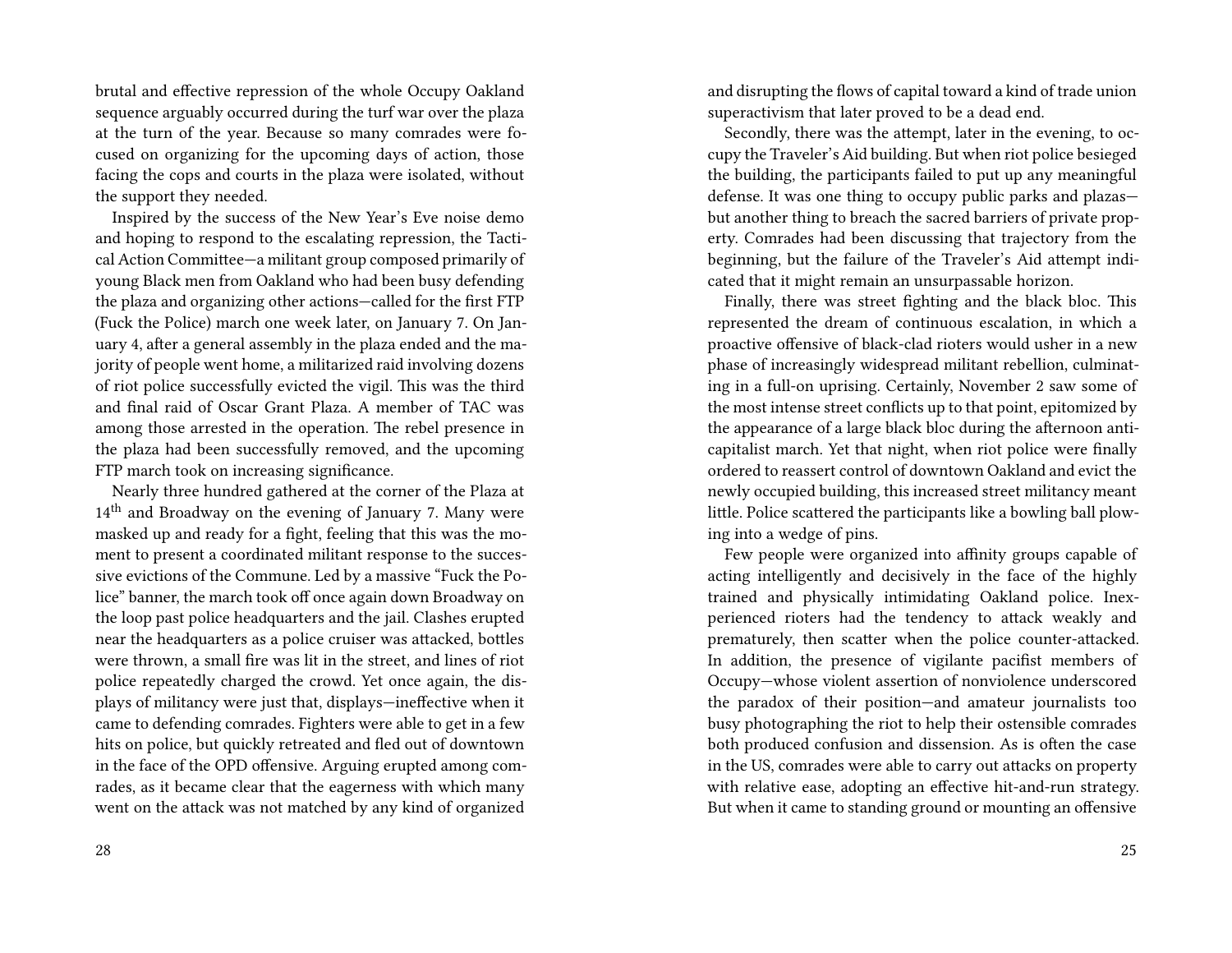brutal and effective repression of the whole Occupy Oakland sequence arguably occurred during the turf war over the plaza at the turn of the year. Because so many comrades were focused on organizing for the upcoming days of action, those facing the cops and courts in the plaza were isolated, without the support they needed.

Inspired by the success of the New Year's Eve noise demo and hoping to respond to the escalating repression, the Tactical Action Committee—a militant group composed primarily of young Black men from Oakland who had been busy defending the plaza and organizing other actions—called for the first FTP (Fuck the Police) march one week later, on January 7. On January 4, after a general assembly in the plaza ended and the majority of people went home, a militarized raid involving dozens of riot police successfully evicted the vigil. This was the third and final raid of Oscar Grant Plaza. A member of TAC was among those arrested in the operation. The rebel presence in the plaza had been successfully removed, and the upcoming FTP march took on increasing significance.

Nearly three hundred gathered at the corner of the Plaza at 14th and Broadway on the evening of January 7. Many were masked up and ready for a fight, feeling that this was the moment to present a coordinated militant response to the successive evictions of the Commune. Led by a massive "Fuck the Police" banner, the march took off once again down Broadway on the loop past police headquarters and the jail. Clashes erupted near the headquarters as a police cruiser was attacked, bottles were thrown, a small fire was lit in the street, and lines of riot police repeatedly charged the crowd. Yet once again, the displays of militancy were just that, displays—ineffective when it came to defending comrades. Fighters were able to get in a few hits on police, but quickly retreated and fled out of downtown in the face of the OPD offensive. Arguing erupted among comrades, as it became clear that the eagerness with which many went on the attack was not matched by any kind of organized

and disrupting the flows of capital toward a kind of trade union superactivism that later proved to be a dead end.

Secondly, there was the attempt, later in the evening, to occupy the Traveler's Aid building. But when riot police besieged the building, the participants failed to put up any meaningful defense. It was one thing to occupy public parks and plazas—but another thing to breach the sacred barriers of private property. Comrades had been discussing that trajectory from the beginning, but the failure of the Traveler's Aid attempt indicated that it might remain an unsurpassable horizon.

Finally, there was street fighting and the black bloc. This represented the dream of continuous escalation, in which a proactive offensive of black-clad rioters would usher in a new phase of increasingly widespread militant rebellion, culminating in a full-on uprising. Certainly, November 2 saw some of the most intense street conflicts up to that point, epitomized by the appearance of a large black bloc during the afternoon anticapitalist march. Yet that night, when riot police were finally ordered to reassert control of downtown Oakland and evict the newly occupied building, this increased street militancy meant little. Police scattered the participants like a bowling ball plowing into a wedge of pins.

Few people were organized into affinity groups capable of acting intelligently and decisively in the face of the highly trained and physically intimidating Oakland police. Inexperienced rioters had the tendency to attack weakly and prematurely, then scatter when the police counter-attacked. In addition, the presence of vigilante pacifist members of Occupy—whose violent assertion of nonviolence underscored the paradox of their position—and amateur journalists too busy photographing the riot to help their ostensible comrades both produced confusion and dissension. As is often the case in the US, comrades were able to carry out attacks on property with relative ease, adopting an effective hit-and-run strategy. But when it came to standing ground or mounting an offensive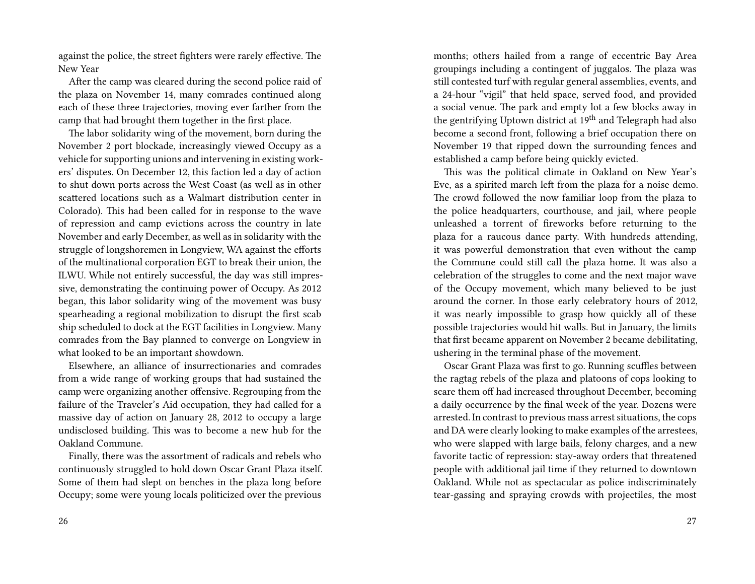against the police, the street fighters were rarely effective.

## The New Year

After the camp was cleared during the second police raid of the plaza on November 14, many comrades continued along each of these three trajectories, moving ever farther from the camp that had brought them together in the first place.

The labor solidarity wing of the movement, born during the November 2 port blockade, increasingly viewed Occupy as a vehicle for supporting unions and intervening in existing workers' disputes. On December 12, this faction led a day of action to shut down ports across the West Coast (as well as in other scattered locations such as a Walmart distribution center in Colorado). This had been called for in response to the wave of repression and camp evictions across the country in late November and early December, as well as in solidarity with the struggle of longshoremen in Longview, WA against the efforts of the multinational corporation EGT to break their union, the ILWU. While not entirely successful, the day was still impressive, demonstrating the continuing power of Occupy. As 2012 began, this labor solidarity wing of the movement was busy spearheading a regional mobilization to disrupt the first scab ship scheduled to dock at the EGT facilities in Longview. Many comrades from the Bay planned to converge on Longview in what looked to be an important showdown.

Elsewhere, an alliance of insurrectionaries and comrades from a wide range of working groups that had sustained the camp were organizing another offensive. Regrouping from the failure of the Traveler's Aid occupation, they had called for a massive day of action on January 28, 2012 to occupy a large undisclosed building. This was to become a new hub for the Oakland Commune.

Finally, there was the assortment of radicals and rebels who continuously struggled to hold down Oscar Grant Plaza itself. Some of them had slept on benches in the plaza long before Occupy; some were young locals politicized over the previous months; others hailed from a range of eccentric Bay Area groupings including a contingent of juggalos. The plaza was still contested turf with regular general assemblies, events, and a 24-hour "vigil" that held space, served food, and provided a social venue. The park and empty lot a few blocks away in the gentrifying Uptown district at 19th and Telegraph had also become a second front, following a brief occupation there on November 19 that ripped down the surrounding fences and established a camp before being quickly evicted.

This was the political climate in Oakland on New Year's Eve, as a spirited march left from the plaza for a noise demo. The crowd followed the now familiar loop from the plaza to the police headquarters, courthouse, and jail, where people unleashed a torrent of fireworks before returning to the plaza for a raucous dance party. With hundreds attending, it was powerful demonstration that even without the camp the Commune could still call the plaza home. It was also a celebration of the struggles to come and the next major wave of the Occupy movement, which many believed to be just around the corner. In those early celebratory hours of 2012, it was nearly impossible to grasp how quickly all of these possible trajectories would hit walls. But in January, the limits that first became apparent on November 2 became debilitating, ushering in the terminal phase of the movement.

Oscar Grant Plaza was first to go. Running scuffles between the ragtag rebels of the plaza and platoons of cops looking to scare them off had increased throughout December, becoming a daily occurrence by the final week of the year. Dozens were arrested. In contrast to previous mass arrest situations, the cops and DA were clearly looking to make examples of the arrestees, who were slapped with large bails, felony charges, and a new favorite tactic of repression: stay-away orders that threatened people with additional jail time if they returned to downtown Oakland. While not as spectacular as police indiscriminately tear-gassing and spraying crowds with projectiles, the most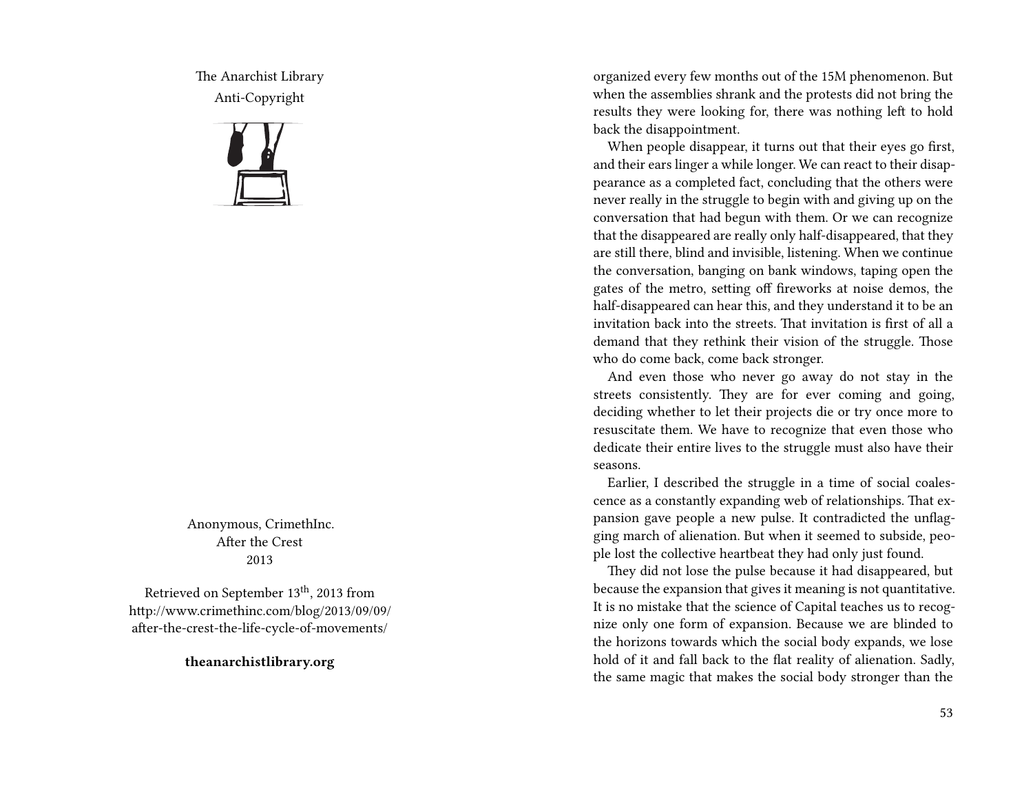The Anarchist Library
Anti-Copyright

Anonymous, CrimethInc.
After the Crest
2013

Retrieved on September 13th, 2013 from http://www.crimethinc.com/blog/2013/09/09/after-the-crest-the-life-cycle-of-movements/

**theanarchistlibrary.org**

organized every few months out of the 15M phenomenon. But when the assemblies shrank and the protests did not bring the results they were looking for, there was nothing left to hold back the disappointment.

When people disappear, it turns out that their eyes go first, and their ears linger a while longer. We can react to their disappearance as a completed fact, concluding that the others were never really in the struggle to begin with and giving up on the conversation that had begun with them. Or we can recognize that the disappeared are really only half-disappeared, that they are still there, blind and invisible, listening. When we continue the conversation, banging on bank windows, taping open the gates of the metro, setting off fireworks at noise demos, the half-disappeared can hear this, and they understand it to be an invitation back into the streets. That invitation is first of all a demand that they rethink their vision of the struggle. Those who do come back, come back stronger.

And even those who never go away do not stay in the streets consistently. They are for ever coming and going, deciding whether to let their projects die or try once more to resuscitate them. We have to recognize that even those who dedicate their entire lives to the struggle must also have their seasons.

Earlier, I described the struggle in a time of social coalescence as a constantly expanding web of relationships. That expansion gave people a new pulse. It contradicted the unflagging march of alienation. But when it seemed to subside, people lost the collective heartbeat they had only just found.

They did not lose the pulse because it had disappeared, but because the expansion that gives it meaning is not quantitative. It is no mistake that the science of Capital teaches us to recognize only one form of expansion. Because we are blinded to the horizons towards which the social body expands, we lose hold of it and fall back to the flat reality of alienation. Sadly, the same magic that makes the social body stronger than the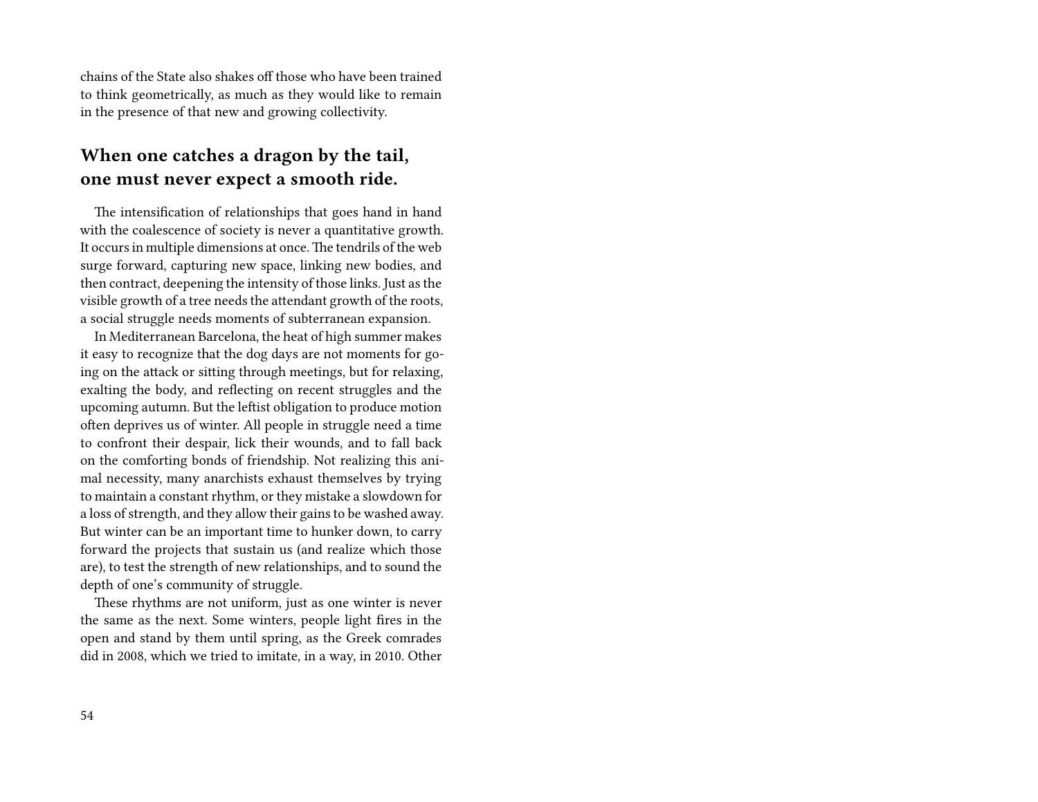chains of the State also shakes off those who have been trained to think geometrically, as much as they would like to remain in the presence of that new and growing collectivity.

## When one catches a dragon by the tail, one must never expect a smooth ride.

The intensification of relationships that goes hand in hand with the coalescence of society is never a quantitative growth. It occurs in multiple dimensions at once. The tendrils of the web surge forward, capturing new space, linking new bodies, and then contract, deepening the intensity of those links. Just as the visible growth of a tree needs the attendant growth of the roots, a social struggle needs moments of subterranean expansion.

In Mediterranean Barcelona, the heat of high summer makes it easy to recognize that the dog days are not moments for going on the attack or sitting through meetings, but for relaxing, exalting the body, and reflecting on recent struggles and the upcoming autumn. But the leftist obligation to produce motion often deprives us of winter. All people in struggle need a time to confront their despair, lick their wounds, and to fall back on the comforting bonds of friendship. Not realizing this animal necessity, many anarchists exhaust themselves by trying to maintain a constant rhythm, or they mistake a slowdown for a loss of strength, and they allow their gains to be washed away. But winter can be an important time to hunker down, to carry forward the projects that sustain us (and realize which those are), to test the strength of new relationships, and to sound the depth of one's community of struggle.

These rhythms are not uniform, just as one winter is never the same as the next. Some winters, people light fires in the open and stand by them until spring, as the Greek comrades did in 2008, which we tried to imitate, in a way, in 2010. Other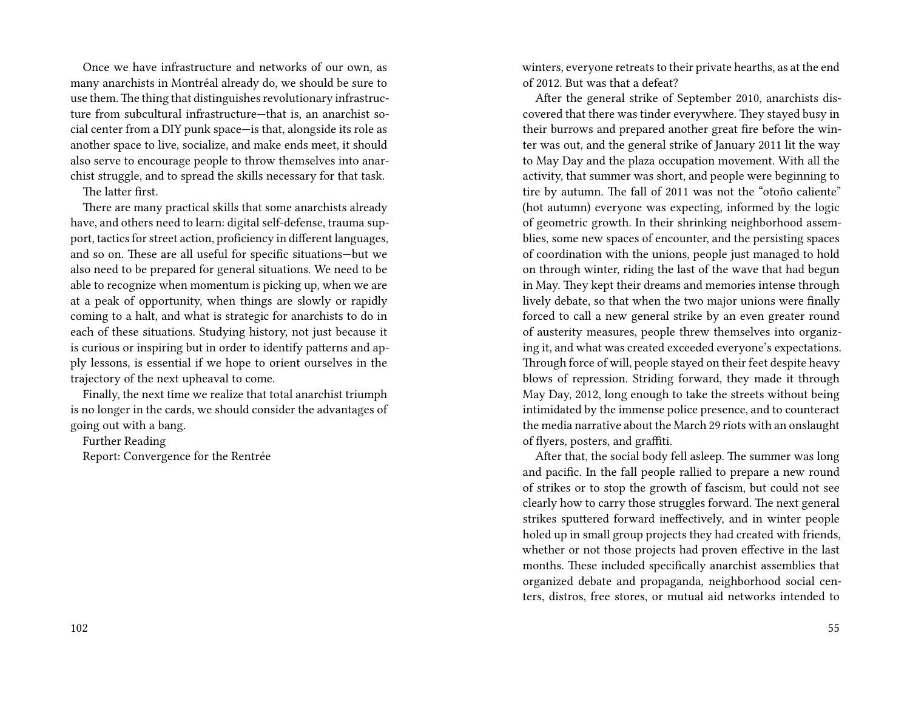Once we have infrastructure and networks of our own, as many anarchists in Montréal already do, we should be sure to use them. The thing that distinguishes revolutionary infrastructure from subcultural infrastructure—that is, an anarchist social center from a DIY punk space—is that, alongside its role as another space to live, socialize, and make ends meet, it should also serve to encourage people to throw themselves into anarchist struggle, and to spread the skills necessary for that task.

The latter first.

There are many practical skills that some anarchists already have, and others need to learn: digital self-defense, trauma support, tactics for street action, proficiency in different languages, and so on. These are all useful for specific situations—but we also need to be prepared for general situations. We need to be able to recognize when momentum is picking up, when we are at a peak of opportunity, when things are slowly or rapidly coming to a halt, and what is strategic for anarchists to do in each of these situations. Studying history, not just because it is curious or inspiring but in order to identify patterns and apply lessons, is essential if we hope to orient ourselves in the trajectory of the next upheaval to come.

Finally, the next time we realize that total anarchist triumph is no longer in the cards, we should consider the advantages of going out with a bang.

Further Reading

Report: Convergence for the Rentrée

winters, everyone retreats to their private hearths, as at the end of 2012. But was that a defeat?

After the general strike of September 2010, anarchists discovered that there was tinder everywhere. They stayed busy in their burrows and prepared another great fire before the winter was out, and the general strike of January 2011 lit the way to May Day and the plaza occupation movement. With all the activity, that summer was short, and people were beginning to tire by autumn. The fall of 2011 was not the "otoño caliente" (hot autumn) everyone was expecting, informed by the logic of geometric growth. In their shrinking neighborhood assemblies, some new spaces of encounter, and the persisting spaces of coordination with the unions, people just managed to hold on through winter, riding the last of the wave that had begun in May. They kept their dreams and memories intense through lively debate, so that when the two major unions were finally forced to call a new general strike by an even greater round of austerity measures, people threw themselves into organizing it, and what was created exceeded everyone's expectations. Through force of will, people stayed on their feet despite heavy blows of repression. Striding forward, they made it through May Day, 2012, long enough to take the streets without being intimidated by the immense police presence, and to counteract the media narrative about the March 29 riots with an onslaught of flyers, posters, and graffiti.

After that, the social body fell asleep. The summer was long and pacific. In the fall people rallied to prepare a new round of strikes or to stop the growth of fascism, but could not see clearly how to carry those struggles forward. The next general strikes sputtered forward ineffectively, and in winter people holed up in small group projects they had created with friends, whether or not those projects had proven effective in the last months. These included specifically anarchist assemblies that organized debate and propaganda, neighborhood social centers, distros, free stores, or mutual aid networks intended to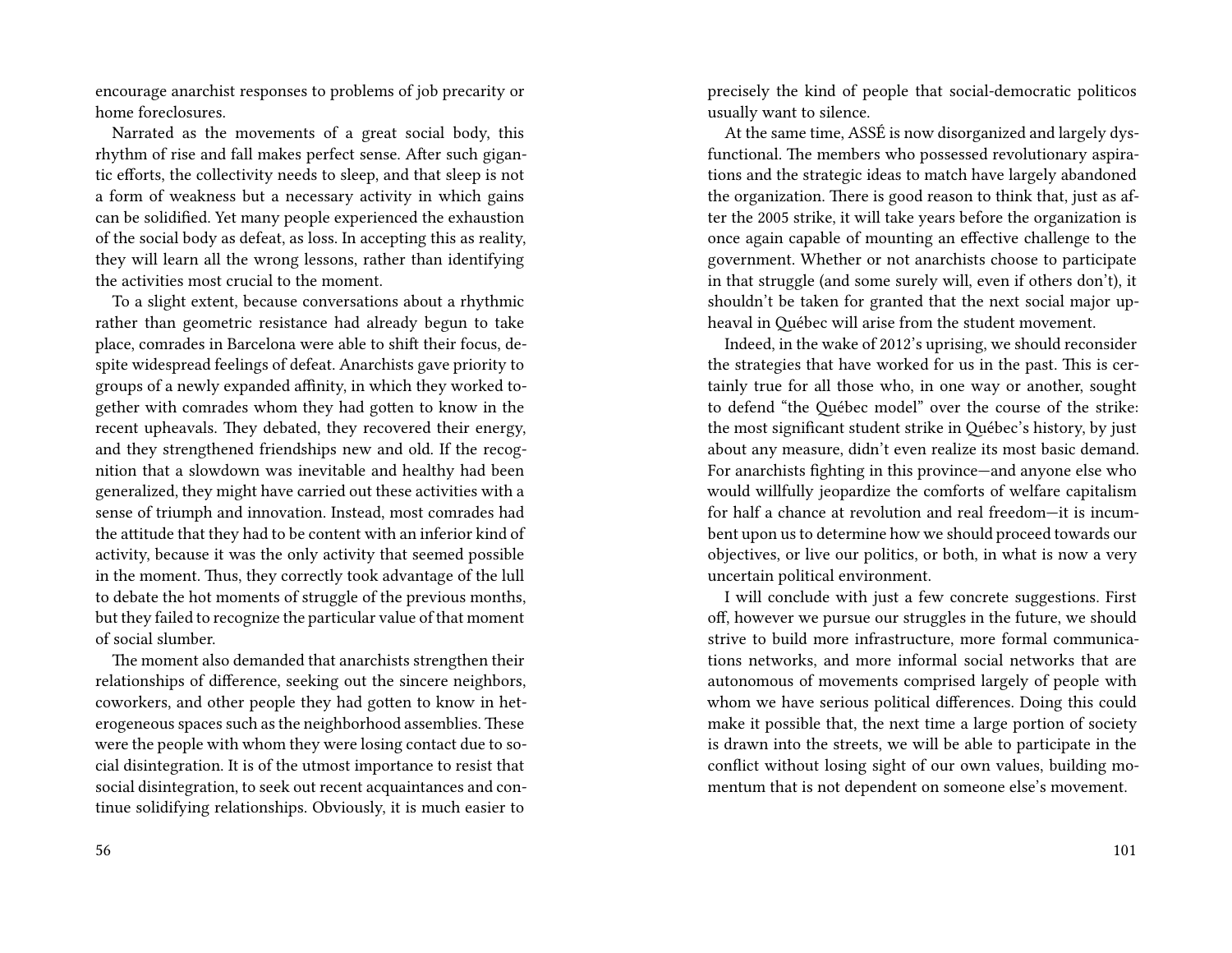encourage anarchist responses to problems of job precarity or home foreclosures.

Narrated as the movements of a great social body, this rhythm of rise and fall makes perfect sense. After such gigantic efforts, the collectivity needs to sleep, and that sleep is not a form of weakness but a necessary activity in which gains can be solidified. Yet many people experienced the exhaustion of the social body as defeat, as loss. In accepting this as reality, they will learn all the wrong lessons, rather than identifying the activities most crucial to the moment.

To a slight extent, because conversations about a rhythmic rather than geometric resistance had already begun to take place, comrades in Barcelona were able to shift their focus, despite widespread feelings of defeat. Anarchists gave priority to groups of a newly expanded affinity, in which they worked together with comrades whom they had gotten to know in the recent upheavals. They debated, they recovered their energy, and they strengthened friendships new and old. If the recognition that a slowdown was inevitable and healthy had been generalized, they might have carried out these activities with a sense of triumph and innovation. Instead, most comrades had the attitude that they had to be content with an inferior kind of activity, because it was the only activity that seemed possible in the moment. Thus, they correctly took advantage of the lull to debate the hot moments of struggle of the previous months, but they failed to recognize the particular value of that moment of social slumber.

The moment also demanded that anarchists strengthen their relationships of difference, seeking out the sincere neighbors, coworkers, and other people they had gotten to know in heterogeneous spaces such as the neighborhood assemblies. These were the people with whom they were losing contact due to social disintegration. It is of the utmost importance to resist that social disintegration, to seek out recent acquaintances and continue solidifying relationships. Obviously, it is much easier to

precisely the kind of people that social-democratic politicos usually want to silence.

At the same time, ASSÉ is now disorganized and largely dysfunctional. The members who possessed revolutionary aspirations and the strategic ideas to match have largely abandoned the organization. There is good reason to think that, just as after the 2005 strike, it will take years before the organization is once again capable of mounting an effective challenge to the government. Whether or not anarchists choose to participate in that struggle (and some surely will, even if others don't), it shouldn't be taken for granted that the next social major upheaval in Québec will arise from the student movement.

Indeed, in the wake of 2012's uprising, we should reconsider the strategies that have worked for us in the past. This is certainly true for all those who, in one way or another, sought to defend "the Québec model" over the course of the strike: the most significant student strike in Québec's history, by just about any measure, didn't even realize its most basic demand. For anarchists fighting in this province—and anyone else who would willfully jeopardize the comforts of welfare capitalism for half a chance at revolution and real freedom—it is incumbent upon us to determine how we should proceed towards our objectives, or live our politics, or both, in what is now a very uncertain political environment.

I will conclude with just a few concrete suggestions. First off, however we pursue our struggles in the future, we should strive to build more infrastructure, more formal communications networks, and more informal social networks that are autonomous of movements comprised largely of people with whom we have serious political differences. Doing this could make it possible that, the next time a large portion of society is drawn into the streets, we will be able to participate in the conflict without losing sight of our own values, building momentum that is not dependent on someone else's movement.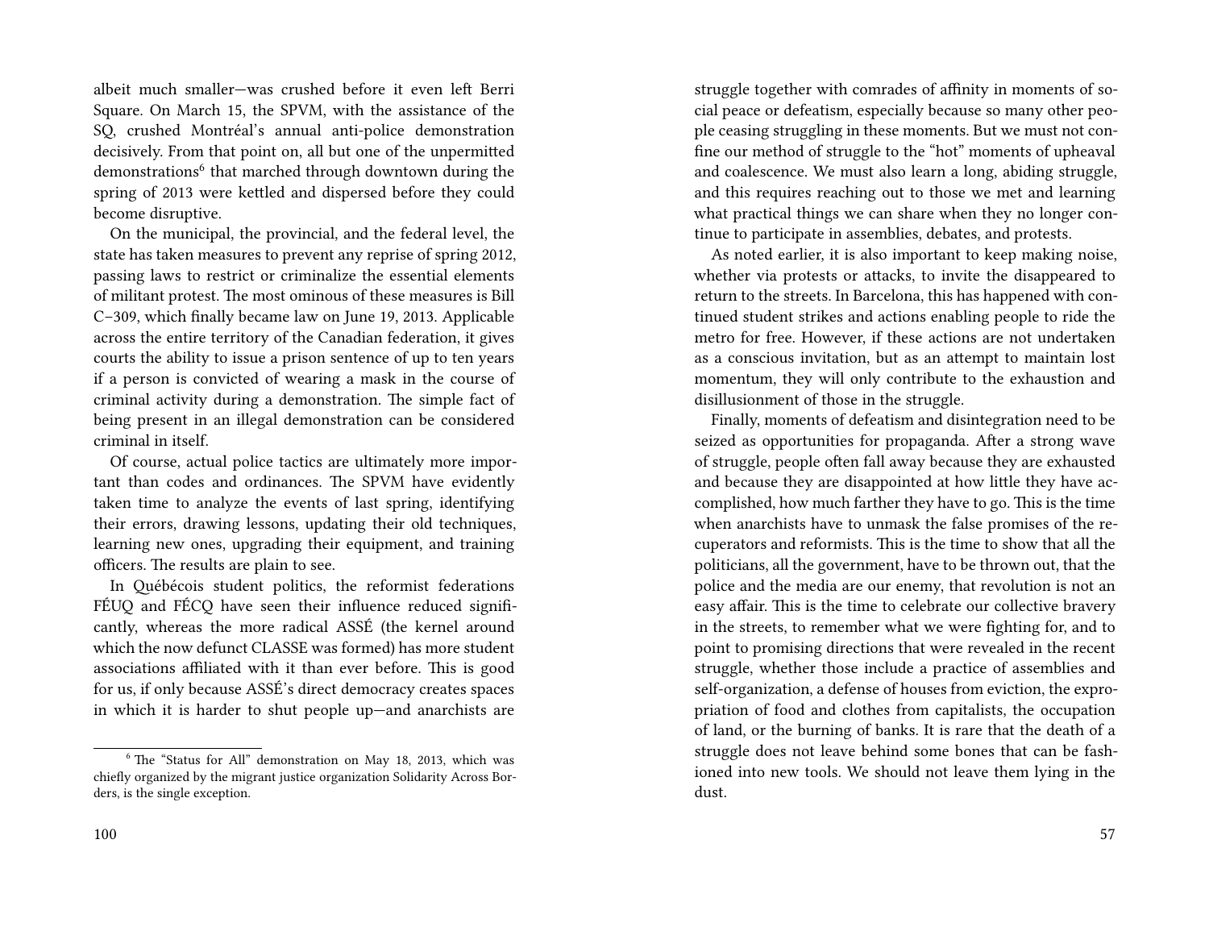albeit much smaller—was crushed before it even left Berri Square. On March 15, the SPVM, with the assistance of the SQ, crushed Montréal's annual anti-police demonstration decisively. From that point on, all but one of the unpermitted demonstrations[6] that marched through downtown during the spring of 2013 were kettled and dispersed before they could become disruptive.

On the municipal, the provincial, and the federal level, the state has taken measures to prevent any reprise of spring 2012, passing laws to restrict or criminalize the essential elements of militant protest. The most ominous of these measures is Bill C–309, which finally became law on June 19, 2013. Applicable across the entire territory of the Canadian federation, it gives courts the ability to issue a prison sentence of up to ten years if a person is convicted of wearing a mask in the course of criminal activity during a demonstration. The simple fact of being present in an illegal demonstration can be considered criminal in itself.

Of course, actual police tactics are ultimately more important than codes and ordinances. The SPVM have evidently taken time to analyze the events of last spring, identifying their errors, drawing lessons, updating their old techniques, learning new ones, upgrading their equipment, and training officers. The results are plain to see.

In Québécois student politics, the reformist federations FÉUQ and FÉCQ have seen their influence reduced significantly, whereas the more radical ASSÉ (the kernel around which the now defunct CLASSE was formed) has more student associations affiliated with it than ever before. This is good for us, if only because ASSÉ's direct democracy creates spaces in which it is harder to shut people up—and anarchists are

[6] The "Status for All" demonstration on May 18, 2013, which was chiefly organized by the migrant justice organization Solidarity Across Borders, is the single exception.

struggle together with comrades of affinity in moments of social peace or defeatism, especially because so many other people ceasing struggling in these moments. But we must not confine our method of struggle to the "hot" moments of upheaval and coalescence. We must also learn a long, abiding struggle, and this requires reaching out to those we met and learning what practical things we can share when they no longer continue to participate in assemblies, debates, and protests.

As noted earlier, it is also important to keep making noise, whether via protests or attacks, to invite the disappeared to return to the streets. In Barcelona, this has happened with continued student strikes and actions enabling people to ride the metro for free. However, if these actions are not undertaken as a conscious invitation, but as an attempt to maintain lost momentum, they will only contribute to the exhaustion and disillusionment of those in the struggle.

Finally, moments of defeatism and disintegration need to be seized as opportunities for propaganda. After a strong wave of struggle, people often fall away because they are exhausted and because they are disappointed at how little they have accomplished, how much farther they have to go. This is the time when anarchists have to unmask the false promises of the recuperators and reformists. This is the time to show that all the politicians, all the government, have to be thrown out, that the police and the media are our enemy, that revolution is not an easy affair. This is the time to celebrate our collective bravery in the streets, to remember what we were fighting for, and to point to promising directions that were revealed in the recent struggle, whether those include a practice of assemblies and self-organization, a defense of houses from eviction, the expropriation of food and clothes from capitalists, the occupation of land, or the burning of banks. It is rare that the death of a struggle does not leave behind some bones that can be fashioned into new tools. We should not leave them lying in the dust.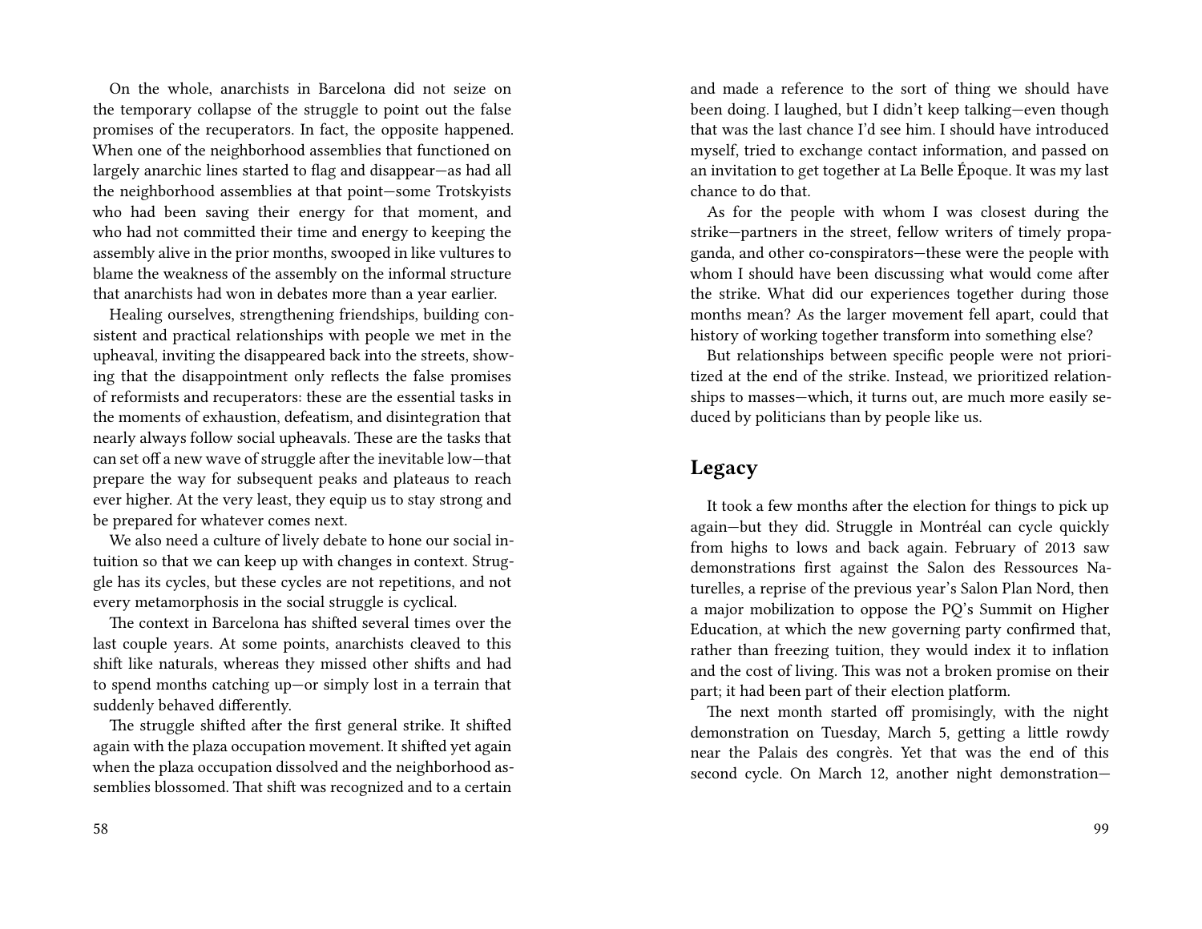On the whole, anarchists in Barcelona did not seize on the temporary collapse of the struggle to point out the false promises of the recuperators. In fact, the opposite happened. When one of the neighborhood assemblies that functioned on largely anarchic lines started to flag and disappear—as had all the neighborhood assemblies at that point—some Trotskyists who had been saving their energy for that moment, and who had not committed their time and energy to keeping the assembly alive in the prior months, swooped in like vultures to blame the weakness of the assembly on the informal structure that anarchists had won in debates more than a year earlier.

Healing ourselves, strengthening friendships, building consistent and practical relationships with people we met in the upheaval, inviting the disappeared back into the streets, showing that the disappointment only reflects the false promises of reformists and recuperators: these are the essential tasks in the moments of exhaustion, defeatism, and disintegration that nearly always follow social upheavals. These are the tasks that can set off a new wave of struggle after the inevitable low—that prepare the way for subsequent peaks and plateaus to reach ever higher. At the very least, they equip us to stay strong and be prepared for whatever comes next.

We also need a culture of lively debate to hone our social intuition so that we can keep up with changes in context. Struggle has its cycles, but these cycles are not repetitions, and not every metamorphosis in the social struggle is cyclical.

The context in Barcelona has shifted several times over the last couple years. At some points, anarchists cleaved to this shift like naturals, whereas they missed other shifts and had to spend months catching up—or simply lost in a terrain that suddenly behaved differently.

The struggle shifted after the first general strike. It shifted again with the plaza occupation movement. It shifted yet again when the plaza occupation dissolved and the neighborhood assemblies blossomed. That shift was recognized and to a certain

and made a reference to the sort of thing we should have been doing. I laughed, but I didn't keep talking—even though that was the last chance I'd see him. I should have introduced myself, tried to exchange contact information, and passed on an invitation to get together at La Belle Époque. It was my last chance to do that.

As for the people with whom I was closest during the strike—partners in the street, fellow writers of timely propaganda, and other co-conspirators—these were the people with whom I should have been discussing what would come after the strike. What did our experiences together during those months mean? As the larger movement fell apart, could that history of working together transform into something else?

But relationships between specific people were not prioritized at the end of the strike. Instead, we prioritized relationships to masses—which, it turns out, are much more easily seduced by politicians than by people like us.

## Legacy

It took a few months after the election for things to pick up again—but they did. Struggle in Montréal can cycle quickly from highs to lows and back again. February of 2013 saw demonstrations first against the Salon des Ressources Naturelles, a reprise of the previous year's Salon Plan Nord, then a major mobilization to oppose the PQ's Summit on Higher Education, at which the new governing party confirmed that, rather than freezing tuition, they would index it to inflation and the cost of living. This was not a broken promise on their part; it had been part of their election platform.

The next month started off promisingly, with the night demonstration on Tuesday, March 5, getting a little rowdy near the Palais des congrès. Yet that was the end of this second cycle. On March 12, another night demonstration—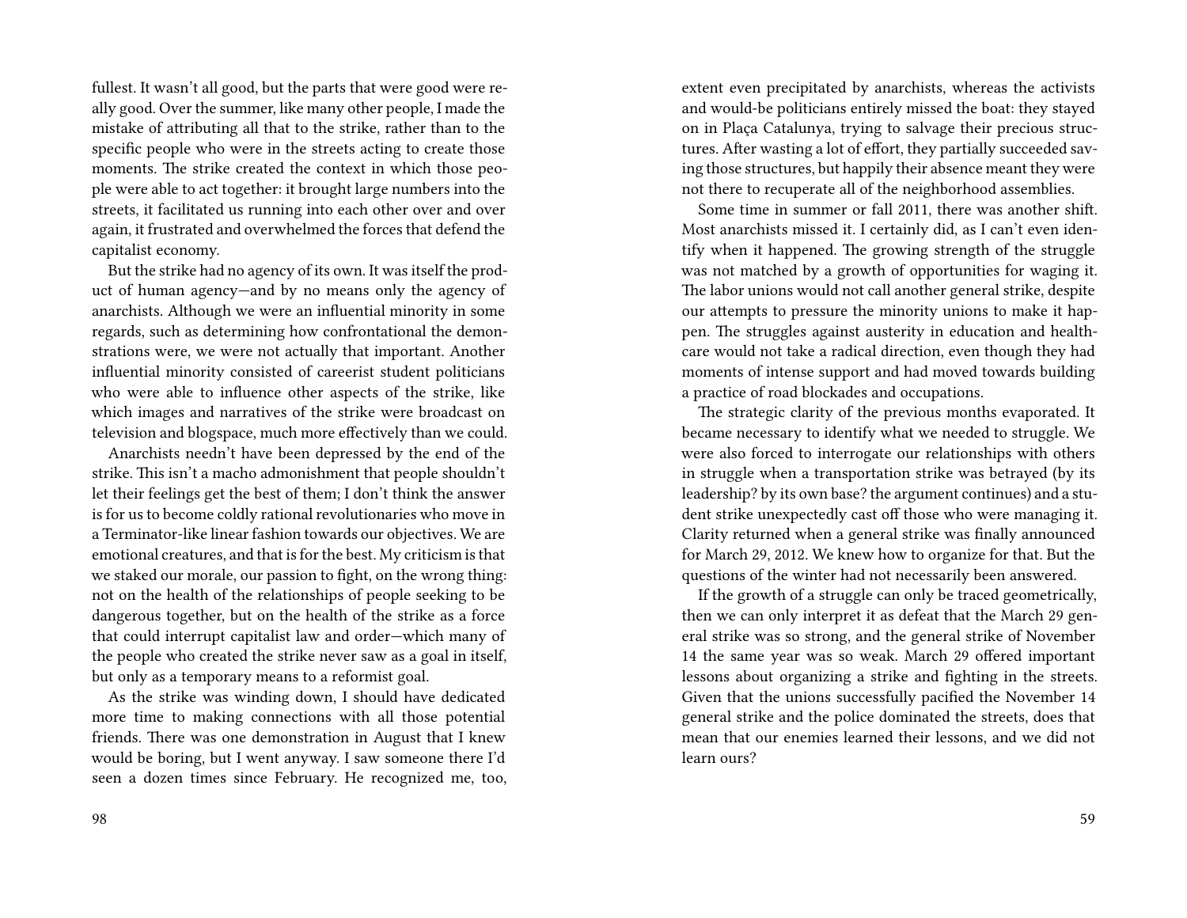fullest. It wasn't all good, but the parts that were good were really good. Over the summer, like many other people, I made the mistake of attributing all that to the strike, rather than to the specific people who were in the streets acting to create those moments. The strike created the context in which those people were able to act together: it brought large numbers into the streets, it facilitated us running into each other over and over again, it frustrated and overwhelmed the forces that defend the capitalist economy.

But the strike had no agency of its own. It was itself the product of human agency—and by no means only the agency of anarchists. Although we were an influential minority in some regards, such as determining how confrontational the demonstrations were, we were not actually that important. Another influential minority consisted of careerist student politicians who were able to influence other aspects of the strike, like which images and narratives of the strike were broadcast on television and blogspace, much more effectively than we could.

Anarchists needn't have been depressed by the end of the strike. This isn't a macho admonishment that people shouldn't let their feelings get the best of them; I don't think the answer is for us to become coldly rational revolutionaries who move in a Terminator-like linear fashion towards our objectives. We are emotional creatures, and that is for the best. My criticism is that we staked our morale, our passion to fight, on the wrong thing: not on the health of the relationships of people seeking to be dangerous together, but on the health of the strike as a force that could interrupt capitalist law and order—which many of the people who created the strike never saw as a goal in itself, but only as a temporary means to a reformist goal.

As the strike was winding down, I should have dedicated more time to making connections with all those potential friends. There was one demonstration in August that I knew would be boring, but I went anyway. I saw someone there I'd seen a dozen times since February. He recognized me, too,

extent even precipitated by anarchists, whereas the activists and would-be politicians entirely missed the boat: they stayed on in Plaça Catalunya, trying to salvage their precious structures. After wasting a lot of effort, they partially succeeded saving those structures, but happily their absence meant they were not there to recuperate all of the neighborhood assemblies.

Some time in summer or fall 2011, there was another shift. Most anarchists missed it. I certainly did, as I can't even identify when it happened. The growing strength of the struggle was not matched by a growth of opportunities for waging it. The labor unions would not call another general strike, despite our attempts to pressure the minority unions to make it happen. The struggles against austerity in education and healthcare would not take a radical direction, even though they had moments of intense support and had moved towards building a practice of road blockades and occupations.

The strategic clarity of the previous months evaporated. It became necessary to identify what we needed to struggle. We were also forced to interrogate our relationships with others in struggle when a transportation strike was betrayed (by its leadership? by its own base? the argument continues) and a student strike unexpectedly cast off those who were managing it. Clarity returned when a general strike was finally announced for March 29, 2012. We knew how to organize for that. But the questions of the winter had not necessarily been answered.

If the growth of a struggle can only be traced geometrically, then we can only interpret it as defeat that the March 29 general strike was so strong, and the general strike of November 14 the same year was so weak. March 29 offered important lessons about organizing a strike and fighting in the streets. Given that the unions successfully pacified the November 14 general strike and the police dominated the streets, does that mean that our enemies learned their lessons, and we did not learn ours?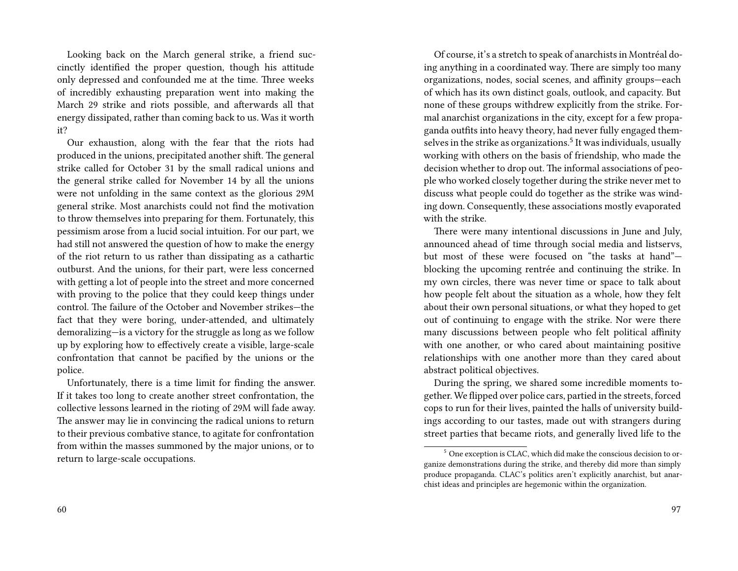Looking back on the March general strike, a friend succinctly identified the proper question, though his attitude only depressed and confounded me at the time. Three weeks of incredibly exhausting preparation went into making the March 29 strike and riots possible, and afterwards all that energy dissipated, rather than coming back to us. Was it worth it?

Our exhaustion, along with the fear that the riots had produced in the unions, precipitated another shift. The general strike called for October 31 by the small radical unions and the general strike called for November 14 by all the unions were not unfolding in the same context as the glorious 29M general strike. Most anarchists could not find the motivation to throw themselves into preparing for them. Fortunately, this pessimism arose from a lucid social intuition. For our part, we had still not answered the question of how to make the energy of the riot return to us rather than dissipating as a cathartic outburst. And the unions, for their part, were less concerned with getting a lot of people into the street and more concerned with proving to the police that they could keep things under control. The failure of the October and November strikes—the fact that they were boring, under-attended, and ultimately demoralizing—is a victory for the struggle as long as we follow up by exploring how to effectively create a visible, large-scale confrontation that cannot be pacified by the unions or the police.

Unfortunately, there is a time limit for finding the answer. If it takes too long to create another street confrontation, the collective lessons learned in the rioting of 29M will fade away. The answer may lie in convincing the radical unions to return to their previous combative stance, to agitate for confrontation from within the masses summoned by the major unions, or to return to large-scale occupations.

Of course, it's a stretch to speak of anarchists in Montréal doing anything in a coordinated way. There are simply too many organizations, nodes, social scenes, and affinity groups—each of which has its own distinct goals, outlook, and capacity. But none of these groups withdrew explicitly from the strike. Formal anarchist organizations in the city, except for a few propaganda outfits into heavy theory, had never fully engaged themselves in the strike as organizations.[5] It was individuals, usually working with others on the basis of friendship, who made the decision whether to drop out. The informal associations of people who worked closely together during the strike never met to discuss what people could do together as the strike was winding down. Consequently, these associations mostly evaporated with the strike.

There were many intentional discussions in June and July, announced ahead of time through social media and listservs, but most of these were focused on "the tasks at hand"—blocking the upcoming rentrée and continuing the strike. In my own circles, there was never time or space to talk about how people felt about the situation as a whole, how they felt about their own personal situations, or what they hoped to get out of continuing to engage with the strike. Nor were there many discussions between people who felt political affinity with one another, or who cared about maintaining positive relationships with one another more than they cared about abstract political objectives.

During the spring, we shared some incredible moments together. We flipped over police cars, partied in the streets, forced cops to run for their lives, painted the halls of university buildings according to our tastes, made out with strangers during street parties that became riots, and generally lived life to the

[5] One exception is CLAC, which did make the conscious decision to organize demonstrations during the strike, and thereby did more than simply produce propaganda. CLAC's politics aren't explicitly anarchist, but anarchist ideas and principles are hegemonic within the organization.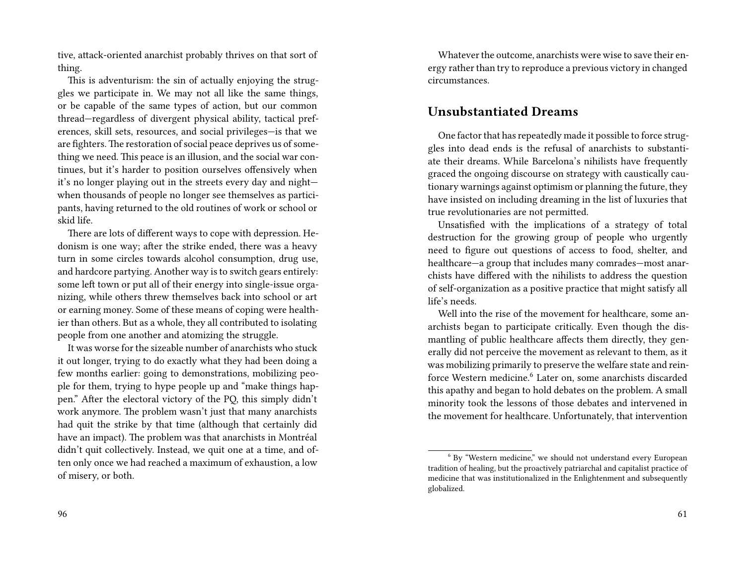tive, attack-oriented anarchist probably thrives on that sort of thing.

This is adventurism: the sin of actually enjoying the struggles we participate in. We may not all like the same things, or be capable of the same types of action, but our common thread—regardless of divergent physical ability, tactical preferences, skill sets, resources, and social privileges—is that we are fighters. The restoration of social peace deprives us of something we need. This peace is an illusion, and the social war continues, but it's harder to position ourselves offensively when it's no longer playing out in the streets every day and night—when thousands of people no longer see themselves as participants, having returned to the old routines of work or school or skid life.

There are lots of different ways to cope with depression. Hedonism is one way; after the strike ended, there was a heavy turn in some circles towards alcohol consumption, drug use, and hardcore partying. Another way is to switch gears entirely: some left town or put all of their energy into single-issue organizing, while others threw themselves back into school or art or earning money. Some of these means of coping were healthier than others. But as a whole, they all contributed to isolating people from one another and atomizing the struggle.

It was worse for the sizeable number of anarchists who stuck it out longer, trying to do exactly what they had been doing a few months earlier: going to demonstrations, mobilizing people for them, trying to hype people up and "make things happen." After the electoral victory of the PQ, this simply didn't work anymore. The problem wasn't just that many anarchists had quit the strike by that time (although that certainly did have an impact). The problem was that anarchists in Montréal didn't quit collectively. Instead, we quit one at a time, and often only once we had reached a maximum of exhaustion, a low of misery, or both.

Whatever the outcome, anarchists were wise to save their energy rather than try to reproduce a previous victory in changed circumstances.

## Unsubstantiated Dreams

One factor that has repeatedly made it possible to force struggles into dead ends is the refusal of anarchists to substantiate their dreams. While Barcelona's nihilists have frequently graced the ongoing discourse on strategy with caustically cautionary warnings against optimism or planning the future, they have insisted on including dreaming in the list of luxuries that true revolutionaries are not permitted.

Unsatisfied with the implications of a strategy of total destruction for the growing group of people who urgently need to figure out questions of access to food, shelter, and healthcare—a group that includes many comrades—most anarchists have differed with the nihilists to address the question of self-organization as a positive practice that might satisfy all life's needs.

Well into the rise of the movement for healthcare, some anarchists began to participate critically. Even though the dismantling of public healthcare affects them directly, they generally did not perceive the movement as relevant to them, as it was mobilizing primarily to preserve the welfare state and reinforce Western medicine.[6] Later on, some anarchists discarded this apathy and began to hold debates on the problem. A small minority took the lessons of those debates and intervened in the movement for healthcare. Unfortunately, that intervention

[6] By "Western medicine," we should not understand every European tradition of healing, but the proactively patriarchal and capitalist practice of medicine that was institutionalized in the Enlightenment and subsequently globalized.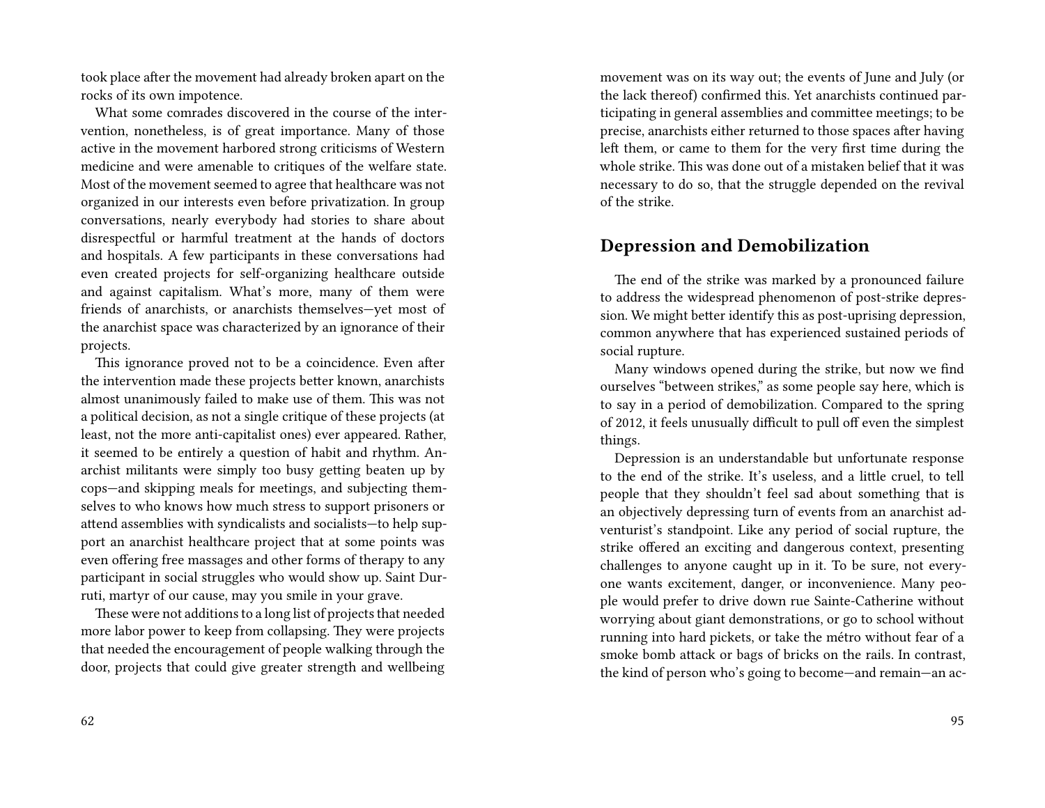took place after the movement had already broken apart on the rocks of its own impotence.

What some comrades discovered in the course of the intervention, nonetheless, is of great importance. Many of those active in the movement harbored strong criticisms of Western medicine and were amenable to critiques of the welfare state. Most of the movement seemed to agree that healthcare was not organized in our interests even before privatization. In group conversations, nearly everybody had stories to share about disrespectful or harmful treatment at the hands of doctors and hospitals. A few participants in these conversations had even created projects for self-organizing healthcare outside and against capitalism. What's more, many of them were friends of anarchists, or anarchists themselves—yet most of the anarchist space was characterized by an ignorance of their projects.

This ignorance proved not to be a coincidence. Even after the intervention made these projects better known, anarchists almost unanimously failed to make use of them. This was not a political decision, as not a single critique of these projects (at least, not the more anti-capitalist ones) ever appeared. Rather, it seemed to be entirely a question of habit and rhythm. Anarchist militants were simply too busy getting beaten up by cops—and skipping meals for meetings, and subjecting themselves to who knows how much stress to support prisoners or attend assemblies with syndicalists and socialists—to help support an anarchist healthcare project that at some points was even offering free massages and other forms of therapy to any participant in social struggles who would show up. Saint Durruti, martyr of our cause, may you smile in your grave.

These were not additions to a long list of projects that needed more labor power to keep from collapsing. They were projects that needed the encouragement of people walking through the door, projects that could give greater strength and wellbeing

movement was on its way out; the events of June and July (or the lack thereof) confirmed this. Yet anarchists continued participating in general assemblies and committee meetings; to be precise, anarchists either returned to those spaces after having left them, or came to them for the very first time during the whole strike. This was done out of a mistaken belief that it was necessary to do so, that the struggle depended on the revival of the strike.

## Depression and Demobilization

The end of the strike was marked by a pronounced failure to address the widespread phenomenon of post-strike depression. We might better identify this as post-uprising depression, common anywhere that has experienced sustained periods of social rupture.

Many windows opened during the strike, but now we find ourselves "between strikes," as some people say here, which is to say in a period of demobilization. Compared to the spring of 2012, it feels unusually difficult to pull off even the simplest things.

Depression is an understandable but unfortunate response to the end of the strike. It's useless, and a little cruel, to tell people that they shouldn't feel sad about something that is an objectively depressing turn of events from an anarchist adventurist's standpoint. Like any period of social rupture, the strike offered an exciting and dangerous context, presenting challenges to anyone caught up in it. To be sure, not everyone wants excitement, danger, or inconvenience. Many people would prefer to drive down rue Sainte-Catherine without worrying about giant demonstrations, or go to school without running into hard pickets, or take the métro without fear of a smoke bomb attack or bags of bricks on the rails. In contrast, the kind of person who's going to become—and remain—an ac-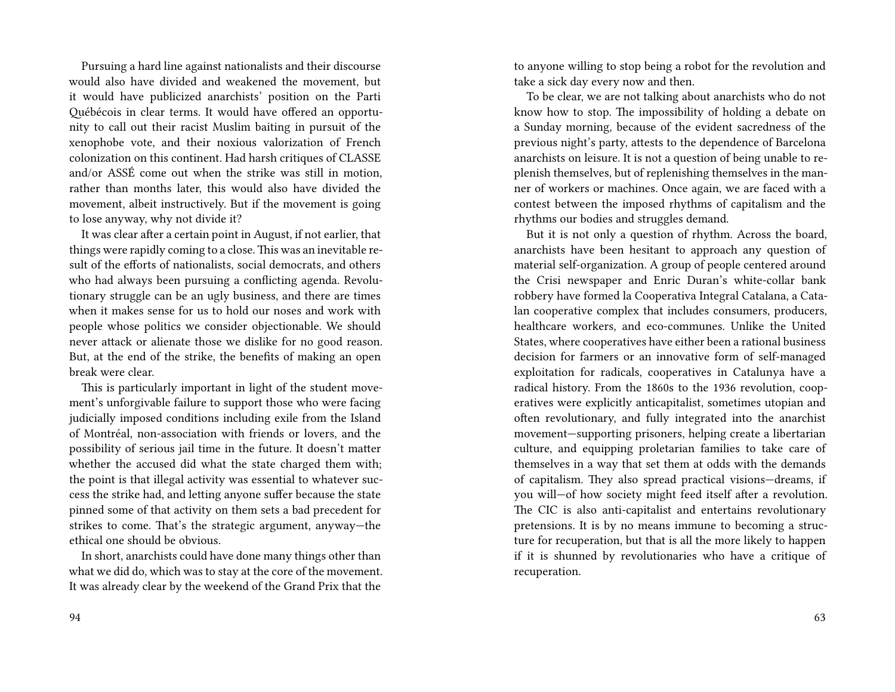Pursuing a hard line against nationalists and their discourse would also have divided and weakened the movement, but it would have publicized anarchists' position on the Parti Québécois in clear terms. It would have offered an opportunity to call out their racist Muslim baiting in pursuit of the xenophobe vote, and their noxious valorization of French colonization on this continent. Had harsh critiques of CLASSE and/or ASSÉ come out when the strike was still in motion, rather than months later, this would also have divided the movement, albeit instructively. But if the movement is going to lose anyway, why not divide it?

It was clear after a certain point in August, if not earlier, that things were rapidly coming to a close. This was an inevitable result of the efforts of nationalists, social democrats, and others who had always been pursuing a conflicting agenda. Revolutionary struggle can be an ugly business, and there are times when it makes sense for us to hold our noses and work with people whose politics we consider objectionable. We should never attack or alienate those we dislike for no good reason. But, at the end of the strike, the benefits of making an open break were clear.

This is particularly important in light of the student movement's unforgivable failure to support those who were facing judicially imposed conditions including exile from the Island of Montréal, non-association with friends or lovers, and the possibility of serious jail time in the future. It doesn't matter whether the accused did what the state charged them with; the point is that illegal activity was essential to whatever success the strike had, and letting anyone suffer because the state pinned some of that activity on them sets a bad precedent for strikes to come. That's the strategic argument, anyway—the ethical one should be obvious.

In short, anarchists could have done many things other than what we did do, which was to stay at the core of the movement. It was already clear by the weekend of the Grand Prix that the

to anyone willing to stop being a robot for the revolution and take a sick day every now and then.

To be clear, we are not talking about anarchists who do not know how to stop. The impossibility of holding a debate on a Sunday morning, because of the evident sacredness of the previous night's party, attests to the dependence of Barcelona anarchists on leisure. It is not a question of being unable to replenish themselves, but of replenishing themselves in the manner of workers or machines. Once again, we are faced with a contest between the imposed rhythms of capitalism and the rhythms our bodies and struggles demand.

But it is not only a question of rhythm. Across the board, anarchists have been hesitant to approach any question of material self-organization. A group of people centered around the Crisi newspaper and Enric Duran's white-collar bank robbery have formed la Cooperativa Integral Catalana, a Catalan cooperative complex that includes consumers, producers, healthcare workers, and eco-communes. Unlike the United States, where cooperatives have either been a rational business decision for farmers or an innovative form of self-managed exploitation for radicals, cooperatives in Catalunya have a radical history. From the 1860s to the 1936 revolution, cooperatives were explicitly anticapitalist, sometimes utopian and often revolutionary, and fully integrated into the anarchist movement—supporting prisoners, helping create a libertarian culture, and equipping proletarian families to take care of themselves in a way that set them at odds with the demands of capitalism. They also spread practical visions—dreams, if you will—of how society might feed itself after a revolution. The CIC is also anti-capitalist and entertains revolutionary pretensions. It is by no means immune to becoming a structure for recuperation, but that is all the more likely to happen if it is shunned by revolutionaries who have a critique of recuperation.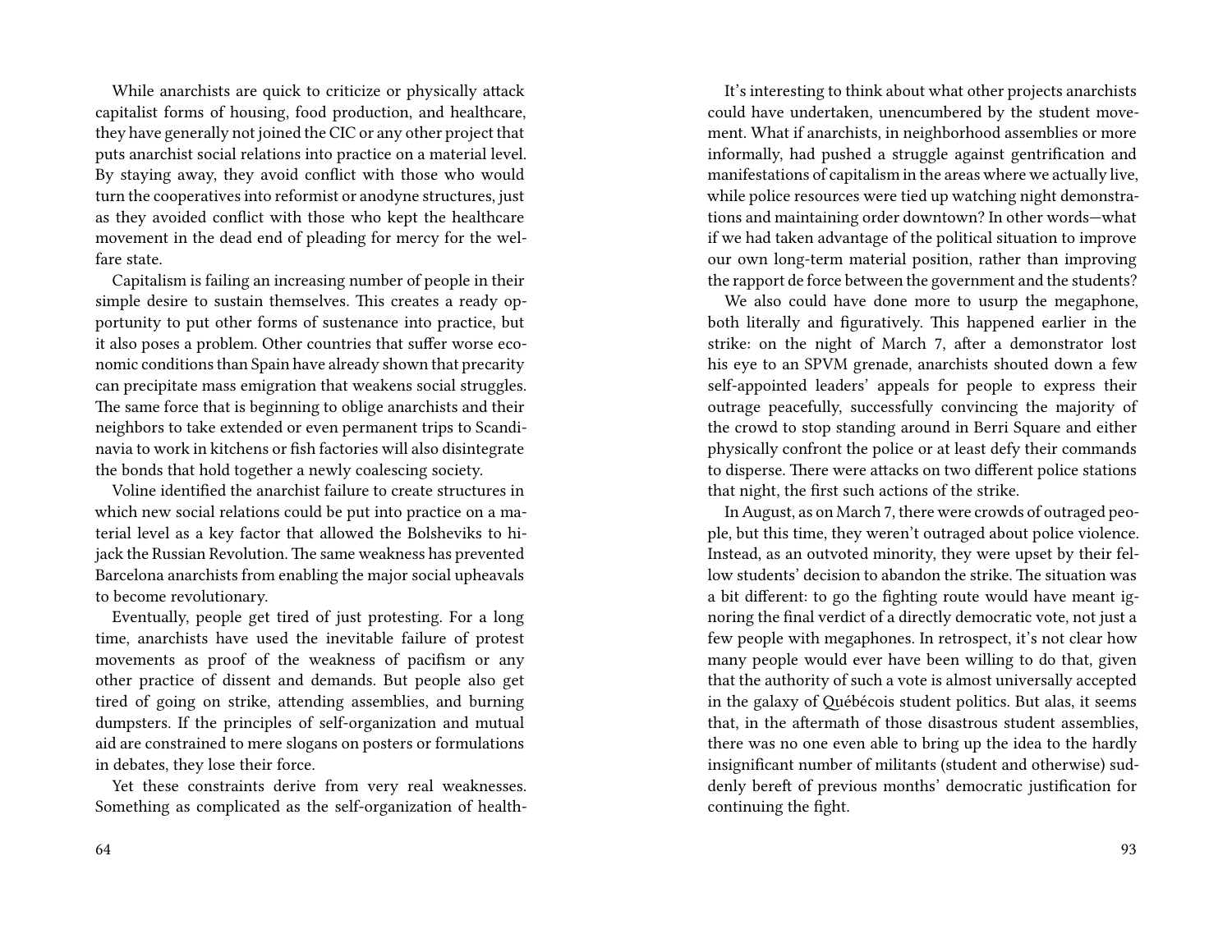While anarchists are quick to criticize or physically attack capitalist forms of housing, food production, and healthcare, they have generally not joined the CIC or any other project that puts anarchist social relations into practice on a material level. By staying away, they avoid conflict with those who would turn the cooperatives into reformist or anodyne structures, just as they avoided conflict with those who kept the healthcare movement in the dead end of pleading for mercy for the welfare state.

Capitalism is failing an increasing number of people in their simple desire to sustain themselves. This creates a ready opportunity to put other forms of sustenance into practice, but it also poses a problem. Other countries that suffer worse economic conditions than Spain have already shown that precarity can precipitate mass emigration that weakens social struggles. The same force that is beginning to oblige anarchists and their neighbors to take extended or even permanent trips to Scandinavia to work in kitchens or fish factories will also disintegrate the bonds that hold together a newly coalescing society.

Voline identified the anarchist failure to create structures in which new social relations could be put into practice on a material level as a key factor that allowed the Bolsheviks to hijack the Russian Revolution. The same weakness has prevented Barcelona anarchists from enabling the major social upheavals to become revolutionary.

Eventually, people get tired of just protesting. For a long time, anarchists have used the inevitable failure of protest movements as proof of the weakness of pacifism or any other practice of dissent and demands. But people also get tired of going on strike, attending assemblies, and burning dumpsters. If the principles of self-organization and mutual aid are constrained to mere slogans on posters or formulations in debates, they lose their force.

Yet these constraints derive from very real weaknesses. Something as complicated as the self-organization of health-

It's interesting to think about what other projects anarchists could have undertaken, unencumbered by the student movement. What if anarchists, in neighborhood assemblies or more informally, had pushed a struggle against gentrification and manifestations of capitalism in the areas where we actually live, while police resources were tied up watching night demonstrations and maintaining order downtown? In other words—what if we had taken advantage of the political situation to improve our own long-term material position, rather than improving the rapport de force between the government and the students?

We also could have done more to usurp the megaphone, both literally and figuratively. This happened earlier in the strike: on the night of March 7, after a demonstrator lost his eye to an SPVM grenade, anarchists shouted down a few self-appointed leaders' appeals for people to express their outrage peacefully, successfully convincing the majority of the crowd to stop standing around in Berri Square and either physically confront the police or at least defy their commands to disperse. There were attacks on two different police stations that night, the first such actions of the strike.

In August, as on March 7, there were crowds of outraged people, but this time, they weren't outraged about police violence. Instead, as an outvoted minority, they were upset by their fellow students' decision to abandon the strike. The situation was a bit different: to go the fighting route would have meant ignoring the final verdict of a directly democratic vote, not just a few people with megaphones. In retrospect, it's not clear how many people would ever have been willing to do that, given that the authority of such a vote is almost universally accepted in the galaxy of Québécois student politics. But alas, it seems that, in the aftermath of those disastrous student assemblies, there was no one even able to bring up the idea to the hardly insignificant number of militants (student and otherwise) suddenly bereft of previous months' democratic justification for continuing the fight.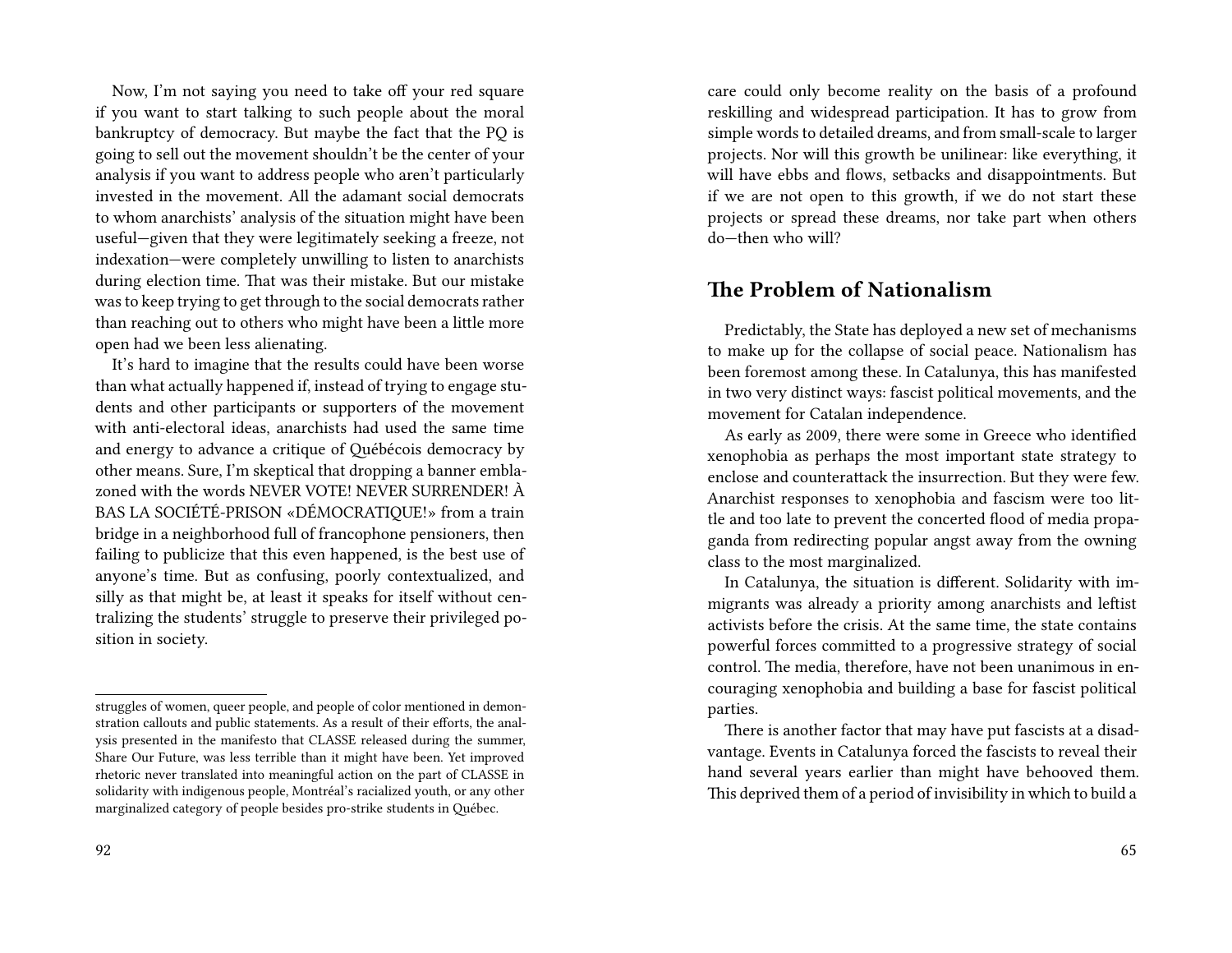Now, I'm not saying you need to take off your red square if you want to start talking to such people about the moral bankruptcy of democracy. But maybe the fact that the PQ is going to sell out the movement shouldn't be the center of your analysis if you want to address people who aren't particularly invested in the movement. All the adamant social democrats to whom anarchists' analysis of the situation might have been useful—given that they were legitimately seeking a freeze, not indexation—were completely unwilling to listen to anarchists during election time. That was their mistake. But our mistake was to keep trying to get through to the social democrats rather than reaching out to others who might have been a little more open had we been less alienating.

It's hard to imagine that the results could have been worse than what actually happened if, instead of trying to engage students and other participants or supporters of the movement with anti-electoral ideas, anarchists had used the same time and energy to advance a critique of Québécois democracy by other means. Sure, I'm skeptical that dropping a banner emblazoned with the words NEVER VOTE! NEVER SURRENDER! À BAS LA SOCIÉTÉ-PRISON «DÉMOCRATIQUE!» from a train bridge in a neighborhood full of francophone pensioners, then failing to publicize that this even happened, is the best use of anyone's time. But as confusing, poorly contextualized, and silly as that might be, at least it speaks for itself without centralizing the students' struggle to preserve their privileged position in society.

struggles of women, queer people, and people of color mentioned in demonstration callouts and public statements. As a result of their efforts, the analysis presented in the manifesto that CLASSE released during the summer, Share Our Future, was less terrible than it might have been. Yet improved rhetoric never translated into meaningful action on the part of CLASSE in solidarity with indigenous people, Montréal's racialized youth, or any other marginalized category of people besides pro-strike students in Québec.

care could only become reality on the basis of a profound reskilling and widespread participation. It has to grow from simple words to detailed dreams, and from small-scale to larger projects. Nor will this growth be unilinear: like everything, it will have ebbs and flows, setbacks and disappointments. But if we are not open to this growth, if we do not start these projects or spread these dreams, nor take part when others do—then who will?

## The Problem of Nationalism

Predictably, the State has deployed a new set of mechanisms to make up for the collapse of social peace. Nationalism has been foremost among these. In Catalunya, this has manifested in two very distinct ways: fascist political movements, and the movement for Catalan independence.

As early as 2009, there were some in Greece who identified xenophobia as perhaps the most important state strategy to enclose and counterattack the insurrection. But they were few. Anarchist responses to xenophobia and fascism were too little and too late to prevent the concerted flood of media propaganda from redirecting popular angst away from the owning class to the most marginalized.

In Catalunya, the situation is different. Solidarity with immigrants was already a priority among anarchists and leftist activists before the crisis. At the same time, the state contains powerful forces committed to a progressive strategy of social control. The media, therefore, have not been unanimous in encouraging xenophobia and building a base for fascist political parties.

There is another factor that may have put fascists at a disadvantage. Events in Catalunya forced the fascists to reveal their hand several years earlier than might have behooved them. This deprived them of a period of invisibility in which to build a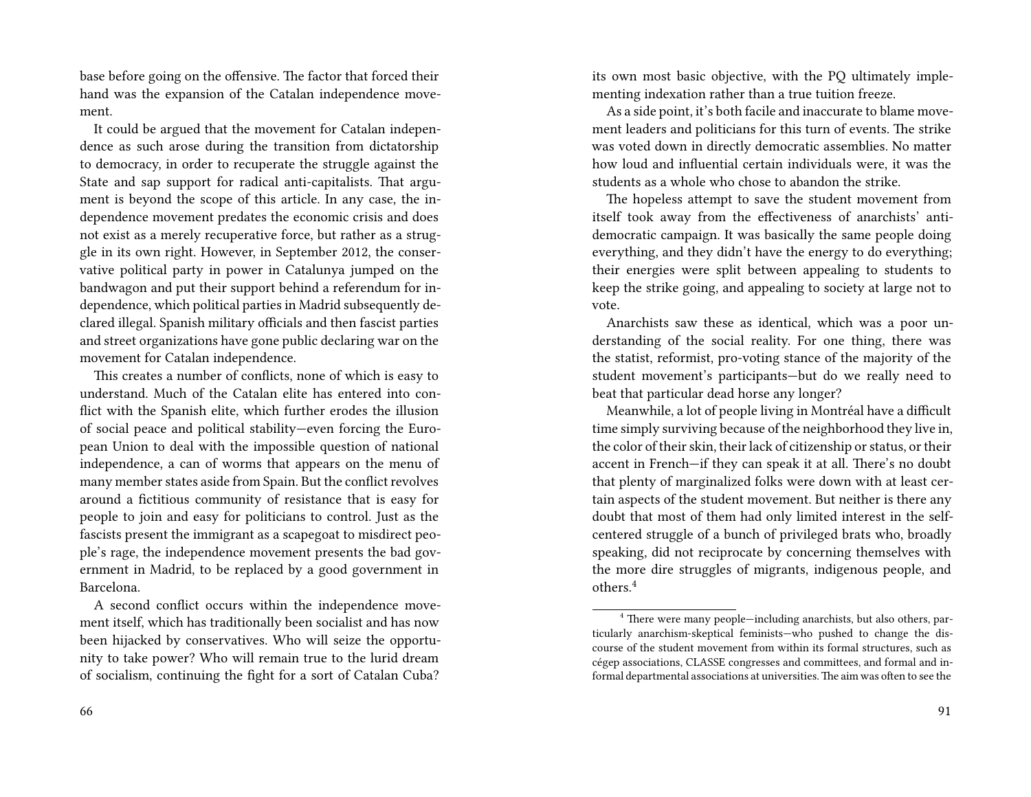base before going on the offensive. The factor that forced their hand was the expansion of the Catalan independence movement.

It could be argued that the movement for Catalan independence as such arose during the transition from dictatorship to democracy, in order to recuperate the struggle against the State and sap support for radical anti-capitalists. That argument is beyond the scope of this article. In any case, the independence movement predates the economic crisis and does not exist as a merely recuperative force, but rather as a struggle in its own right. However, in September 2012, the conservative political party in power in Catalunya jumped on the bandwagon and put their support behind a referendum for independence, which political parties in Madrid subsequently declared illegal. Spanish military officials and then fascist parties and street organizations have gone public declaring war on the movement for Catalan independence.

This creates a number of conflicts, none of which is easy to understand. Much of the Catalan elite has entered into conflict with the Spanish elite, which further erodes the illusion of social peace and political stability—even forcing the European Union to deal with the impossible question of national independence, a can of worms that appears on the menu of many member states aside from Spain. But the conflict revolves around a fictitious community of resistance that is easy for people to join and easy for politicians to control. Just as the fascists present the immigrant as a scapegoat to misdirect people's rage, the independence movement presents the bad government in Madrid, to be replaced by a good government in Barcelona.

A second conflict occurs within the independence movement itself, which has traditionally been socialist and has now been hijacked by conservatives. Who will seize the opportunity to take power? Who will remain true to the lurid dream of socialism, continuing the fight for a sort of Catalan Cuba?

its own most basic objective, with the PQ ultimately implementing indexation rather than a true tuition freeze.

As a side point, it's both facile and inaccurate to blame movement leaders and politicians for this turn of events. The strike was voted down in directly democratic assemblies. No matter how loud and influential certain individuals were, it was the students as a whole who chose to abandon the strike.

The hopeless attempt to save the student movement from itself took away from the effectiveness of anarchists' anti-democratic campaign. It was basically the same people doing everything, and they didn't have the energy to do everything; their energies were split between appealing to students to keep the strike going, and appealing to society at large not to vote.

Anarchists saw these as identical, which was a poor understanding of the social reality. For one thing, there was the statist, reformist, pro-voting stance of the majority of the student movement's participants—but do we really need to beat that particular dead horse any longer?

Meanwhile, a lot of people living in Montréal have a difficult time simply surviving because of the neighborhood they live in, the color of their skin, their lack of citizenship or status, or their accent in French—if they can speak it at all. There's no doubt that plenty of marginalized folks were down with at least certain aspects of the student movement. But neither is there any doubt that most of them had only limited interest in the self-centered struggle of a bunch of privileged brats who, broadly speaking, did not reciprocate by concerning themselves with the more dire struggles of migrants, indigenous people, and others.[4]

[4] There were many people—including anarchists, but also others, particularly anarchism-skeptical feminists—who pushed to change the discourse of the student movement from within its formal structures, such as cégep associations, CLASSE congresses and committees, and formal and informal departmental associations at universities. The aim was often to see the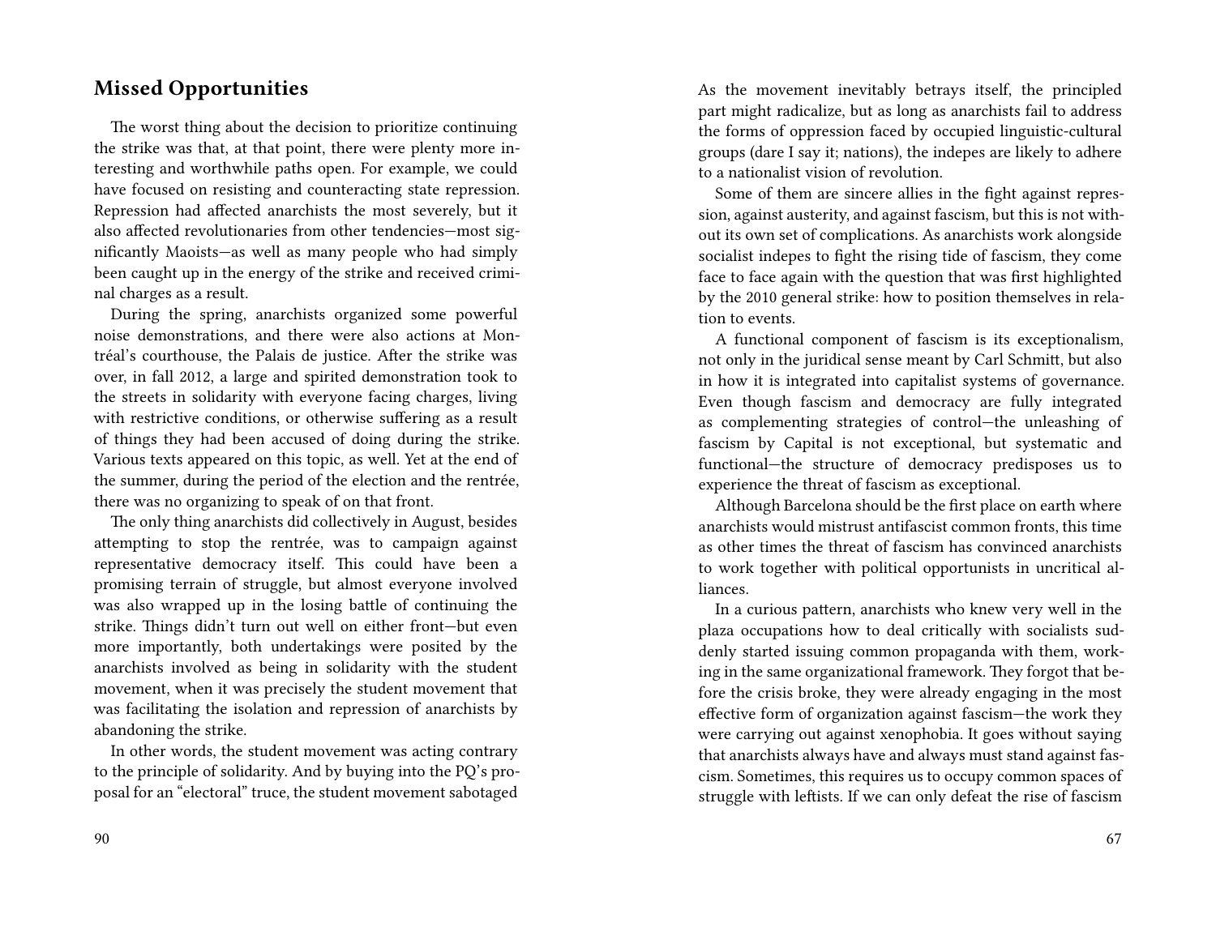## Missed Opportunities

The worst thing about the decision to prioritize continuing the strike was that, at that point, there were plenty more interesting and worthwhile paths open. For example, we could have focused on resisting and counteracting state repression. Repression had affected anarchists the most severely, but it also affected revolutionaries from other tendencies—most significantly Maoists—as well as many people who had simply been caught up in the energy of the strike and received criminal charges as a result.

During the spring, anarchists organized some powerful noise demonstrations, and there were also actions at Montréal's courthouse, the Palais de justice. After the strike was over, in fall 2012, a large and spirited demonstration took to the streets in solidarity with everyone facing charges, living with restrictive conditions, or otherwise suffering as a result of things they had been accused of doing during the strike. Various texts appeared on this topic, as well. Yet at the end of the summer, during the period of the election and the rentrée, there was no organizing to speak of on that front.

The only thing anarchists did collectively in August, besides attempting to stop the rentrée, was to campaign against representative democracy itself. This could have been a promising terrain of struggle, but almost everyone involved was also wrapped up in the losing battle of continuing the strike. Things didn't turn out well on either front—but even more importantly, both undertakings were posited by the anarchists involved as being in solidarity with the student movement, when it was precisely the student movement that was facilitating the isolation and repression of anarchists by abandoning the strike.

In other words, the student movement was acting contrary to the principle of solidarity. And by buying into the PQ's proposal for an "electoral" truce, the student movement sabotaged

As the movement inevitably betrays itself, the principled part might radicalize, but as long as anarchists fail to address the forms of oppression faced by occupied linguistic-cultural groups (dare I say it; nations), the indepes are likely to adhere to a nationalist vision of revolution.

Some of them are sincere allies in the fight against repression, against austerity, and against fascism, but this is not without its own set of complications. As anarchists work alongside socialist indepes to fight the rising tide of fascism, they come face to face again with the question that was first highlighted by the 2010 general strike: how to position themselves in relation to events.

A functional component of fascism is its exceptionalism, not only in the juridical sense meant by Carl Schmitt, but also in how it is integrated into capitalist systems of governance. Even though fascism and democracy are fully integrated as complementing strategies of control—the unleashing of fascism by Capital is not exceptional, but systematic and functional—the structure of democracy predisposes us to experience the threat of fascism as exceptional.

Although Barcelona should be the first place on earth where anarchists would mistrust antifascist common fronts, this time as other times the threat of fascism has convinced anarchists to work together with political opportunists in uncritical alliances.

In a curious pattern, anarchists who knew very well in the plaza occupations how to deal critically with socialists suddenly started issuing common propaganda with them, working in the same organizational framework. They forgot that before the crisis broke, they were already engaging in the most effective form of organization against fascism—the work they were carrying out against xenophobia. It goes without saying that anarchists always have and always must stand against fascism. Sometimes, this requires us to occupy common spaces of struggle with leftists. If we can only defeat the rise of fascism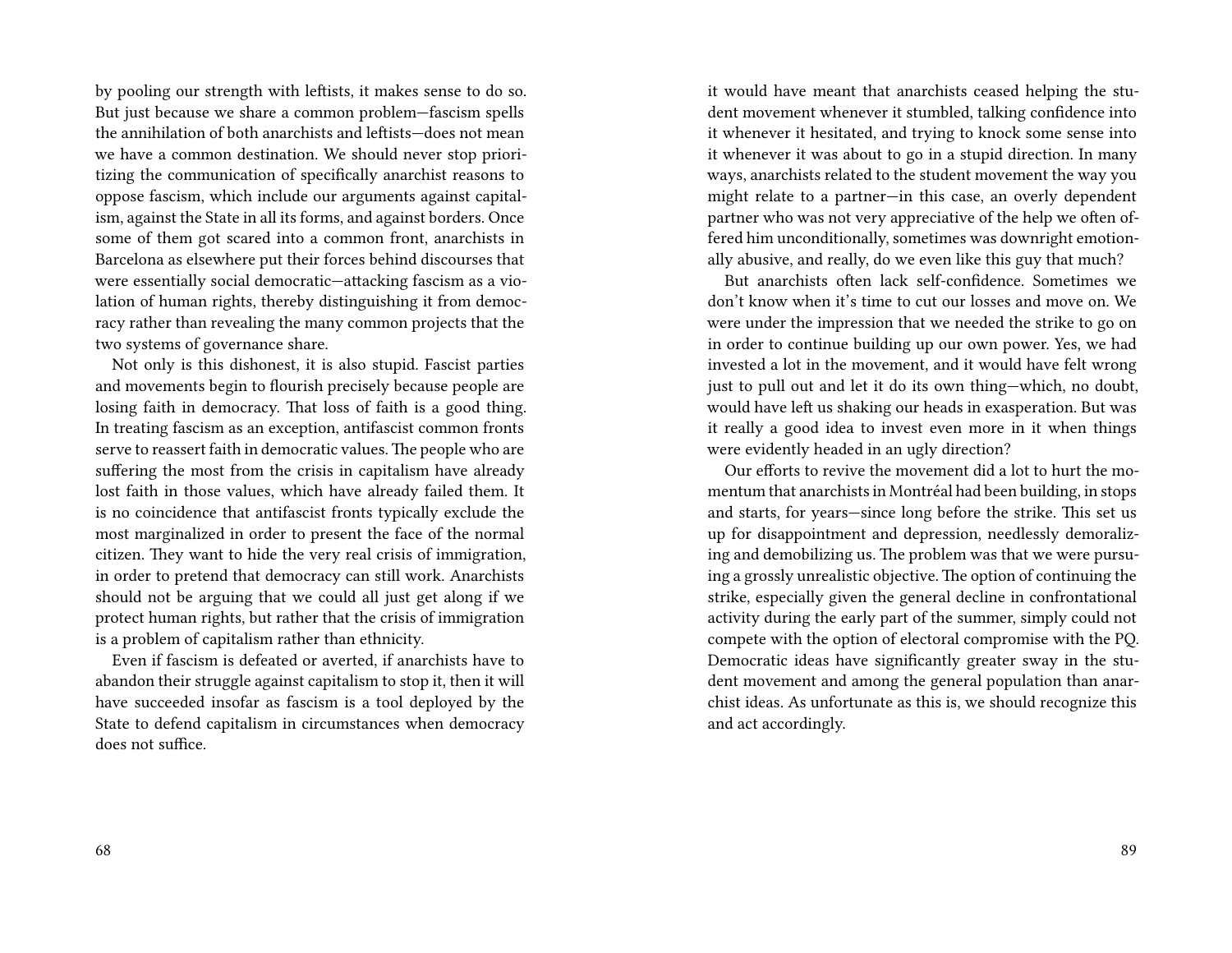by pooling our strength with leftists, it makes sense to do so. But just because we share a common problem—fascism spells the annihilation of both anarchists and leftists—does not mean we have a common destination. We should never stop prioritizing the communication of specifically anarchist reasons to oppose fascism, which include our arguments against capitalism, against the State in all its forms, and against borders. Once some of them got scared into a common front, anarchists in Barcelona as elsewhere put their forces behind discourses that were essentially social democratic—attacking fascism as a violation of human rights, thereby distinguishing it from democracy rather than revealing the many common projects that the two systems of governance share.

Not only is this dishonest, it is also stupid. Fascist parties and movements begin to flourish precisely because people are losing faith in democracy. That loss of faith is a good thing. In treating fascism as an exception, antifascist common fronts serve to reassert faith in democratic values. The people who are suffering the most from the crisis in capitalism have already lost faith in those values, which have already failed them. It is no coincidence that antifascist fronts typically exclude the most marginalized in order to present the face of the normal citizen. They want to hide the very real crisis of immigration, in order to pretend that democracy can still work. Anarchists should not be arguing that we could all just get along if we protect human rights, but rather that the crisis of immigration is a problem of capitalism rather than ethnicity.

Even if fascism is defeated or averted, if anarchists have to abandon their struggle against capitalism to stop it, then it will have succeeded insofar as fascism is a tool deployed by the State to defend capitalism in circumstances when democracy does not suffice.

it would have meant that anarchists ceased helping the student movement whenever it stumbled, talking confidence into it whenever it hesitated, and trying to knock some sense into it whenever it was about to go in a stupid direction. In many ways, anarchists related to the student movement the way you might relate to a partner—in this case, an overly dependent partner who was not very appreciative of the help we often offered him unconditionally, sometimes was downright emotionally abusive, and really, do we even like this guy that much?

But anarchists often lack self-confidence. Sometimes we don't know when it's time to cut our losses and move on. We were under the impression that we needed the strike to go on in order to continue building up our own power. Yes, we had invested a lot in the movement, and it would have felt wrong just to pull out and let it do its own thing—which, no doubt, would have left us shaking our heads in exasperation. But was it really a good idea to invest even more in it when things were evidently headed in an ugly direction?

Our efforts to revive the movement did a lot to hurt the momentum that anarchists in Montréal had been building, in stops and starts, for years—since long before the strike. This set us up for disappointment and depression, needlessly demoralizing and demobilizing us. The problem was that we were pursuing a grossly unrealistic objective. The option of continuing the strike, especially given the general decline in confrontational activity during the early part of the summer, simply could not compete with the option of electoral compromise with the PQ. Democratic ideas have significantly greater sway in the student movement and among the general population than anarchist ideas. As unfortunate as this is, we should recognize this and act accordingly.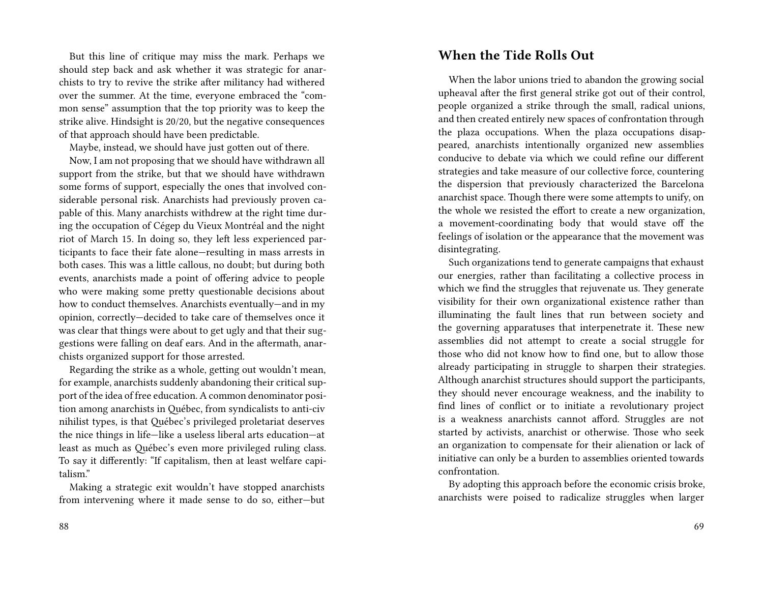But this line of critique may miss the mark. Perhaps we should step back and ask whether it was strategic for anarchists to try to revive the strike after militancy had withered over the summer. At the time, everyone embraced the "common sense" assumption that the top priority was to keep the strike alive. Hindsight is 20/20, but the negative consequences of that approach should have been predictable.

Maybe, instead, we should have just gotten out of there.

Now, I am not proposing that we should have withdrawn all support from the strike, but that we should have withdrawn some forms of support, especially the ones that involved considerable personal risk. Anarchists had previously proven capable of this. Many anarchists withdrew at the right time during the occupation of Cégep du Vieux Montréal and the night riot of March 15. In doing so, they left less experienced participants to face their fate alone—resulting in mass arrests in both cases. This was a little callous, no doubt; but during both events, anarchists made a point of offering advice to people who were making some pretty questionable decisions about how to conduct themselves. Anarchists eventually—and in my opinion, correctly—decided to take care of themselves once it was clear that things were about to get ugly and that their suggestions were falling on deaf ears. And in the aftermath, anarchists organized support for those arrested.

Regarding the strike as a whole, getting out wouldn't mean, for example, anarchists suddenly abandoning their critical support of the idea of free education. A common denominator position among anarchists in Québec, from syndicalists to anti-civ nihilist types, is that Québec's privileged proletariat deserves the nice things in life—like a useless liberal arts education—at least as much as Québec's even more privileged ruling class. To say it differently: "If capitalism, then at least welfare capitalism."

Making a strategic exit wouldn't have stopped anarchists from intervening where it made sense to do so, either—but

## When the Tide Rolls Out

When the labor unions tried to abandon the growing social upheaval after the first general strike got out of their control, people organized a strike through the small, radical unions, and then created entirely new spaces of confrontation through the plaza occupations. When the plaza occupations disappeared, anarchists intentionally organized new assemblies conducive to debate via which we could refine our different strategies and take measure of our collective force, countering the dispersion that previously characterized the Barcelona anarchist space. Though there were some attempts to unify, on the whole we resisted the effort to create a new organization, a movement-coordinating body that would stave off the feelings of isolation or the appearance that the movement was disintegrating.

Such organizations tend to generate campaigns that exhaust our energies, rather than facilitating a collective process in which we find the struggles that rejuvenate us. They generate visibility for their own organizational existence rather than illuminating the fault lines that run between society and the governing apparatuses that interpenetrate it. These new assemblies did not attempt to create a social struggle for those who did not know how to find one, but to allow those already participating in struggle to sharpen their strategies. Although anarchist structures should support the participants, they should never encourage weakness, and the inability to find lines of conflict or to initiate a revolutionary project is a weakness anarchists cannot afford. Struggles are not started by activists, anarchist or otherwise. Those who seek an organization to compensate for their alienation or lack of initiative can only be a burden to assemblies oriented towards confrontation.

By adopting this approach before the economic crisis broke, anarchists were poised to radicalize struggles when larger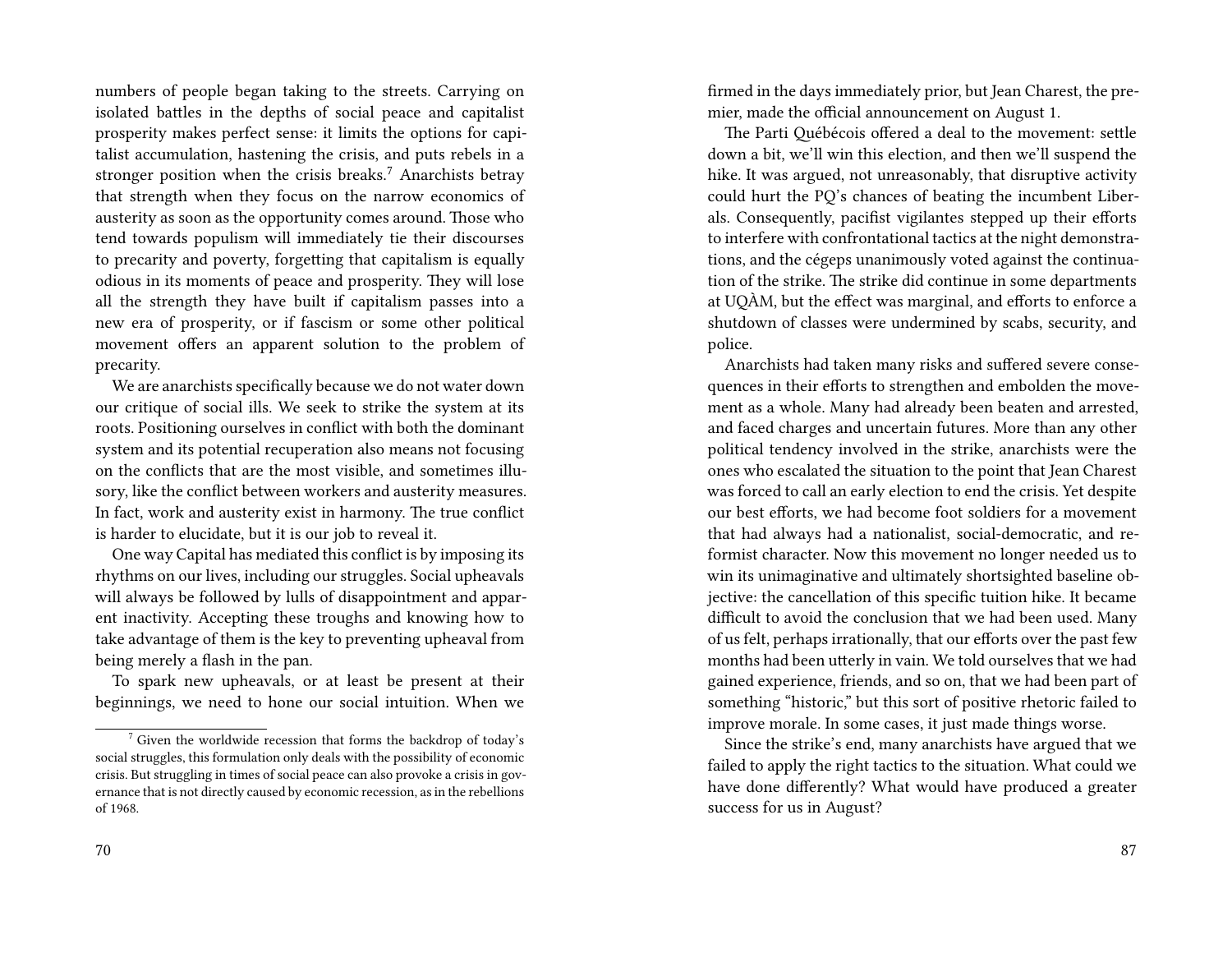numbers of people began taking to the streets. Carrying on isolated battles in the depths of social peace and capitalist prosperity makes perfect sense: it limits the options for capitalist accumulation, hastening the crisis, and puts rebels in a stronger position when the crisis breaks.[7] Anarchists betray that strength when they focus on the narrow economics of austerity as soon as the opportunity comes around. Those who tend towards populism will immediately tie their discourses to precarity and poverty, forgetting that capitalism is equally odious in its moments of peace and prosperity. They will lose all the strength they have built if capitalism passes into a new era of prosperity, or if fascism or some other political movement offers an apparent solution to the problem of precarity.

We are anarchists specifically because we do not water down our critique of social ills. We seek to strike the system at its roots. Positioning ourselves in conflict with both the dominant system and its potential recuperation also means not focusing on the conflicts that are the most visible, and sometimes illusory, like the conflict between workers and austerity measures. In fact, work and austerity exist in harmony. The true conflict is harder to elucidate, but it is our job to reveal it.

One way Capital has mediated this conflict is by imposing its rhythms on our lives, including our struggles. Social upheavals will always be followed by lulls of disappointment and apparent inactivity. Accepting these troughs and knowing how to take advantage of them is the key to preventing upheaval from being merely a flash in the pan.

To spark new upheavals, or at least be present at their beginnings, we need to hone our social intuition. When we

[7] Given the worldwide recession that forms the backdrop of today's social struggles, this formulation only deals with the possibility of economic crisis. But struggling in times of social peace can also provoke a crisis in governance that is not directly caused by economic recession, as in the rebellions of 1968.

firmed in the days immediately prior, but Jean Charest, the premier, made the official announcement on August 1.

The Parti Québécois offered a deal to the movement: settle down a bit, we'll win this election, and then we'll suspend the hike. It was argued, not unreasonably, that disruptive activity could hurt the PQ's chances of beating the incumbent Liberals. Consequently, pacifist vigilantes stepped up their efforts to interfere with confrontational tactics at the night demonstrations, and the cégeps unanimously voted against the continuation of the strike. The strike did continue in some departments at UQÀM, but the effect was marginal, and efforts to enforce a shutdown of classes were undermined by scabs, security, and police.

Anarchists had taken many risks and suffered severe consequences in their efforts to strengthen and embolden the movement as a whole. Many had already been beaten and arrested, and faced charges and uncertain futures. More than any other political tendency involved in the strike, anarchists were the ones who escalated the situation to the point that Jean Charest was forced to call an early election to end the crisis. Yet despite our best efforts, we had become foot soldiers for a movement that had always had a nationalist, social-democratic, and reformist character. Now this movement no longer needed us to win its unimaginative and ultimately shortsighted baseline objective: the cancellation of this specific tuition hike. It became difficult to avoid the conclusion that we had been used. Many of us felt, perhaps irrationally, that our efforts over the past few months had been utterly in vain. We told ourselves that we had gained experience, friends, and so on, that we had been part of something "historic," but this sort of positive rhetoric failed to improve morale. In some cases, it just made things worse.

Since the strike's end, many anarchists have argued that we failed to apply the right tactics to the situation. What could we have done differently? What would have produced a greater success for us in August?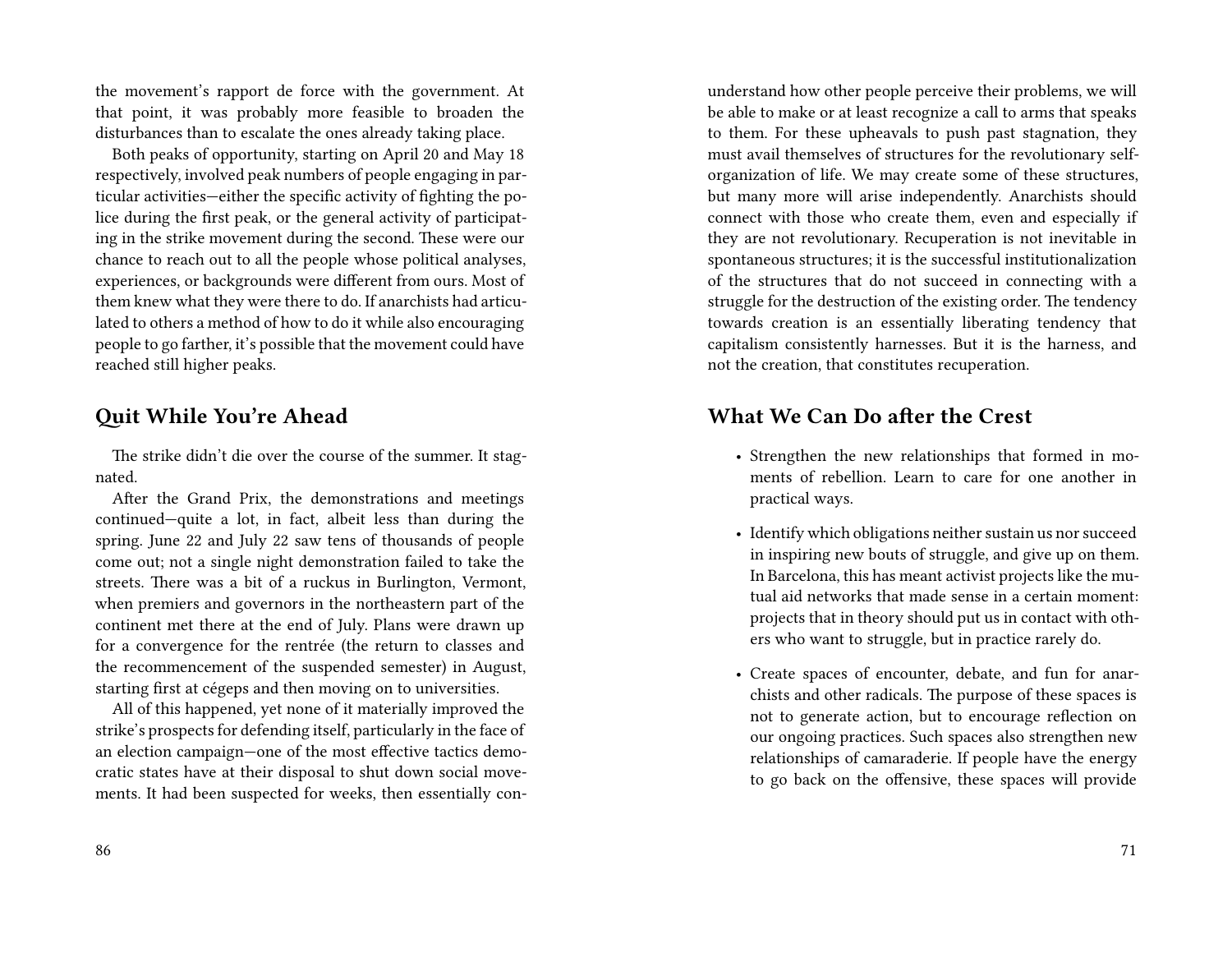the movement's rapport de force with the government. At that point, it was probably more feasible to broaden the disturbances than to escalate the ones already taking place.

Both peaks of opportunity, starting on April 20 and May 18 respectively, involved peak numbers of people engaging in particular activities—either the specific activity of fighting the police during the first peak, or the general activity of participating in the strike movement during the second. These were our chance to reach out to all the people whose political analyses, experiences, or backgrounds were different from ours. Most of them knew what they were there to do. If anarchists had articulated to others a method of how to do it while also encouraging people to go farther, it's possible that the movement could have reached still higher peaks.

## Quit While You're Ahead

The strike didn't die over the course of the summer. It stagnated.

After the Grand Prix, the demonstrations and meetings continued—quite a lot, in fact, albeit less than during the spring. June 22 and July 22 saw tens of thousands of people come out; not a single night demonstration failed to take the streets. There was a bit of a ruckus in Burlington, Vermont, when premiers and governors in the northeastern part of the continent met there at the end of July. Plans were drawn up for a convergence for the rentrée (the return to classes and the recommencement of the suspended semester) in August, starting first at cégeps and then moving on to universities.

All of this happened, yet none of it materially improved the strike's prospects for defending itself, particularly in the face of an election campaign—one of the most effective tactics democratic states have at their disposal to shut down social movements. It had been suspected for weeks, then essentially con-

understand how other people perceive their problems, we will be able to make or at least recognize a call to arms that speaks to them. For these upheavals to push past stagnation, they must avail themselves of structures for the revolutionary self-organization of life. We may create some of these structures, but many more will arise independently. Anarchists should connect with those who create them, even and especially if they are not revolutionary. Recuperation is not inevitable in spontaneous structures; it is the successful institutionalization of the structures that do not succeed in connecting with a struggle for the destruction of the existing order. The tendency towards creation is an essentially liberating tendency that capitalism consistently harnesses. But it is the harness, and not the creation, that constitutes recuperation.

## What We Can Do after the Crest

- Strengthen the new relationships that formed in moments of rebellion. Learn to care for one another in practical ways.
- Identify which obligations neither sustain us nor succeed in inspiring new bouts of struggle, and give up on them. In Barcelona, this has meant activist projects like the mutual aid networks that made sense in a certain moment: projects that in theory should put us in contact with others who want to struggle, but in practice rarely do.
- Create spaces of encounter, debate, and fun for anarchists and other radicals. The purpose of these spaces is not to generate action, but to encourage reflection on our ongoing practices. Such spaces also strengthen new relationships of camaraderie. If people have the energy to go back on the offensive, these spaces will provide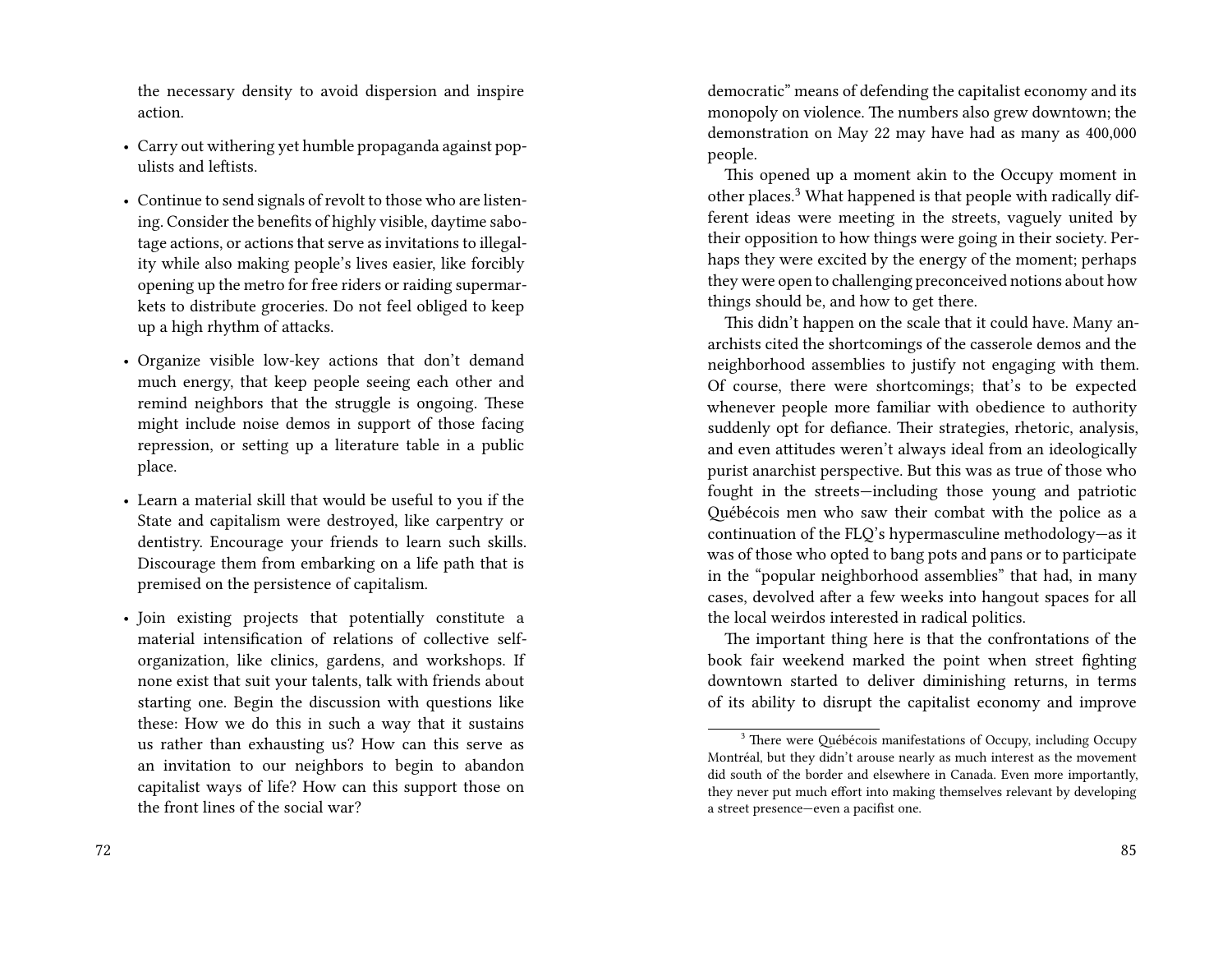the necessary density to avoid dispersion and inspire action.

- Carry out withering yet humble propaganda against populists and leftists.
- Continue to send signals of revolt to those who are listening. Consider the benefits of highly visible, daytime sabotage actions, or actions that serve as invitations to illegality while also making people's lives easier, like forcibly opening up the metro for free riders or raiding supermarkets to distribute groceries. Do not feel obliged to keep up a high rhythm of attacks.
- Organize visible low-key actions that don't demand much energy, that keep people seeing each other and remind neighbors that the struggle is ongoing. These might include noise demos in support of those facing repression, or setting up a literature table in a public place.
- Learn a material skill that would be useful to you if the State and capitalism were destroyed, like carpentry or dentistry. Encourage your friends to learn such skills. Discourage them from embarking on a life path that is premised on the persistence of capitalism.
- Join existing projects that potentially constitute a material intensification of relations of collective self-organization, like clinics, gardens, and workshops. If none exist that suit your talents, talk with friends about starting one. Begin the discussion with questions like these: How we do this in such a way that it sustains us rather than exhausting us? How can this serve as an invitation to our neighbors to begin to abandon capitalist ways of life? How can this support those on the front lines of the social war?

democratic" means of defending the capitalist economy and its monopoly on violence. The numbers also grew downtown; the demonstration on May 22 may have had as many as 400,000 people.

This opened up a moment akin to the Occupy moment in other places.[3] What happened is that people with radically different ideas were meeting in the streets, vaguely united by their opposition to how things were going in their society. Perhaps they were excited by the energy of the moment; perhaps they were open to challenging preconceived notions about how things should be, and how to get there.

This didn't happen on the scale that it could have. Many anarchists cited the shortcomings of the casserole demos and the neighborhood assemblies to justify not engaging with them. Of course, there were shortcomings; that's to be expected whenever people more familiar with obedience to authority suddenly opt for defiance. Their strategies, rhetoric, analysis, and even attitudes weren't always ideal from an ideologically purist anarchist perspective. But this was as true of those who fought in the streets—including those young and patriotic Québécois men who saw their combat with the police as a continuation of the FLQ's hypermasculine methodology—as it was of those who opted to bang pots and pans or to participate in the "popular neighborhood assemblies" that had, in many cases, devolved after a few weeks into hangout spaces for all the local weirdos interested in radical politics.

The important thing here is that the confrontations of the book fair weekend marked the point when street fighting downtown started to deliver diminishing returns, in terms of its ability to disrupt the capitalist economy and improve

[3] There were Québécois manifestations of Occupy, including Occupy Montréal, but they didn't arouse nearly as much interest as the movement did south of the border and elsewhere in Canada. Even more importantly, they never put much effort into making themselves relevant by developing a street presence—even a pacifist one.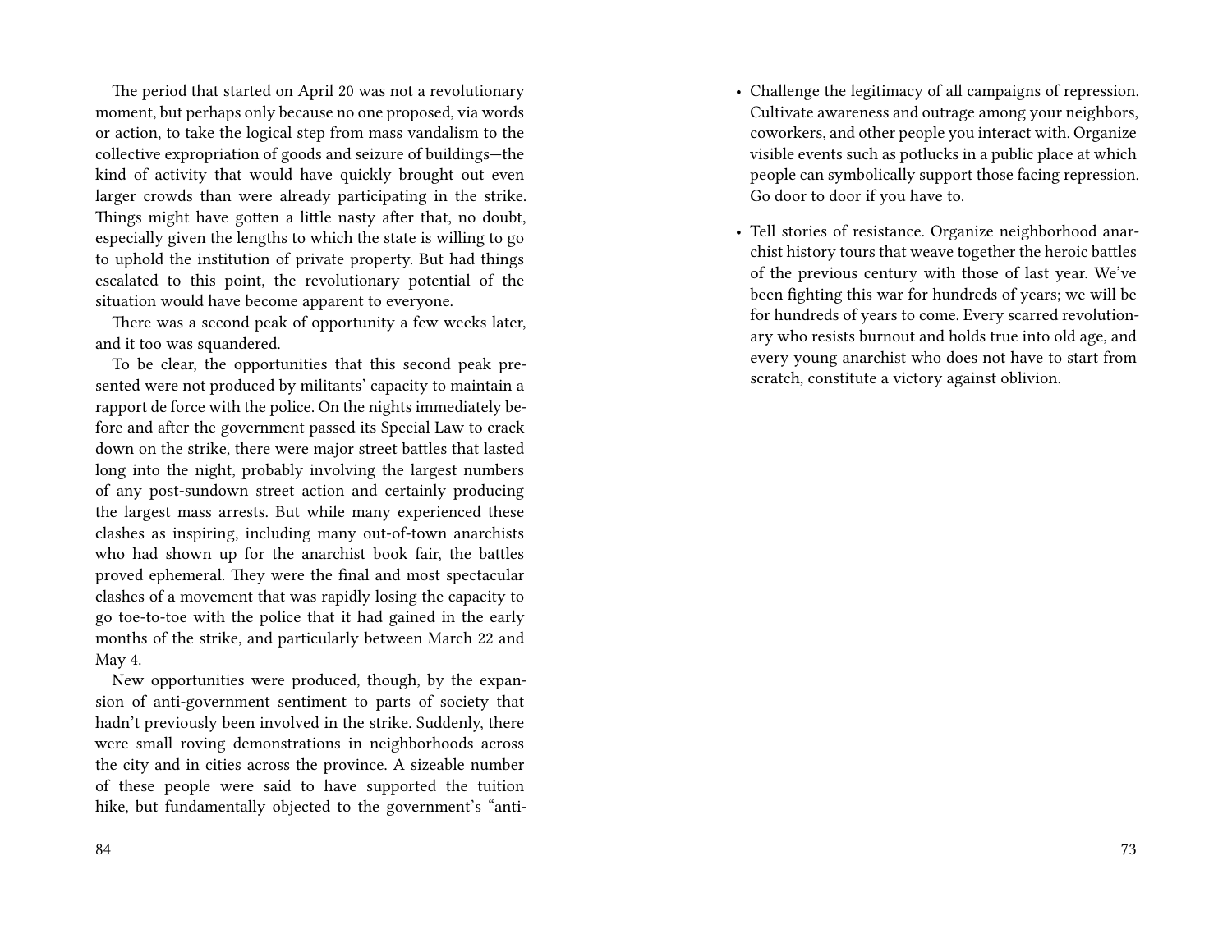The period that started on April 20 was not a revolutionary moment, but perhaps only because no one proposed, via words or action, to take the logical step from mass vandalism to the collective expropriation of goods and seizure of buildings—the kind of activity that would have quickly brought out even larger crowds than were already participating in the strike. Things might have gotten a little nasty after that, no doubt, especially given the lengths to which the state is willing to go to uphold the institution of private property. But had things escalated to this point, the revolutionary potential of the situation would have become apparent to everyone.

There was a second peak of opportunity a few weeks later, and it too was squandered.

To be clear, the opportunities that this second peak presented were not produced by militants' capacity to maintain a rapport de force with the police. On the nights immediately before and after the government passed its Special Law to crack down on the strike, there were major street battles that lasted long into the night, probably involving the largest numbers of any post-sundown street action and certainly producing the largest mass arrests. But while many experienced these clashes as inspiring, including many out-of-town anarchists who had shown up for the anarchist book fair, the battles proved ephemeral. They were the final and most spectacular clashes of a movement that was rapidly losing the capacity to go toe-to-toe with the police that it had gained in the early months of the strike, and particularly between March 22 and May 4.

New opportunities were produced, though, by the expansion of anti-government sentiment to parts of society that hadn't previously been involved in the strike. Suddenly, there were small roving demonstrations in neighborhoods across the city and in cities across the province. A sizeable number of these people were said to have supported the tuition hike, but fundamentally objected to the government's "anti-

- Challenge the legitimacy of all campaigns of repression. Cultivate awareness and outrage among your neighbors, coworkers, and other people you interact with. Organize visible events such as potlucks in a public place at which people can symbolically support those facing repression. Go door to door if you have to.

- Tell stories of resistance. Organize neighborhood anarchist history tours that weave together the heroic battles of the previous century with those of last year. We've been fighting this war for hundreds of years; we will be for hundreds of years to come. Every scarred revolutionary who resists burnout and holds true into old age, and every young anarchist who does not have to start from scratch, constitute a victory against oblivion.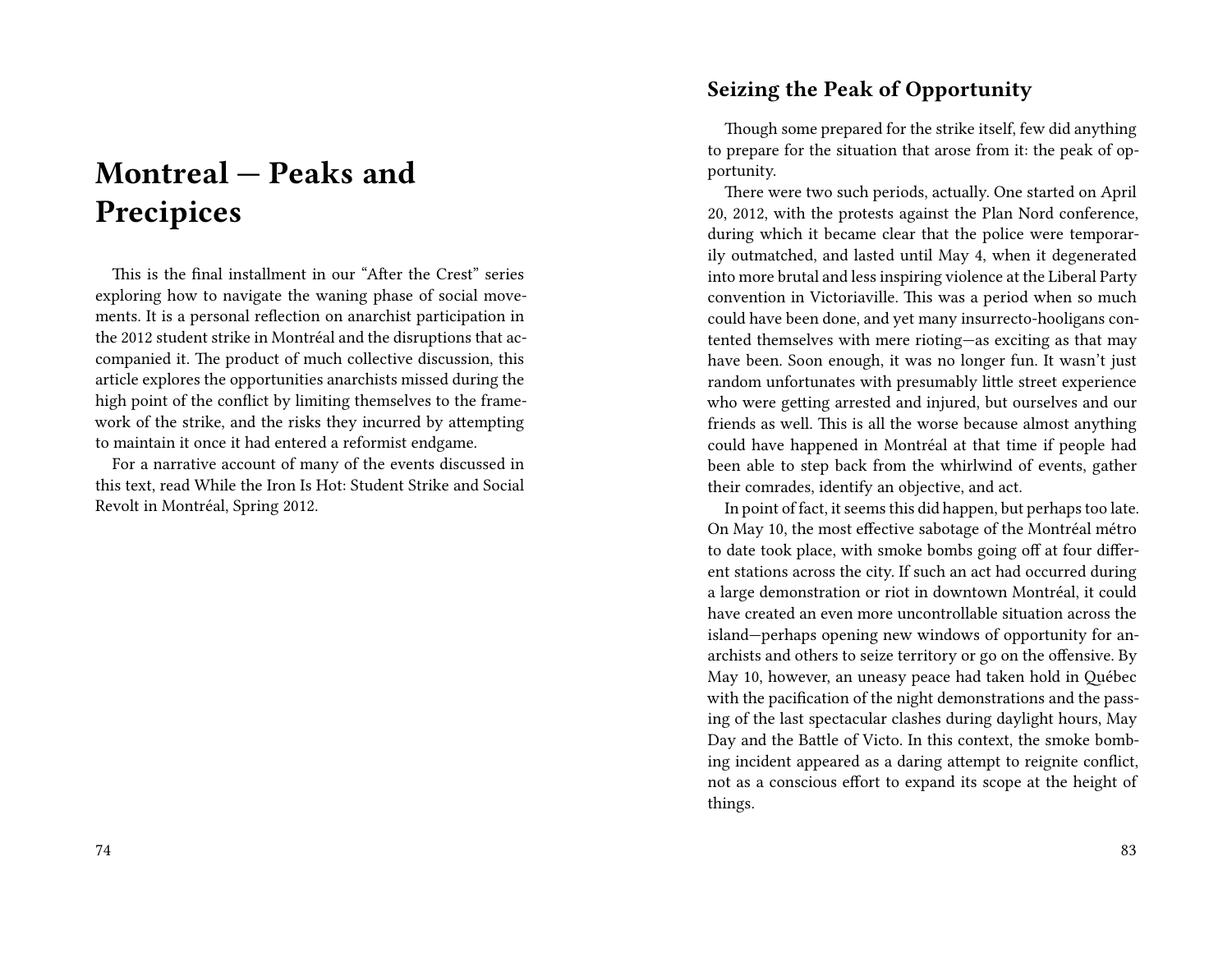# Montreal — Peaks and Precipices

This is the final installment in our "After the Crest" series exploring how to navigate the waning phase of social movements. It is a personal reflection on anarchist participation in the 2012 student strike in Montréal and the disruptions that accompanied it. The product of much collective discussion, this article explores the opportunities anarchists missed during the high point of the conflict by limiting themselves to the framework of the strike, and the risks they incurred by attempting to maintain it once it had entered a reformist endgame.

For a narrative account of many of the events discussed in this text, read While the Iron Is Hot: Student Strike and Social Revolt in Montréal, Spring 2012.

## Seizing the Peak of Opportunity

Though some prepared for the strike itself, few did anything to prepare for the situation that arose from it: the peak of opportunity.

There were two such periods, actually. One started on April 20, 2012, with the protests against the Plan Nord conference, during which it became clear that the police were temporarily outmatched, and lasted until May 4, when it degenerated into more brutal and less inspiring violence at the Liberal Party convention in Victoriaville. This was a period when so much could have been done, and yet many insurrecto-hooligans contented themselves with mere rioting—as exciting as that may have been. Soon enough, it was no longer fun. It wasn't just random unfortunates with presumably little street experience who were getting arrested and injured, but ourselves and our friends as well. This is all the worse because almost anything could have happened in Montréal at that time if people had been able to step back from the whirlwind of events, gather their comrades, identify an objective, and act.

In point of fact, it seems this did happen, but perhaps too late. On May 10, the most effective sabotage of the Montréal métro to date took place, with smoke bombs going off at four different stations across the city. If such an act had occurred during a large demonstration or riot in downtown Montréal, it could have created an even more uncontrollable situation across the island—perhaps opening new windows of opportunity for anarchists and others to seize territory or go on the offensive. By May 10, however, an uneasy peace had taken hold in Québec with the pacification of the night demonstrations and the passing of the last spectacular clashes during daylight hours, May Day and the Battle of Victo. In this context, the smoke bombing incident appeared as a daring attempt to reignite conflict, not as a conscious effort to expand its scope at the height of things.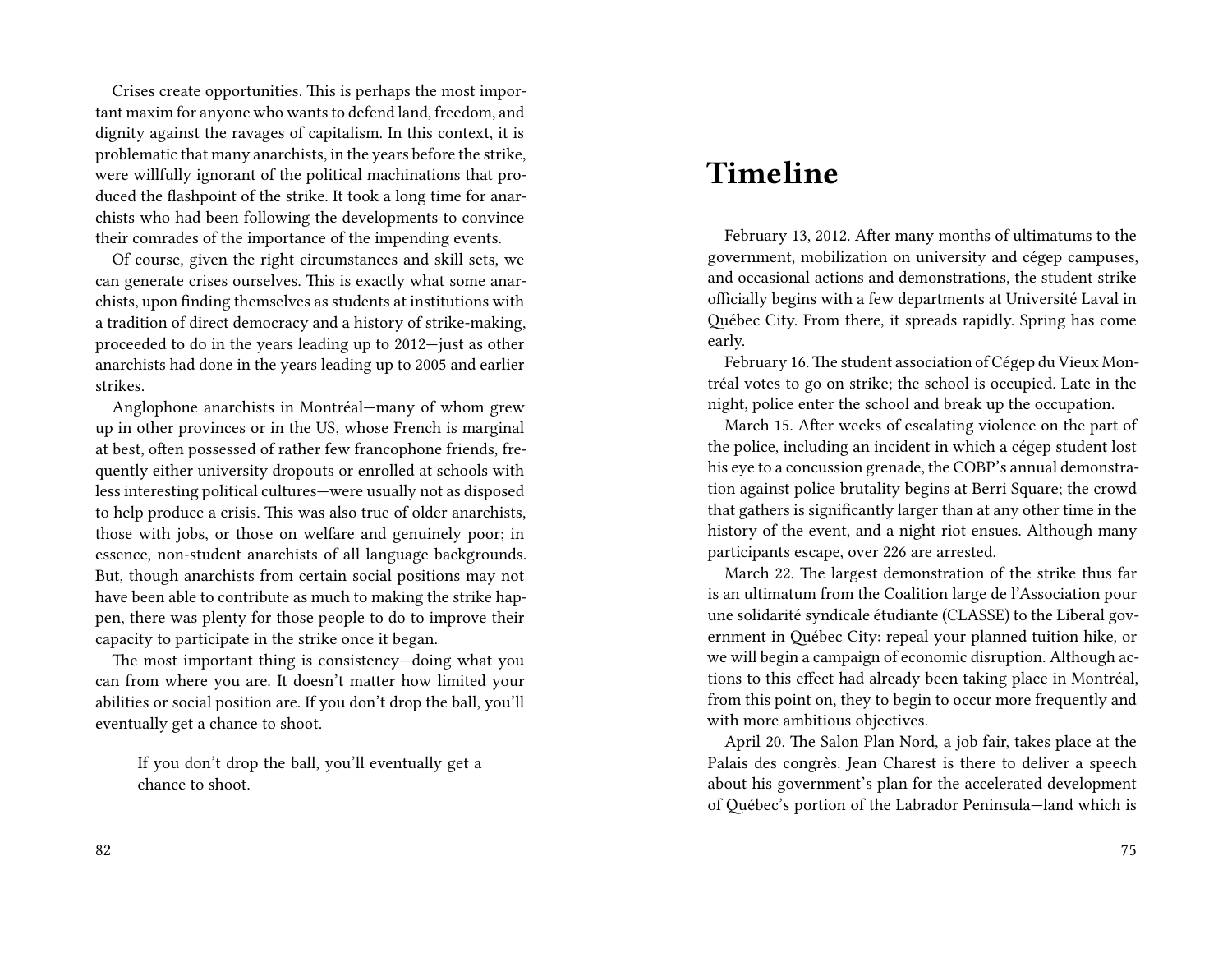Crises create opportunities. This is perhaps the most important maxim for anyone who wants to defend land, freedom, and dignity against the ravages of capitalism. In this context, it is problematic that many anarchists, in the years before the strike, were willfully ignorant of the political machinations that produced the flashpoint of the strike. It took a long time for anarchists who had been following the developments to convince their comrades of the importance of the impending events.

Of course, given the right circumstances and skill sets, we can generate crises ourselves. This is exactly what some anarchists, upon finding themselves as students at institutions with a tradition of direct democracy and a history of strike-making, proceeded to do in the years leading up to 2012—just as other anarchists had done in the years leading up to 2005 and earlier strikes.

Anglophone anarchists in Montréal—many of whom grew up in other provinces or in the US, whose French is marginal at best, often possessed of rather few francophone friends, frequently either university dropouts or enrolled at schools with less interesting political cultures—were usually not as disposed to help produce a crisis. This was also true of older anarchists, those with jobs, or those on welfare and genuinely poor; in essence, non-student anarchists of all language backgrounds. But, though anarchists from certain social positions may not have been able to contribute as much to making the strike happen, there was plenty for those people to do to improve their capacity to participate in the strike once it began.

The most important thing is consistency—doing what you can from where you are. It doesn't matter how limited your abilities or social position are. If you don't drop the ball, you'll eventually get a chance to shoot.

> If you don't drop the ball, you'll eventually get a chance to shoot.

# Timeline

February 13, 2012. After many months of ultimatums to the government, mobilization on university and cégep campuses, and occasional actions and demonstrations, the student strike officially begins with a few departments at Université Laval in Québec City. From there, it spreads rapidly. Spring has come early.

February 16. The student association of Cégep du Vieux Montréal votes to go on strike; the school is occupied. Late in the night, police enter the school and break up the occupation.

March 15. After weeks of escalating violence on the part of the police, including an incident in which a cégep student lost his eye to a concussion grenade, the COBP's annual demonstration against police brutality begins at Berri Square; the crowd that gathers is significantly larger than at any other time in the history of the event, and a night riot ensues. Although many participants escape, over 226 are arrested.

March 22. The largest demonstration of the strike thus far is an ultimatum from the Coalition large de l'Association pour une solidarité syndicale étudiante (CLASSE) to the Liberal government in Québec City: repeal your planned tuition hike, or we will begin a campaign of economic disruption. Although actions to this effect had already been taking place in Montréal, from this point on, they to begin to occur more frequently and with more ambitious objectives.

April 20. The Salon Plan Nord, a job fair, takes place at the Palais des congrès. Jean Charest is there to deliver a speech about his government's plan for the accelerated development of Québec's portion of the Labrador Peninsula—land which is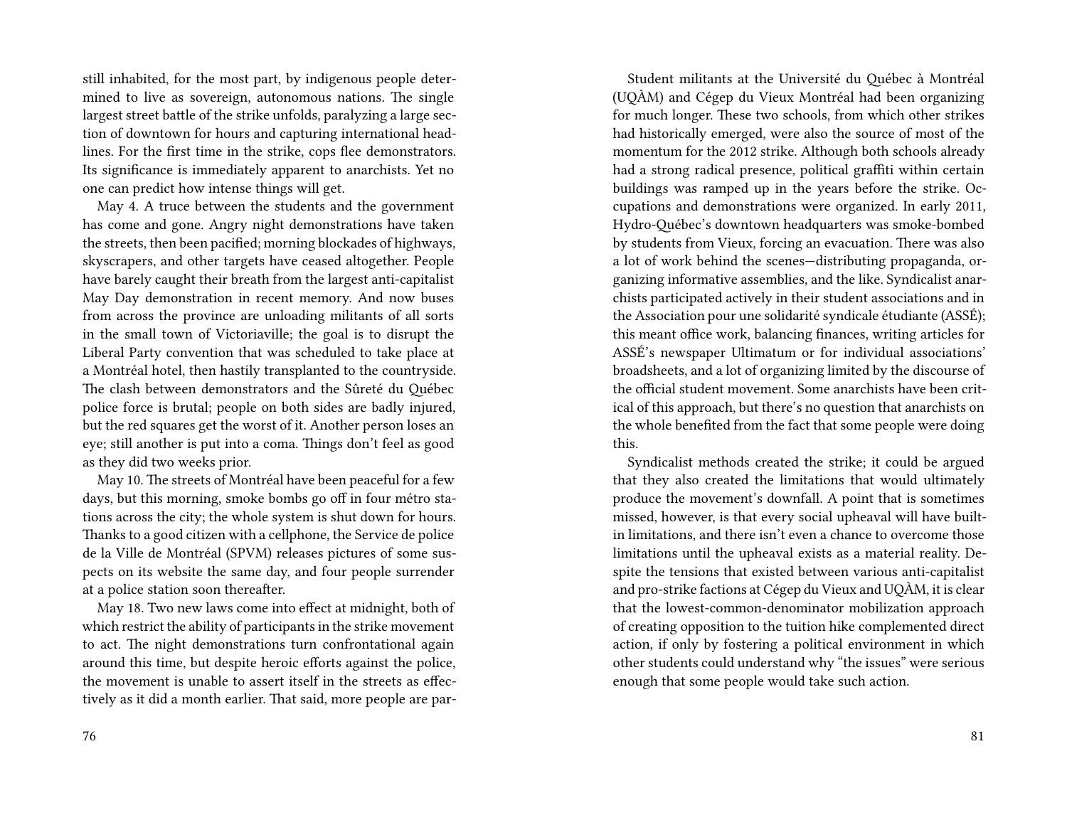still inhabited, for the most part, by indigenous people determined to live as sovereign, autonomous nations. The single largest street battle of the strike unfolds, paralyzing a large section of downtown for hours and capturing international headlines. For the first time in the strike, cops flee demonstrators. Its significance is immediately apparent to anarchists. Yet no one can predict how intense things will get.

May 4. A truce between the students and the government has come and gone. Angry night demonstrations have taken the streets, then been pacified; morning blockades of highways, skyscrapers, and other targets have ceased altogether. People have barely caught their breath from the largest anti-capitalist May Day demonstration in recent memory. And now buses from across the province are unloading militants of all sorts in the small town of Victoriaville; the goal is to disrupt the Liberal Party convention that was scheduled to take place at a Montréal hotel, then hastily transplanted to the countryside. The clash between demonstrators and the Sûreté du Québec police force is brutal; people on both sides are badly injured, but the red squares get the worst of it. Another person loses an eye; still another is put into a coma. Things don't feel as good as they did two weeks prior.

May 10. The streets of Montréal have been peaceful for a few days, but this morning, smoke bombs go off in four métro stations across the city; the whole system is shut down for hours. Thanks to a good citizen with a cellphone, the Service de police de la Ville de Montréal (SPVM) releases pictures of some suspects on its website the same day, and four people surrender at a police station soon thereafter.

May 18. Two new laws come into effect at midnight, both of which restrict the ability of participants in the strike movement to act. The night demonstrations turn confrontational again around this time, but despite heroic efforts against the police, the movement is unable to assert itself in the streets as effectively as it did a month earlier. That said, more people are par-

Student militants at the Université du Québec à Montréal (UQÀM) and Cégep du Vieux Montréal had been organizing for much longer. These two schools, from which other strikes had historically emerged, were also the source of most of the momentum for the 2012 strike. Although both schools already had a strong radical presence, political graffiti within certain buildings was ramped up in the years before the strike. Occupations and demonstrations were organized. In early 2011, Hydro-Québec's downtown headquarters was smoke-bombed by students from Vieux, forcing an evacuation. There was also a lot of work behind the scenes—distributing propaganda, organizing informative assemblies, and the like. Syndicalist anarchists participated actively in their student associations and in the Association pour une solidarité syndicale étudiante (ASSÉ); this meant office work, balancing finances, writing articles for ASSÉ's newspaper Ultimatum or for individual associations' broadsheets, and a lot of organizing limited by the discourse of the official student movement. Some anarchists have been critical of this approach, but there's no question that anarchists on the whole benefited from the fact that some people were doing this.

Syndicalist methods created the strike; it could be argued that they also created the limitations that would ultimately produce the movement's downfall. A point that is sometimes missed, however, is that every social upheaval will have built-in limitations, and there isn't even a chance to overcome those limitations until the upheaval exists as a material reality. Despite the tensions that existed between various anti-capitalist and pro-strike factions at Cégep du Vieux and UQÀM, it is clear that the lowest-common-denominator mobilization approach of creating opposition to the tuition hike complemented direct action, if only by fostering a political environment in which other students could understand why "the issues" were serious enough that some people would take such action.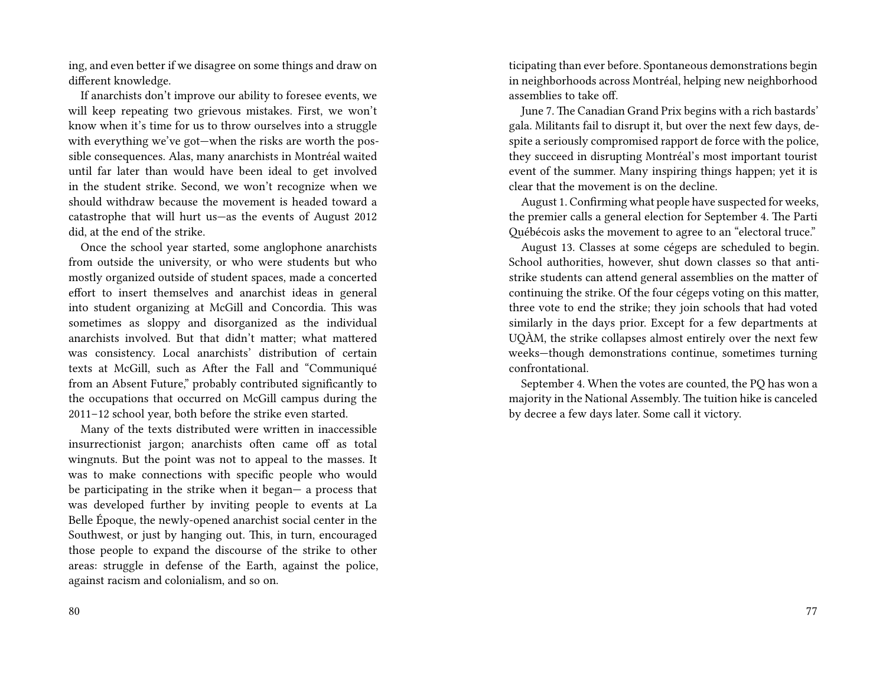ing, and even better if we disagree on some things and draw on different knowledge.

If anarchists don't improve our ability to foresee events, we will keep repeating two grievous mistakes. First, we won't know when it's time for us to throw ourselves into a struggle with everything we've got—when the risks are worth the possible consequences. Alas, many anarchists in Montréal waited until far later than would have been ideal to get involved in the student strike. Second, we won't recognize when we should withdraw because the movement is headed toward a catastrophe that will hurt us—as the events of August 2012 did, at the end of the strike.

Once the school year started, some anglophone anarchists from outside the university, or who were students but who mostly organized outside of student spaces, made a concerted effort to insert themselves and anarchist ideas in general into student organizing at McGill and Concordia. This was sometimes as sloppy and disorganized as the individual anarchists involved. But that didn't matter; what mattered was consistency. Local anarchists' distribution of certain texts at McGill, such as After the Fall and "Communiqué from an Absent Future," probably contributed significantly to the occupations that occurred on McGill campus during the 2011–12 school year, both before the strike even started.

Many of the texts distributed were written in inaccessible insurrectionist jargon; anarchists often came off as total wingnuts. But the point was not to appeal to the masses. It was to make connections with specific people who would be participating in the strike when it began— a process that was developed further by inviting people to events at La Belle Époque, the newly-opened anarchist social center in the Southwest, or just by hanging out. This, in turn, encouraged those people to expand the discourse of the strike to other areas: struggle in defense of the Earth, against the police, against racism and colonialism, and so on.

ticipating than ever before. Spontaneous demonstrations begin in neighborhoods across Montréal, helping new neighborhood assemblies to take off.

June 7. The Canadian Grand Prix begins with a rich bastards' gala. Militants fail to disrupt it, but over the next few days, despite a seriously compromised rapport de force with the police, they succeed in disrupting Montréal's most important tourist event of the summer. Many inspiring things happen; yet it is clear that the movement is on the decline.

August 1. Confirming what people have suspected for weeks, the premier calls a general election for September 4. The Parti Québécois asks the movement to agree to an "electoral truce."

August 13. Classes at some cégeps are scheduled to begin. School authorities, however, shut down classes so that anti-strike students can attend general assemblies on the matter of continuing the strike. Of the four cégeps voting on this matter, three vote to end the strike; they join schools that had voted similarly in the days prior. Except for a few departments at UQÀM, the strike collapses almost entirely over the next few weeks—though demonstrations continue, sometimes turning confrontational.

September 4. When the votes are counted, the PQ has won a majority in the National Assembly. The tuition hike is canceled by decree a few days later. Some call it victory.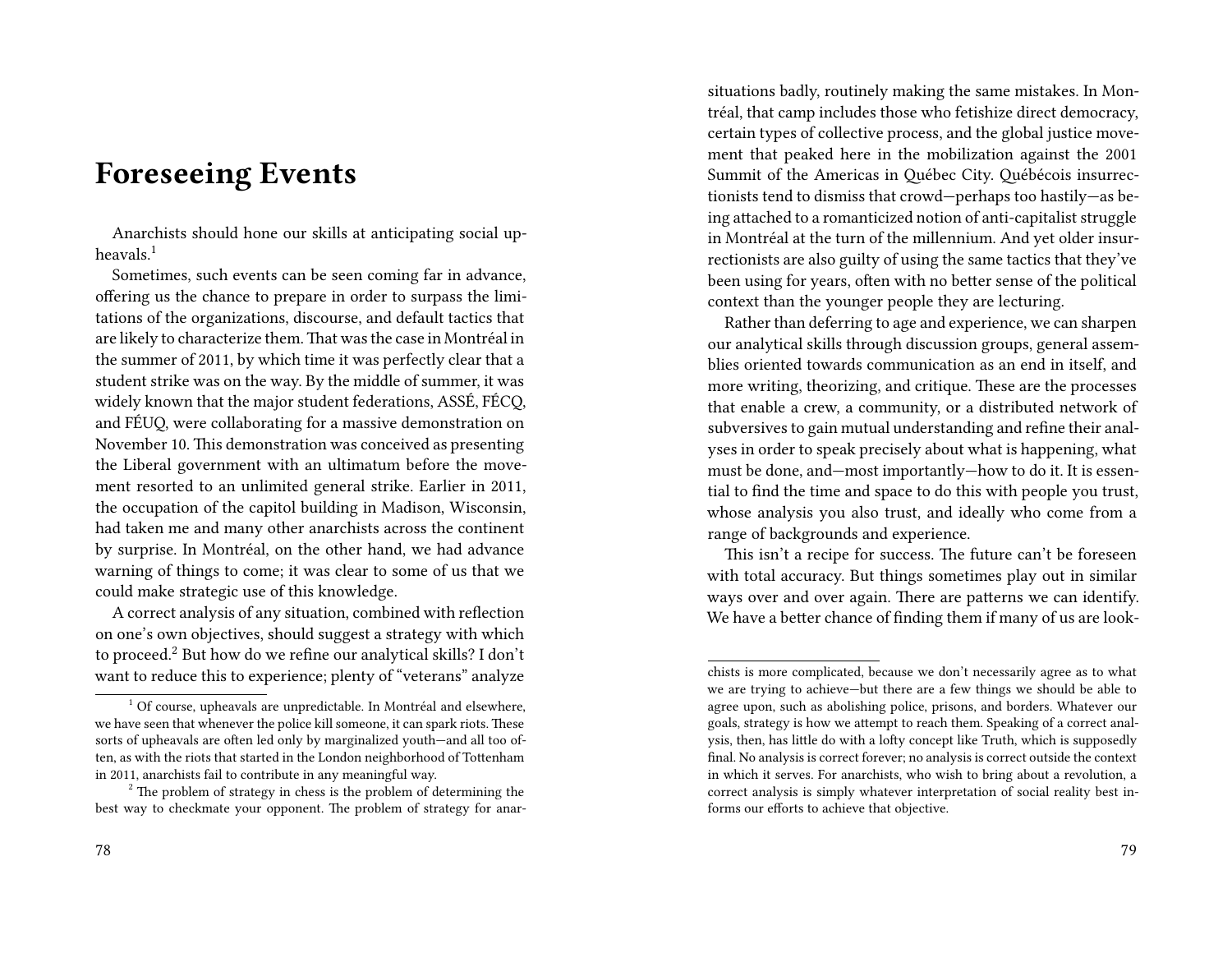# Foreseeing Events

Anarchists should hone our skills at anticipating social upheavals.[1]

Sometimes, such events can be seen coming far in advance, offering us the chance to prepare in order to surpass the limitations of the organizations, discourse, and default tactics that are likely to characterize them. That was the case in Montréal in the summer of 2011, by which time it was perfectly clear that a student strike was on the way. By the middle of summer, it was widely known that the major student federations, ASSÉ, FÉCQ, and FÉUQ, were collaborating for a massive demonstration on November 10. This demonstration was conceived as presenting the Liberal government with an ultimatum before the movement resorted to an unlimited general strike. Earlier in 2011, the occupation of the capitol building in Madison, Wisconsin, had taken me and many other anarchists across the continent by surprise. In Montréal, on the other hand, we had advance warning of things to come; it was clear to some of us that we could make strategic use of this knowledge.

A correct analysis of any situation, combined with reflection on one's own objectives, should suggest a strategy with which to proceed.[2] But how do we refine our analytical skills? I don't want to reduce this to experience; plenty of "veterans" analyze situations badly, routinely making the same mistakes. In Montréal, that camp includes those who fetishize direct democracy, certain types of collective process, and the global justice movement that peaked here in the mobilization against the 2001 Summit of the Americas in Québec City. Québécois insurrectionists tend to dismiss that crowd—perhaps too hastily—as being attached to a romanticized notion of anti-capitalist struggle in Montréal at the turn of the millennium. And yet older insurrectionists are also guilty of using the same tactics that they've been using for years, often with no better sense of the political context than the younger people they are lecturing.

Rather than deferring to age and experience, we can sharpen our analytical skills through discussion groups, general assemblies oriented towards communication as an end in itself, and more writing, theorizing, and critique. These are the processes that enable a crew, a community, or a distributed network of subversives to gain mutual understanding and refine their analyses in order to speak precisely about what is happening, what must be done, and—most importantly—how to do it. It is essential to find the time and space to do this with people you trust, whose analysis you also trust, and ideally who come from a range of backgrounds and experience.

This isn't a recipe for success. The future can't be foreseen with total accuracy. But things sometimes play out in similar ways over and over again. There are patterns we can identify. We have a better chance of finding them if many of us are look-

[1] Of course, upheavals are unpredictable. In Montréal and elsewhere, we have seen that whenever the police kill someone, it can spark riots. These sorts of upheavals are often led only by marginalized youth—and all too often, as with the riots that started in the London neighborhood of Tottenham in 2011, anarchists fail to contribute in any meaningful way.

[2] The problem of strategy in chess is the problem of determining the best way to checkmate your opponent. The problem of strategy for anarchists is more complicated, because we don't necessarily agree as to what we are trying to achieve—but there are a few things we should be able to agree upon, such as abolishing police, prisons, and borders. Whatever our goals, strategy is how we attempt to reach them. Speaking of a correct analysis, then, has little do with a lofty concept like Truth, which is supposedly final. No analysis is correct forever; no analysis is correct outside the context in which it serves. For anarchists, who wish to bring about a revolution, a correct analysis is simply whatever interpretation of social reality best informs our efforts to achieve that objective.